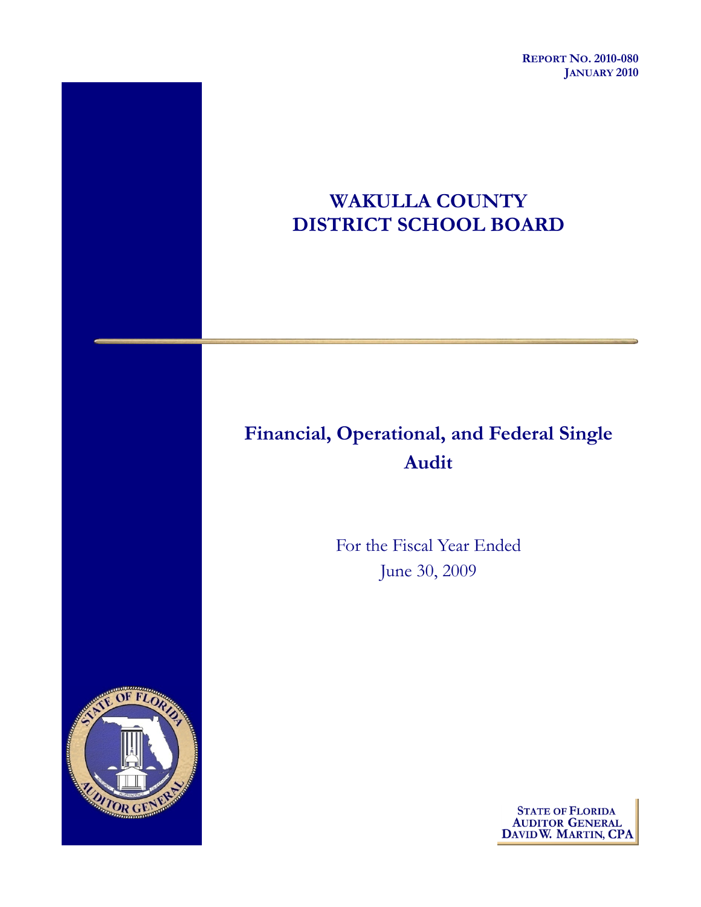**REPORT NO. 2010-080**
**JANUARY 2010**

# WAKULLA COUNTY DISTRICT SCHOOL BOARD

## Financial, Operational, and Federal Single Audit

For the Fiscal Year Ended
June 30, 2009

STATE OF FLORIDA
AUDITOR GENERAL
DAVID W. MARTIN, CPA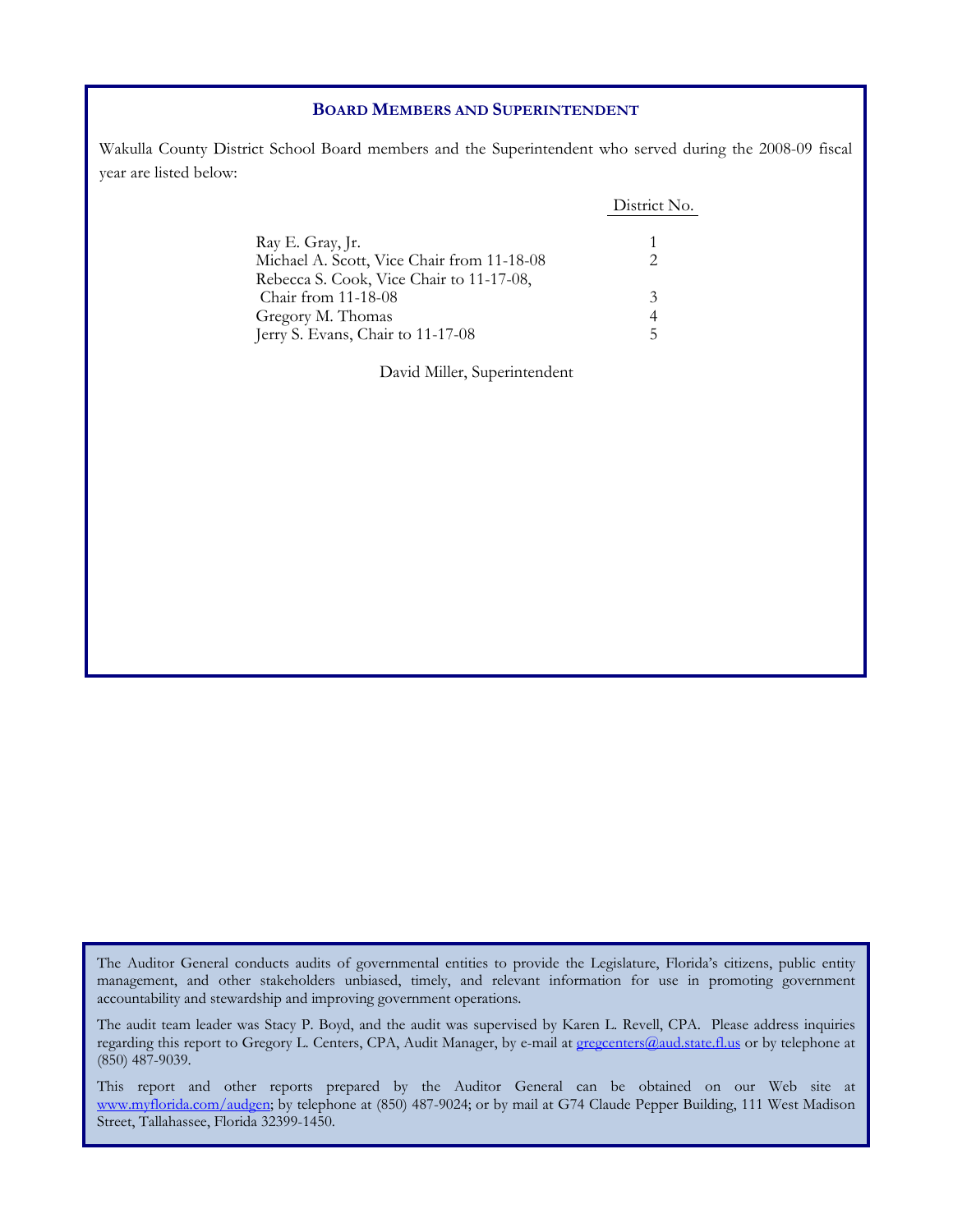## BOARD MEMBERS AND SUPERINTENDENT

Wakulla County District School Board members and the Superintendent who served during the 2008-09 fiscal year are listed below:

| | District No. |
|---|---|
| Ray E. Gray, Jr. | 1 |
| Michael A. Scott, Vice Chair from 11-18-08 | 2 |
| Rebecca S. Cook, Vice Chair to 11-17-08, Chair from 11-18-08 | 3 |
| Gregory M. Thomas | 4 |
| Jerry S. Evans, Chair to 11-17-08 | 5 |

David Miller, Superintendent

The Auditor General conducts audits of governmental entities to provide the Legislature, Florida's citizens, public entity management, and other stakeholders unbiased, timely, and relevant information for use in promoting government accountability and stewardship and improving government operations.

The audit team leader was Stacy P. Boyd, and the audit was supervised by Karen L. Revell, CPA. Please address inquiries regarding this report to Gregory L. Centers, CPA, Audit Manager, by e-mail at gregcenters@aud.state.fl.us or by telephone at (850) 487-9039.

This report and other reports prepared by the Auditor General can be obtained on our Web site at www.myflorida.com/audgen; by telephone at (850) 487-9024; or by mail at G74 Claude Pepper Building, 111 West Madison Street, Tallahassee, Florida 32399-1450.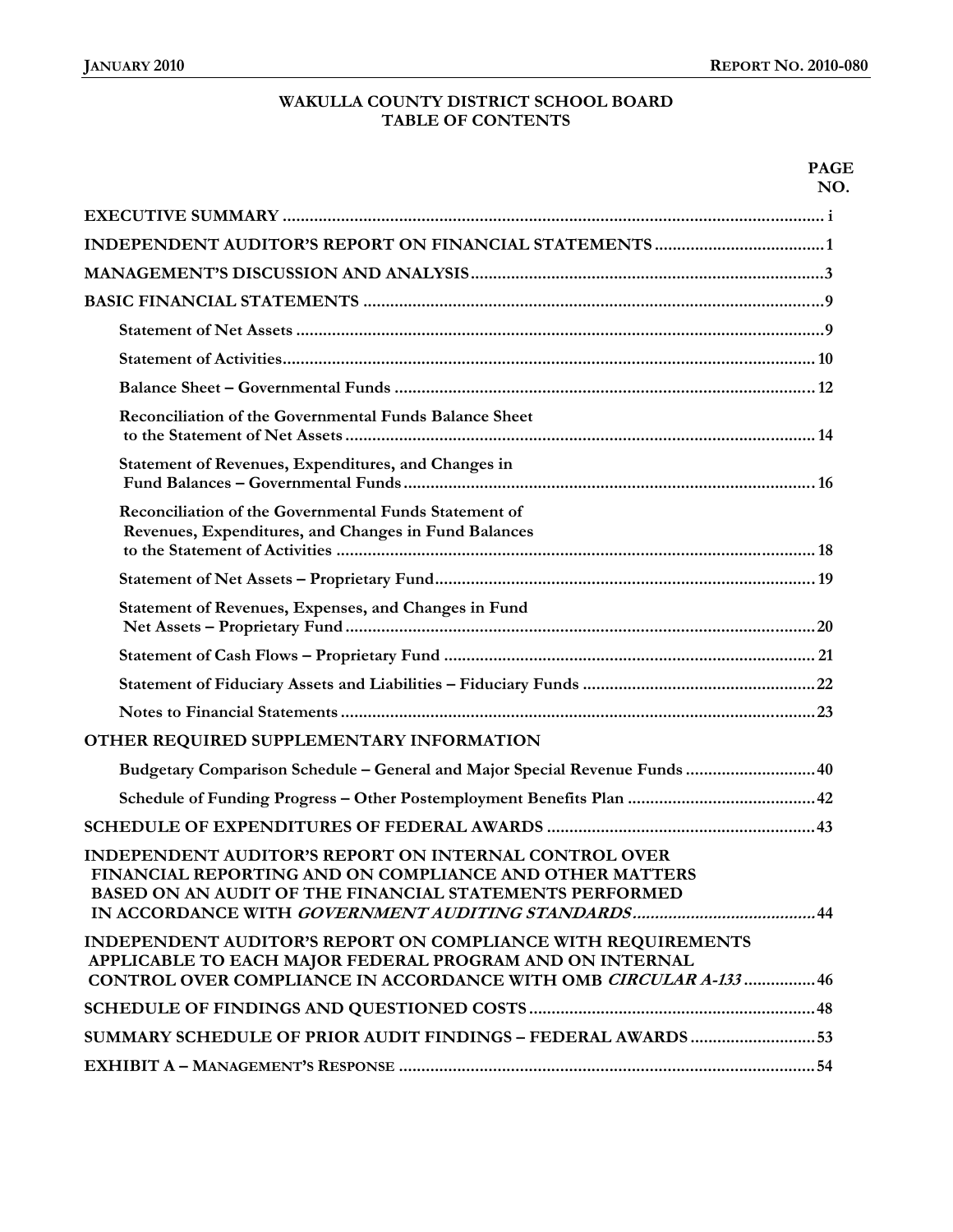# WAKULLA COUNTY DISTRICT SCHOOL BOARD
## TABLE OF CONTENTS

| | PAGE NO. |
|---|---|
| **EXECUTIVE SUMMARY** | i |
| **INDEPENDENT AUDITOR'S REPORT ON FINANCIAL STATEMENTS** | 1 |
| **MANAGEMENT'S DISCUSSION AND ANALYSIS** | 3 |
| **BASIC FINANCIAL STATEMENTS** | 9 |
| Statement of Net Assets | 9 |
| Statement of Activities | 10 |
| Balance Sheet – Governmental Funds | 12 |
| Reconciliation of the Governmental Funds Balance Sheet to the Statement of Net Assets | 14 |
| Statement of Revenues, Expenditures, and Changes in Fund Balances – Governmental Funds | 16 |
| Reconciliation of the Governmental Funds Statement of Revenues, Expenditures, and Changes in Fund Balances to the Statement of Activities | 18 |
| Statement of Net Assets – Proprietary Fund | 19 |
| Statement of Revenues, Expenses, and Changes in Fund Net Assets – Proprietary Fund | 20 |
| Statement of Cash Flows – Proprietary Fund | 21 |
| Statement of Fiduciary Assets and Liabilities – Fiduciary Funds | 22 |
| Notes to Financial Statements | 23 |
| **OTHER REQUIRED SUPPLEMENTARY INFORMATION** | |
| Budgetary Comparison Schedule – General and Major Special Revenue Funds | 40 |
| Schedule of Funding Progress – Other Postemployment Benefits Plan | 42 |
| **SCHEDULE OF EXPENDITURES OF FEDERAL AWARDS** | 43 |
| **INDEPENDENT AUDITOR'S REPORT ON INTERNAL CONTROL OVER FINANCIAL REPORTING AND ON COMPLIANCE AND OTHER MATTERS BASED ON AN AUDIT OF THE FINANCIAL STATEMENTS PERFORMED IN ACCORDANCE WITH *GOVERNMENT AUDITING STANDARDS*** | 44 |
| **INDEPENDENT AUDITOR'S REPORT ON COMPLIANCE WITH REQUIREMENTS APPLICABLE TO EACH MAJOR FEDERAL PROGRAM AND ON INTERNAL CONTROL OVER COMPLIANCE IN ACCORDANCE WITH OMB *CIRCULAR A-133*** | 46 |
| **SCHEDULE OF FINDINGS AND QUESTIONED COSTS** | 48 |
| **SUMMARY SCHEDULE OF PRIOR AUDIT FINDINGS – FEDERAL AWARDS** | 53 |
| **EXHIBIT A – MANAGEMENT'S RESPONSE** | 54 |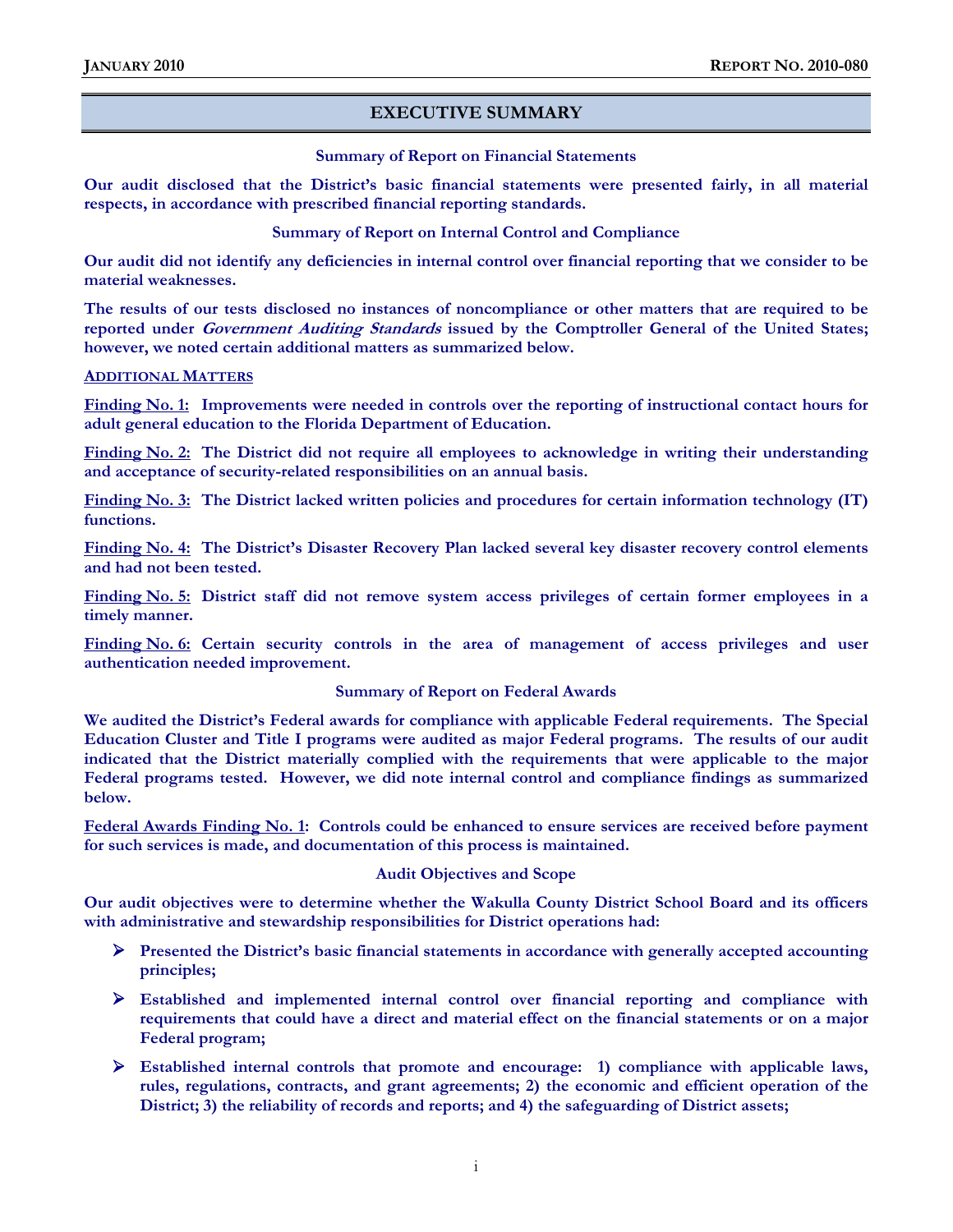## EXECUTIVE SUMMARY

### Summary of Report on Financial Statements

**Our audit disclosed that the District's basic financial statements were presented fairly, in all material respects, in accordance with prescribed financial reporting standards.**

### Summary of Report on Internal Control and Compliance

**Our audit did not identify any deficiencies in internal control over financial reporting that we consider to be material weaknesses.**

**The results of our tests disclosed no instances of noncompliance or other matters that are required to be reported under *Government Auditing Standards* issued by the Comptroller General of the United States; however, we noted certain additional matters as summarized below.**

**ADDITIONAL MATTERS**

**Finding No. 1: Improvements were needed in controls over the reporting of instructional contact hours for adult general education to the Florida Department of Education.**

**Finding No. 2: The District did not require all employees to acknowledge in writing their understanding and acceptance of security-related responsibilities on an annual basis.**

**Finding No. 3: The District lacked written policies and procedures for certain information technology (IT) functions.**

**Finding No. 4: The District's Disaster Recovery Plan lacked several key disaster recovery control elements and had not been tested.**

**Finding No. 5: District staff did not remove system access privileges of certain former employees in a timely manner.**

**Finding No. 6: Certain security controls in the area of management of access privileges and user authentication needed improvement.**

### Summary of Report on Federal Awards

**We audited the District's Federal awards for compliance with applicable Federal requirements. The Special Education Cluster and Title I programs were audited as major Federal programs. The results of our audit indicated that the District materially complied with the requirements that were applicable to the major Federal programs tested. However, we did note internal control and compliance findings as summarized below.**

**Federal Awards Finding No. 1: Controls could be enhanced to ensure services are received before payment for such services is made, and documentation of this process is maintained.**

### Audit Objectives and Scope

**Our audit objectives were to determine whether the Wakulla County District School Board and its officers with administrative and stewardship responsibilities for District operations had:**

- **Presented the District's basic financial statements in accordance with generally accepted accounting principles;**
- **Established and implemented internal control over financial reporting and compliance with requirements that could have a direct and material effect on the financial statements or on a major Federal program;**
- **Established internal controls that promote and encourage: 1) compliance with applicable laws, rules, regulations, contracts, and grant agreements; 2) the economic and efficient operation of the District; 3) the reliability of records and reports; and 4) the safeguarding of District assets;**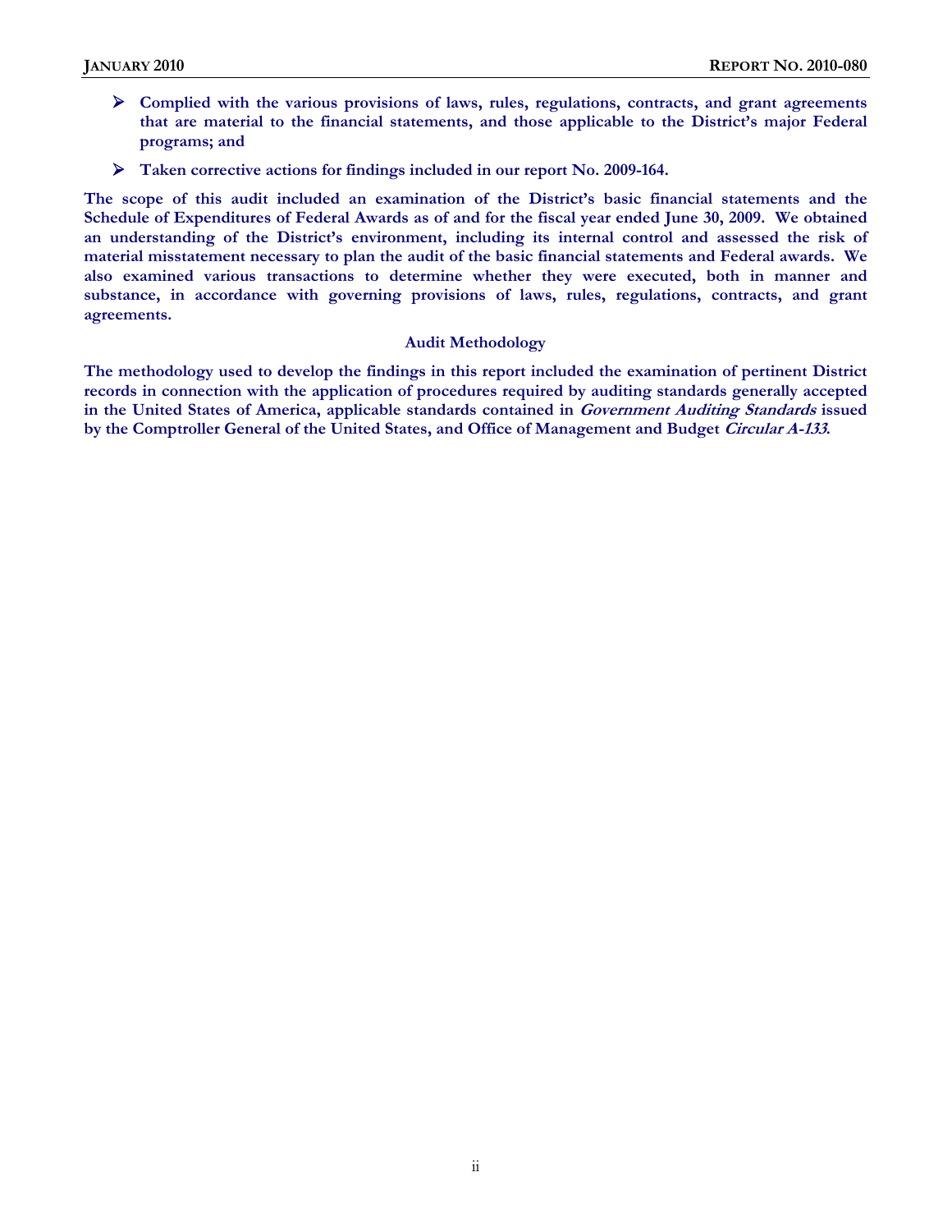- **Complied with the various provisions of laws, rules, regulations, contracts, and grant agreements that are material to the financial statements, and those applicable to the District's major Federal programs; and**
- **Taken corrective actions for findings included in our report No. 2009-164.**

**The scope of this audit included an examination of the District's basic financial statements and the Schedule of Expenditures of Federal Awards as of and for the fiscal year ended June 30, 2009. We obtained an understanding of the District's environment, including its internal control and assessed the risk of material misstatement necessary to plan the audit of the basic financial statements and Federal awards. We also examined various transactions to determine whether they were executed, both in manner and substance, in accordance with governing provisions of laws, rules, regulations, contracts, and grant agreements.**

### Audit Methodology

**The methodology used to develop the findings in this report included the examination of pertinent District records in connection with the application of procedures required by auditing standards generally accepted in the United States of America, applicable standards contained in *Government Auditing Standards* issued by the Comptroller General of the United States, and Office of Management and Budget *Circular A-133*.**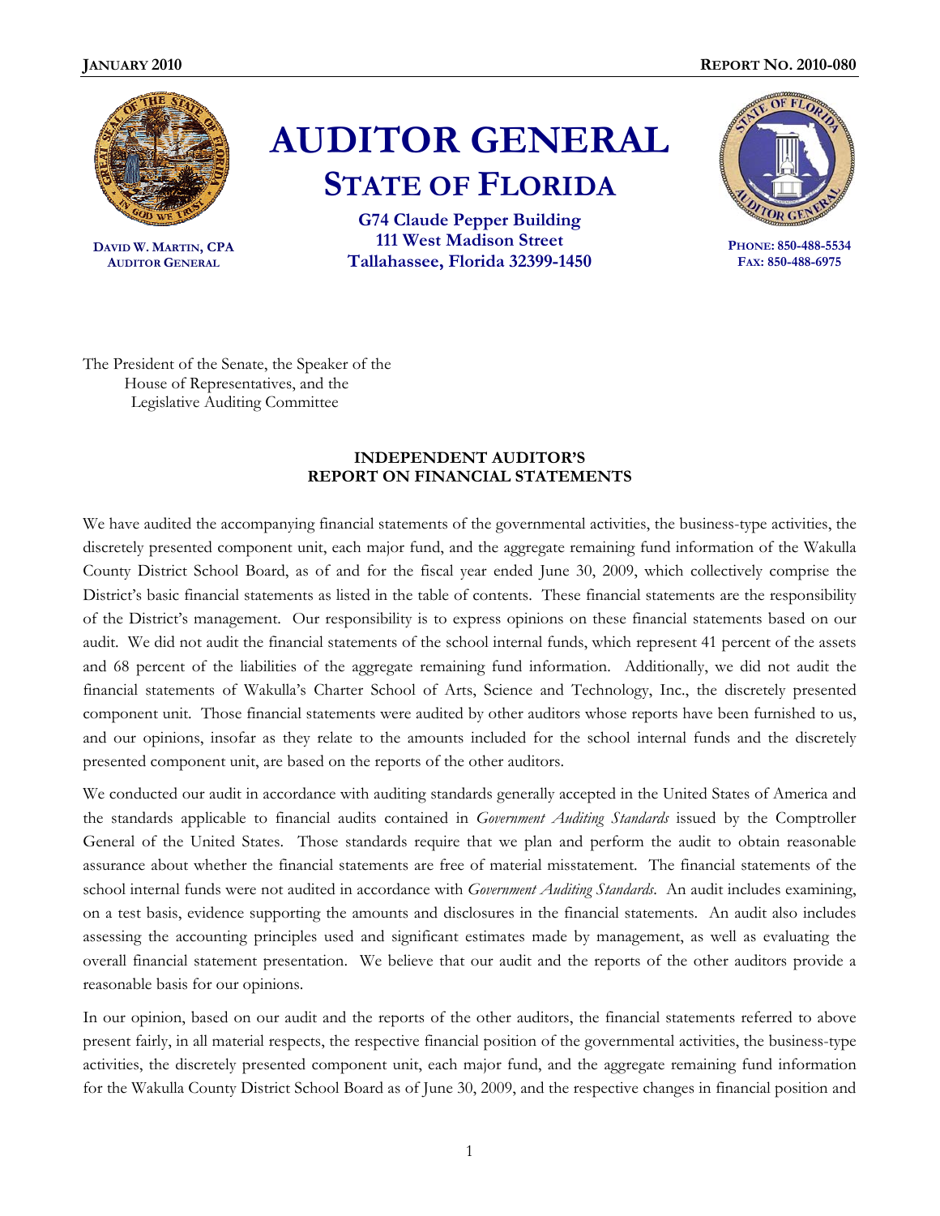**JANUARY 2010** **REPORT NO. 2010-080**

# AUDITOR GENERAL
## STATE OF FLORIDA

**DAVID W. MARTIN, CPA**
**AUDITOR GENERAL**

**G74 Claude Pepper Building**
**111 West Madison Street**
**Tallahassee, Florida 32399-1450**

**PHONE: 850-488-5534**
**FAX: 850-488-6975**

The President of the Senate, the Speaker of the House of Representatives, and the Legislative Auditing Committee

**INDEPENDENT AUDITOR'S REPORT ON FINANCIAL STATEMENTS**

We have audited the accompanying financial statements of the governmental activities, the business-type activities, the discretely presented component unit, each major fund, and the aggregate remaining fund information of the Wakulla County District School Board, as of and for the fiscal year ended June 30, 2009, which collectively comprise the District's basic financial statements as listed in the table of contents. These financial statements are the responsibility of the District's management. Our responsibility is to express opinions on these financial statements based on our audit. We did not audit the financial statements of the school internal funds, which represent 41 percent of the assets and 68 percent of the liabilities of the aggregate remaining fund information. Additionally, we did not audit the financial statements of Wakulla's Charter School of Arts, Science and Technology, Inc., the discretely presented component unit. Those financial statements were audited by other auditors whose reports have been furnished to us, and our opinions, insofar as they relate to the amounts included for the school internal funds and the discretely presented component unit, are based on the reports of the other auditors.

We conducted our audit in accordance with auditing standards generally accepted in the United States of America and the standards applicable to financial audits contained in *Government Auditing Standards* issued by the Comptroller General of the United States. Those standards require that we plan and perform the audit to obtain reasonable assurance about whether the financial statements are free of material misstatement. The financial statements of the school internal funds were not audited in accordance with *Government Auditing Standards*. An audit includes examining, on a test basis, evidence supporting the amounts and disclosures in the financial statements. An audit also includes assessing the accounting principles used and significant estimates made by management, as well as evaluating the overall financial statement presentation. We believe that our audit and the reports of the other auditors provide a reasonable basis for our opinions.

In our opinion, based on our audit and the reports of the other auditors, the financial statements referred to above present fairly, in all material respects, the respective financial position of the governmental activities, the business-type activities, the discretely presented component unit, each major fund, and the aggregate remaining fund information for the Wakulla County District School Board as of June 30, 2009, and the respective changes in financial position and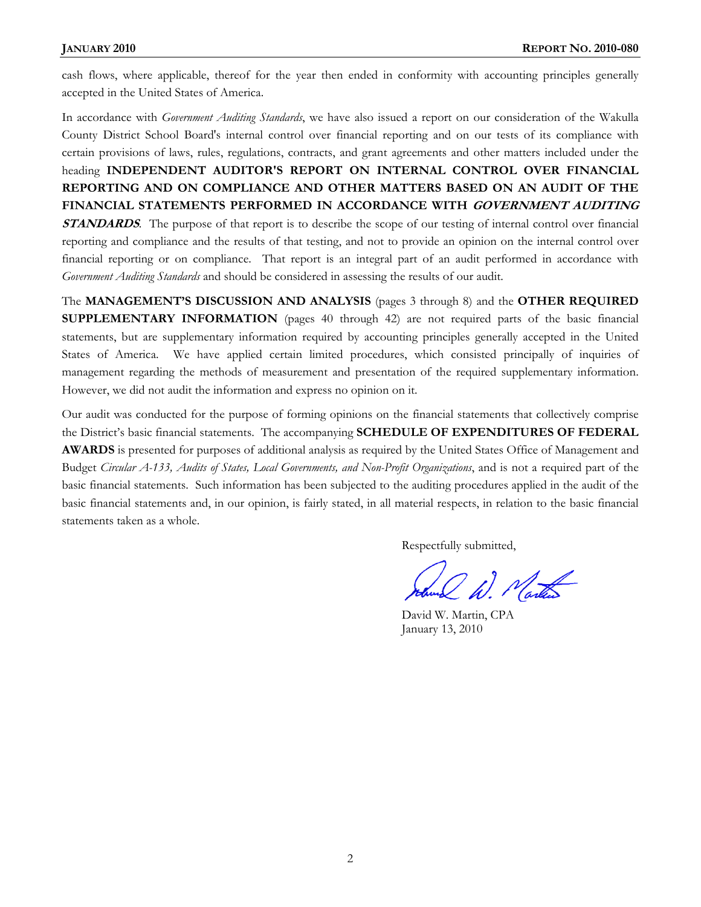cash flows, where applicable, thereof for the year then ended in conformity with accounting principles generally accepted in the United States of America.

In accordance with *Government Auditing Standards*, we have also issued a report on our consideration of the Wakulla County District School Board's internal control over financial reporting and on our tests of its compliance with certain provisions of laws, rules, regulations, contracts, and grant agreements and other matters included under the heading **INDEPENDENT AUDITOR'S REPORT ON INTERNAL CONTROL OVER FINANCIAL REPORTING AND ON COMPLIANCE AND OTHER MATTERS BASED ON AN AUDIT OF THE FINANCIAL STATEMENTS PERFORMED IN ACCORDANCE WITH *GOVERNMENT AUDITING STANDARDS***. The purpose of that report is to describe the scope of our testing of internal control over financial reporting and compliance and the results of that testing, and not to provide an opinion on the internal control over financial reporting or on compliance. That report is an integral part of an audit performed in accordance with *Government Auditing Standards* and should be considered in assessing the results of our audit.

The **MANAGEMENT'S DISCUSSION AND ANALYSIS** (pages 3 through 8) and the **OTHER REQUIRED SUPPLEMENTARY INFORMATION** (pages 40 through 42) are not required parts of the basic financial statements, but are supplementary information required by accounting principles generally accepted in the United States of America. We have applied certain limited procedures, which consisted principally of inquiries of management regarding the methods of measurement and presentation of the required supplementary information. However, we did not audit the information and express no opinion on it.

Our audit was conducted for the purpose of forming opinions on the financial statements that collectively comprise the District's basic financial statements. The accompanying **SCHEDULE OF EXPENDITURES OF FEDERAL AWARDS** is presented for purposes of additional analysis as required by the United States Office of Management and Budget *Circular A-133, Audits of States, Local Governments, and Non-Profit Organizations*, and is not a required part of the basic financial statements. Such information has been subjected to the auditing procedures applied in the audit of the basic financial statements and, in our opinion, is fairly stated, in all material respects, in relation to the basic financial statements taken as a whole.

Respectfully submitted,

David W. Martin, CPA
January 13, 2010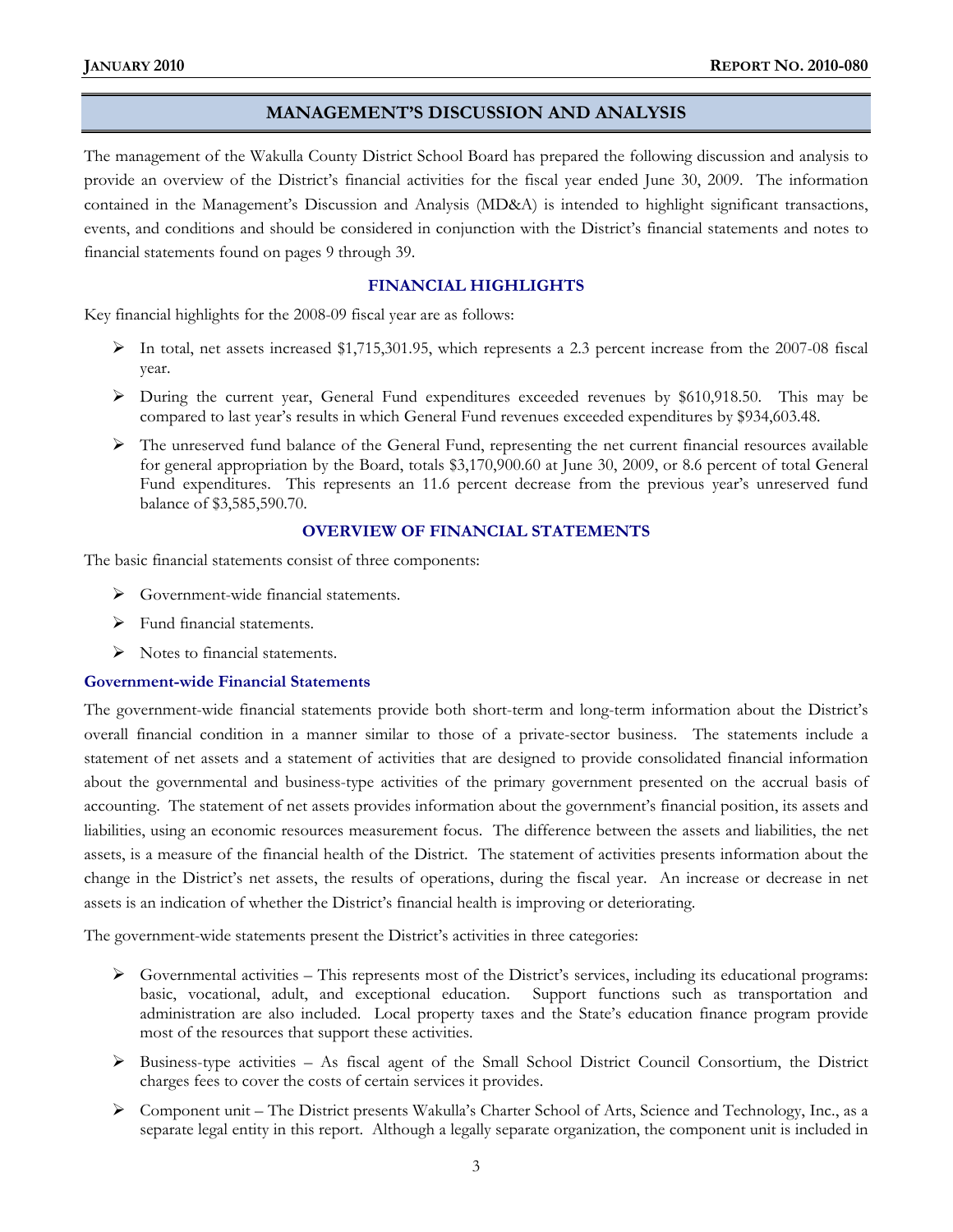## MANAGEMENT'S DISCUSSION AND ANALYSIS

The management of the Wakulla County District School Board has prepared the following discussion and analysis to provide an overview of the District's financial activities for the fiscal year ended June 30, 2009. The information contained in the Management's Discussion and Analysis (MD&A) is intended to highlight significant transactions, events, and conditions and should be considered in conjunction with the District's financial statements and notes to financial statements found on pages 9 through 39.

### FINANCIAL HIGHLIGHTS

Key financial highlights for the 2008-09 fiscal year are as follows:

- In total, net assets increased $1,715,301.95, which represents a 2.3 percent increase from the 2007-08 fiscal year.
- During the current year, General Fund expenditures exceeded revenues by $610,918.50. This may be compared to last year's results in which General Fund revenues exceeded expenditures by $934,603.48.
- The unreserved fund balance of the General Fund, representing the net current financial resources available for general appropriation by the Board, totals $3,170,900.60 at June 30, 2009, or 8.6 percent of total General Fund expenditures. This represents an 11.6 percent decrease from the previous year's unreserved fund balance of $3,585,590.70.

### OVERVIEW OF FINANCIAL STATEMENTS

The basic financial statements consist of three components:

- Government-wide financial statements.
- Fund financial statements.
- Notes to financial statements.

#### Government-wide Financial Statements

The government-wide financial statements provide both short-term and long-term information about the District's overall financial condition in a manner similar to those of a private-sector business. The statements include a statement of net assets and a statement of activities that are designed to provide consolidated financial information about the governmental and business-type activities of the primary government presented on the accrual basis of accounting. The statement of net assets provides information about the government's financial position, its assets and liabilities, using an economic resources measurement focus. The difference between the assets and liabilities, the net assets, is a measure of the financial health of the District. The statement of activities presents information about the change in the District's net assets, the results of operations, during the fiscal year. An increase or decrease in net assets is an indication of whether the District's financial health is improving or deteriorating.

The government-wide statements present the District's activities in three categories:

- Governmental activities – This represents most of the District's services, including its educational programs: basic, vocational, adult, and exceptional education. Support functions such as transportation and administration are also included. Local property taxes and the State's education finance program provide most of the resources that support these activities.
- Business-type activities – As fiscal agent of the Small School District Council Consortium, the District charges fees to cover the costs of certain services it provides.
- Component unit – The District presents Wakulla's Charter School of Arts, Science and Technology, Inc., as a separate legal entity in this report. Although a legally separate organization, the component unit is included in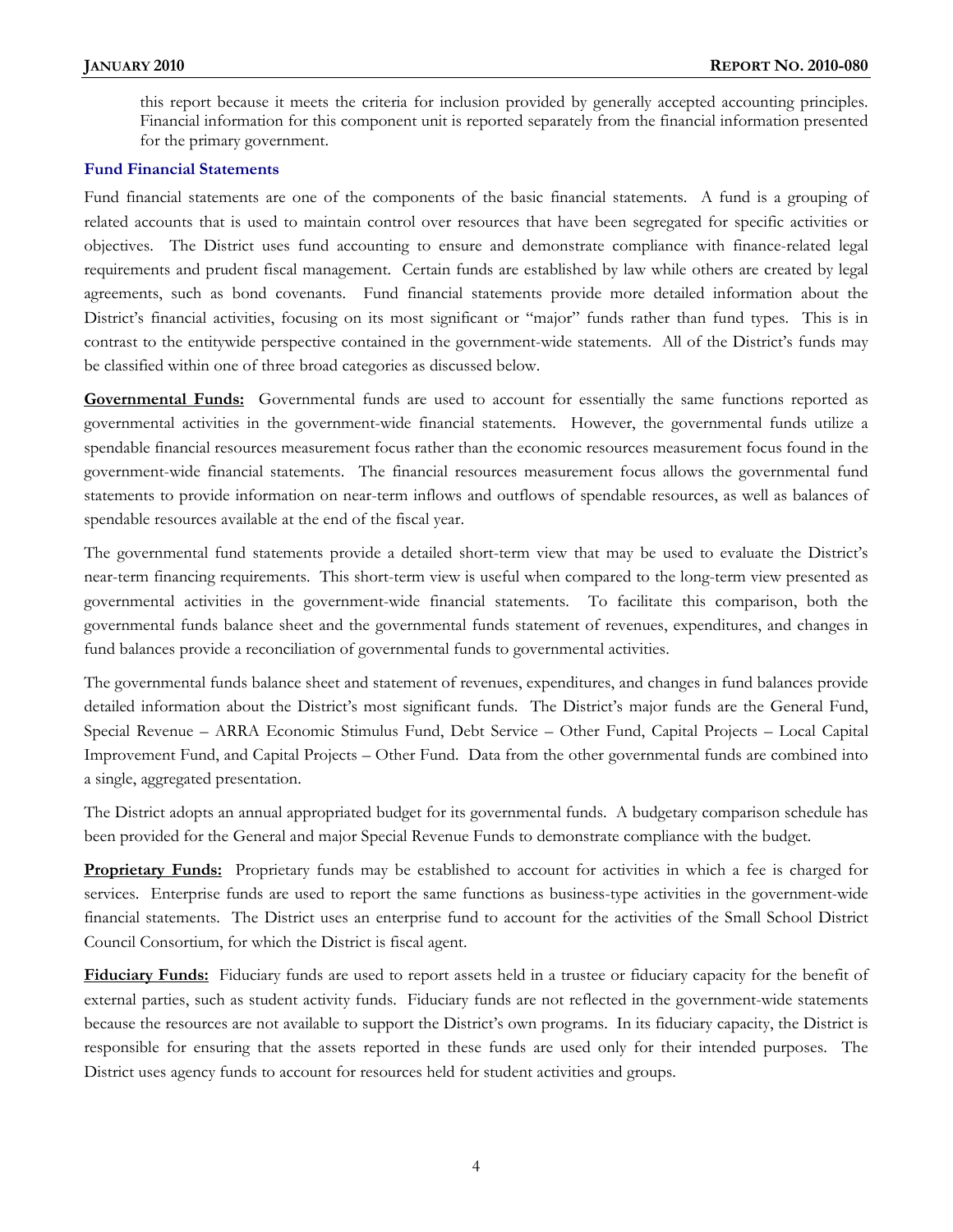this report because it meets the criteria for inclusion provided by generally accepted accounting principles. Financial information for this component unit is reported separately from the financial information presented for the primary government.

### Fund Financial Statements

Fund financial statements are one of the components of the basic financial statements. A fund is a grouping of related accounts that is used to maintain control over resources that have been segregated for specific activities or objectives. The District uses fund accounting to ensure and demonstrate compliance with finance-related legal requirements and prudent fiscal management. Certain funds are established by law while others are created by legal agreements, such as bond covenants. Fund financial statements provide more detailed information about the District's financial activities, focusing on its most significant or "major" funds rather than fund types. This is in contrast to the entitywide perspective contained in the government-wide statements. All of the District's funds may be classified within one of three broad categories as discussed below.

**Governmental Funds:** Governmental funds are used to account for essentially the same functions reported as governmental activities in the government-wide financial statements. However, the governmental funds utilize a spendable financial resources measurement focus rather than the economic resources measurement focus found in the government-wide financial statements. The financial resources measurement focus allows the governmental fund statements to provide information on near-term inflows and outflows of spendable resources, as well as balances of spendable resources available at the end of the fiscal year.

The governmental fund statements provide a detailed short-term view that may be used to evaluate the District's near-term financing requirements. This short-term view is useful when compared to the long-term view presented as governmental activities in the government-wide financial statements. To facilitate this comparison, both the governmental funds balance sheet and the governmental funds statement of revenues, expenditures, and changes in fund balances provide a reconciliation of governmental funds to governmental activities.

The governmental funds balance sheet and statement of revenues, expenditures, and changes in fund balances provide detailed information about the District's most significant funds. The District's major funds are the General Fund, Special Revenue – ARRA Economic Stimulus Fund, Debt Service – Other Fund, Capital Projects – Local Capital Improvement Fund, and Capital Projects – Other Fund. Data from the other governmental funds are combined into a single, aggregated presentation.

The District adopts an annual appropriated budget for its governmental funds. A budgetary comparison schedule has been provided for the General and major Special Revenue Funds to demonstrate compliance with the budget.

**Proprietary Funds:** Proprietary funds may be established to account for activities in which a fee is charged for services. Enterprise funds are used to report the same functions as business-type activities in the government-wide financial statements. The District uses an enterprise fund to account for the activities of the Small School District Council Consortium, for which the District is fiscal agent.

**Fiduciary Funds:** Fiduciary funds are used to report assets held in a trustee or fiduciary capacity for the benefit of external parties, such as student activity funds. Fiduciary funds are not reflected in the government-wide statements because the resources are not available to support the District's own programs. In its fiduciary capacity, the District is responsible for ensuring that the assets reported in these funds are used only for their intended purposes. The District uses agency funds to account for resources held for student activities and groups.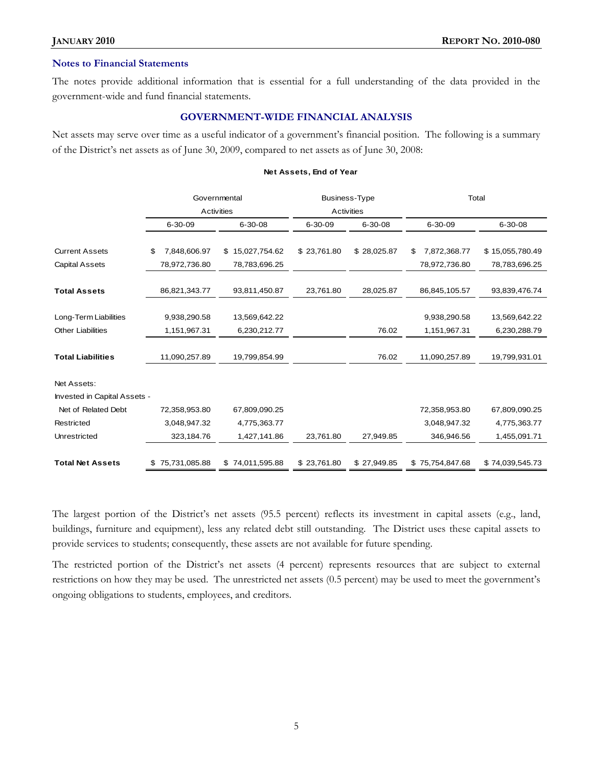### Notes to Financial Statements

The notes provide additional information that is essential for a full understanding of the data provided in the government-wide and fund financial statements.

## GOVERNMENT-WIDE FINANCIAL ANALYSIS

Net assets may serve over time as a useful indicator of a government's financial position. The following is a summary of the District's net assets as of June 30, 2009, compared to net assets as of June 30, 2008:

**Net Assets, End of Year**

| | Governmental Activities | | Business-Type Activities | | Total | |
|---|---|---|---|---|---|---|
| | 6-30-09 | 6-30-08 | 6-30-09 | 6-30-08 | 6-30-09 | 6-30-08 |
| Current Assets | $ 7,848,606.97 | $ 15,027,754.62 | $ 23,761.80 | $ 28,025.87 | $ 7,872,368.77 | $ 15,055,780.49 |
| Capital Assets | 78,972,736.80 | 78,783,696.25 | | | 78,972,736.80 | 78,783,696.25 |
| **Total Assets** | 86,821,343.77 | 93,811,450.87 | 23,761.80 | 28,025.87 | 86,845,105.57 | 93,839,476.74 |
| Long-Term Liabilities | 9,938,290.58 | 13,569,642.22 | | | 9,938,290.58 | 13,569,642.22 |
| Other Liabilities | 1,151,967.31 | 6,230,212.77 | | 76.02 | 1,151,967.31 | 6,230,288.79 |
| **Total Liabilities** | 11,090,257.89 | 19,799,854.99 | | 76.02 | 11,090,257.89 | 19,799,931.01 |
| Net Assets: | | | | | | |
| Invested in Capital Assets - Net of Related Debt | 72,358,953.80 | 67,809,090.25 | | | 72,358,953.80 | 67,809,090.25 |
| Restricted | 3,048,947.32 | 4,775,363.77 | | | 3,048,947.32 | 4,775,363.77 |
| Unrestricted | 323,184.76 | 1,427,141.86 | 23,761.80 | 27,949.85 | 346,946.56 | 1,455,091.71 |
| **Total Net Assets** | $ 75,731,085.88 | $ 74,011,595.88 | $ 23,761.80 | $ 27,949.85 | $ 75,754,847.68 | $ 74,039,545.73 |

The largest portion of the District's net assets (95.5 percent) reflects its investment in capital assets (e.g., land, buildings, furniture and equipment), less any related debt still outstanding. The District uses these capital assets to provide services to students; consequently, these assets are not available for future spending.

The restricted portion of the District's net assets (4 percent) represents resources that are subject to external restrictions on how they may be used. The unrestricted net assets (0.5 percent) may be used to meet the government's ongoing obligations to students, employees, and creditors.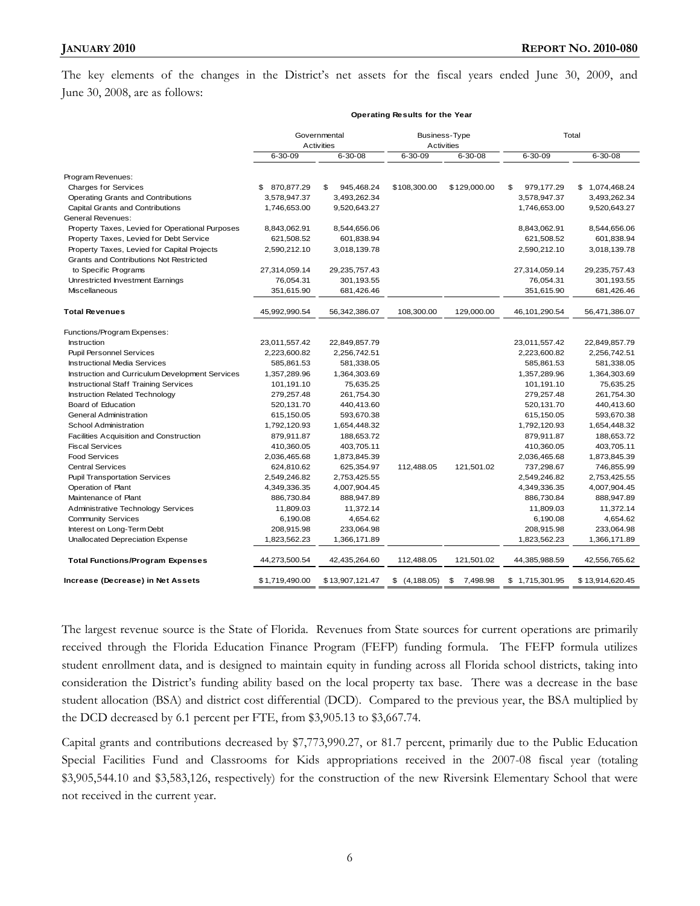The key elements of the changes in the District's net assets for the fiscal years ended June 30, 2009, and June 30, 2008, are as follows:

**Operating Results for the Year**

| | Governmental Activities | | Business-Type Activities | | Total | |
|---|---|---|---|---|---|---|
| | 6-30-09 | 6-30-08 | 6-30-09 | 6-30-08 | 6-30-09 | 6-30-08 |
| Program Revenues: | | | | | | |
| Charges for Services | $ 870,877.29 | $ 945,468.24 | $108,300.00 | $129,000.00 | $ 979,177.29 | $ 1,074,468.24 |
| Operating Grants and Contributions | 3,578,947.37 | 3,493,262.34 | | | 3,578,947.37 | 3,493,262.34 |
| Capital Grants and Contributions | 1,746,653.00 | 9,520,643.27 | | | 1,746,653.00 | 9,520,643.27 |
| General Revenues: | | | | | | |
| Property Taxes, Levied for Operational Purposes | 8,843,062.91 | 8,544,656.06 | | | 8,843,062.91 | 8,544,656.06 |
| Property Taxes, Levied for Debt Service | 621,508.52 | 601,838.94 | | | 621,508.52 | 601,838.94 |
| Property Taxes, Levied for Capital Projects | 2,590,212.10 | 3,018,139.78 | | | 2,590,212.10 | 3,018,139.78 |
| Grants and Contributions Not Restricted to Specific Programs | 27,314,059.14 | 29,235,757.43 | | | 27,314,059.14 | 29,235,757.43 |
| Unrestricted Investment Earnings | 76,054.31 | 301,193.55 | | | 76,054.31 | 301,193.55 |
| Miscellaneous | 351,615.90 | 681,426.46 | | | 351,615.90 | 681,426.46 |
| **Total Revenues** | 45,992,990.54 | 56,342,386.07 | 108,300.00 | 129,000.00 | 46,101,290.54 | 56,471,386.07 |
| Functions/Program Expenses: | | | | | | |
| Instruction | 23,011,557.42 | 22,849,857.79 | | | 23,011,557.42 | 22,849,857.79 |
| Pupil Personnel Services | 2,223,600.82 | 2,256,742.51 | | | 2,223,600.82 | 2,256,742.51 |
| Instructional Media Services | 585,861.53 | 581,338.05 | | | 585,861.53 | 581,338.05 |
| Instruction and Curriculum Development Services | 1,357,289.96 | 1,364,303.69 | | | 1,357,289.96 | 1,364,303.69 |
| Instructional Staff Training Services | 101,191.10 | 75,635.25 | | | 101,191.10 | 75,635.25 |
| Instruction Related Technology | 279,257.48 | 261,754.30 | | | 279,257.48 | 261,754.30 |
| Board of Education | 520,131.70 | 440,413.60 | | | 520,131.70 | 440,413.60 |
| General Administration | 615,150.05 | 593,670.38 | | | 615,150.05 | 593,670.38 |
| School Administration | 1,792,120.93 | 1,654,448.32 | | | 1,792,120.93 | 1,654,448.32 |
| Facilities Acquisition and Construction | 879,911.87 | 188,653.72 | | | 879,911.87 | 188,653.72 |
| Fiscal Services | 410,360.05 | 403,705.11 | | | 410,360.05 | 403,705.11 |
| Food Services | 2,036,465.68 | 1,873,845.39 | | | 2,036,465.68 | 1,873,845.39 |
| Central Services | 624,810.62 | 625,354.97 | 112,488.05 | 121,501.02 | 737,298.67 | 746,855.99 |
| Pupil Transportation Services | 2,549,246.82 | 2,753,425.55 | | | 2,549,246.82 | 2,753,425.55 |
| Operation of Plant | 4,349,336.35 | 4,007,904.45 | | | 4,349,336.35 | 4,007,904.45 |
| Maintenance of Plant | 886,730.84 | 888,947.89 | | | 886,730.84 | 888,947.89 |
| Administrative Technology Services | 11,809.03 | 11,372.14 | | | 11,809.03 | 11,372.14 |
| Community Services | 6,190.08 | 4,654.62 | | | 6,190.08 | 4,654.62 |
| Interest on Long-Term Debt | 208,915.98 | 233,064.98 | | | 208,915.98 | 233,064.98 |
| Unallocated Depreciation Expense | 1,823,562.23 | 1,366,171.89 | | | 1,823,562.23 | 1,366,171.89 |
| **Total Functions/Program Expenses** | 44,273,500.54 | 42,435,264.60 | 112,488.05 | 121,501.02 | 44,385,988.59 | 42,556,765.62 |
| **Increase (Decrease) in Net Assets** | $1,719,490.00 | $13,907,121.47 | $ (4,188.05) | $ 7,498.98 | $ 1,715,301.95 | $13,914,620.45 |

The largest revenue source is the State of Florida. Revenues from State sources for current operations are primarily received through the Florida Education Finance Program (FEFP) funding formula. The FEFP formula utilizes student enrollment data, and is designed to maintain equity in funding across all Florida school districts, taking into consideration the District's funding ability based on the local property tax base. There was a decrease in the base student allocation (BSA) and district cost differential (DCD). Compared to the previous year, the BSA multiplied by the DCD decreased by 6.1 percent per FTE, from $3,905.13 to $3,667.74.

Capital grants and contributions decreased by $7,773,990.27, or 81.7 percent, primarily due to the Public Education Special Facilities Fund and Classrooms for Kids appropriations received in the 2007-08 fiscal year (totaling $3,905,544.10 and $3,583,126, respectively) for the construction of the new Riversink Elementary School that were not received in the current year.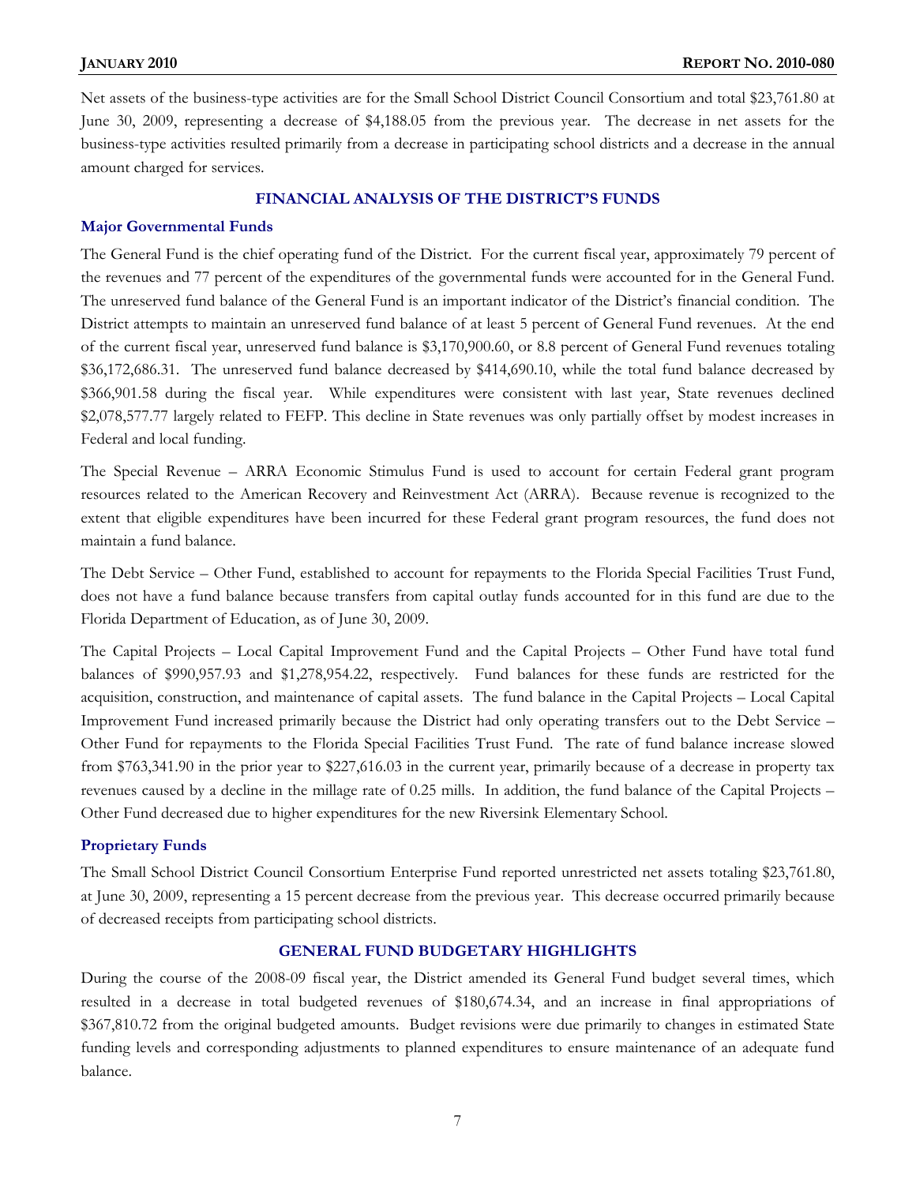Net assets of the business-type activities are for the Small School District Council Consortium and total $23,761.80 at June 30, 2009, representing a decrease of $4,188.05 from the previous year. The decrease in net assets for the business-type activities resulted primarily from a decrease in participating school districts and a decrease in the annual amount charged for services.

## FINANCIAL ANALYSIS OF THE DISTRICT'S FUNDS

### Major Governmental Funds

The General Fund is the chief operating fund of the District. For the current fiscal year, approximately 79 percent of the revenues and 77 percent of the expenditures of the governmental funds were accounted for in the General Fund. The unreserved fund balance of the General Fund is an important indicator of the District's financial condition. The District attempts to maintain an unreserved fund balance of at least 5 percent of General Fund revenues. At the end of the current fiscal year, unreserved fund balance is $3,170,900.60, or 8.8 percent of General Fund revenues totaling $36,172,686.31. The unreserved fund balance decreased by $414,690.10, while the total fund balance decreased by $366,901.58 during the fiscal year. While expenditures were consistent with last year, State revenues declined $2,078,577.77 largely related to FEFP. This decline in State revenues was only partially offset by modest increases in Federal and local funding.

The Special Revenue – ARRA Economic Stimulus Fund is used to account for certain Federal grant program resources related to the American Recovery and Reinvestment Act (ARRA). Because revenue is recognized to the extent that eligible expenditures have been incurred for these Federal grant program resources, the fund does not maintain a fund balance.

The Debt Service – Other Fund, established to account for repayments to the Florida Special Facilities Trust Fund, does not have a fund balance because transfers from capital outlay funds accounted for in this fund are due to the Florida Department of Education, as of June 30, 2009.

The Capital Projects – Local Capital Improvement Fund and the Capital Projects – Other Fund have total fund balances of $990,957.93 and $1,278,954.22, respectively. Fund balances for these funds are restricted for the acquisition, construction, and maintenance of capital assets. The fund balance in the Capital Projects – Local Capital Improvement Fund increased primarily because the District had only operating transfers out to the Debt Service – Other Fund for repayments to the Florida Special Facilities Trust Fund. The rate of fund balance increase slowed from $763,341.90 in the prior year to $227,616.03 in the current year, primarily because of a decrease in property tax revenues caused by a decline in the millage rate of 0.25 mills. In addition, the fund balance of the Capital Projects – Other Fund decreased due to higher expenditures for the new Riversink Elementary School.

### Proprietary Funds

The Small School District Council Consortium Enterprise Fund reported unrestricted net assets totaling $23,761.80, at June 30, 2009, representing a 15 percent decrease from the previous year. This decrease occurred primarily because of decreased receipts from participating school districts.

## GENERAL FUND BUDGETARY HIGHLIGHTS

During the course of the 2008-09 fiscal year, the District amended its General Fund budget several times, which resulted in a decrease in total budgeted revenues of $180,674.34, and an increase in final appropriations of $367,810.72 from the original budgeted amounts. Budget revisions were due primarily to changes in estimated State funding levels and corresponding adjustments to planned expenditures to ensure maintenance of an adequate fund balance.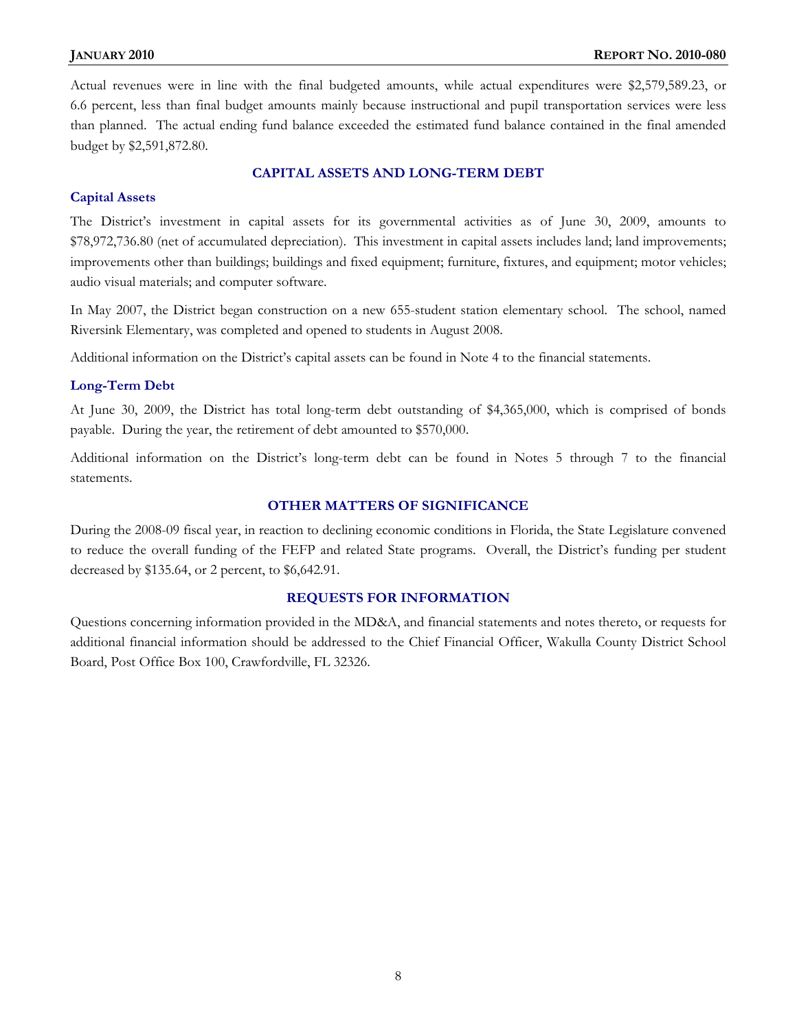Actual revenues were in line with the final budgeted amounts, while actual expenditures were $2,579,589.23, or 6.6 percent, less than final budget amounts mainly because instructional and pupil transportation services were less than planned. The actual ending fund balance exceeded the estimated fund balance contained in the final amended budget by $2,591,872.80.

## CAPITAL ASSETS AND LONG-TERM DEBT

### Capital Assets

The District's investment in capital assets for its governmental activities as of June 30, 2009, amounts to $78,972,736.80 (net of accumulated depreciation). This investment in capital assets includes land; land improvements; improvements other than buildings; buildings and fixed equipment; furniture, fixtures, and equipment; motor vehicles; audio visual materials; and computer software.

In May 2007, the District began construction on a new 655-student station elementary school. The school, named Riversink Elementary, was completed and opened to students in August 2008.

Additional information on the District's capital assets can be found in Note 4 to the financial statements.

### Long-Term Debt

At June 30, 2009, the District has total long-term debt outstanding of $4,365,000, which is comprised of bonds payable. During the year, the retirement of debt amounted to $570,000.

Additional information on the District's long-term debt can be found in Notes 5 through 7 to the financial statements.

## OTHER MATTERS OF SIGNIFICANCE

During the 2008-09 fiscal year, in reaction to declining economic conditions in Florida, the State Legislature convened to reduce the overall funding of the FEFP and related State programs. Overall, the District's funding per student decreased by $135.64, or 2 percent, to $6,642.91.

## REQUESTS FOR INFORMATION

Questions concerning information provided in the MD&A, and financial statements and notes thereto, or requests for additional financial information should be addressed to the Chief Financial Officer, Wakulla County District School Board, Post Office Box 100, Crawfordville, FL 32326.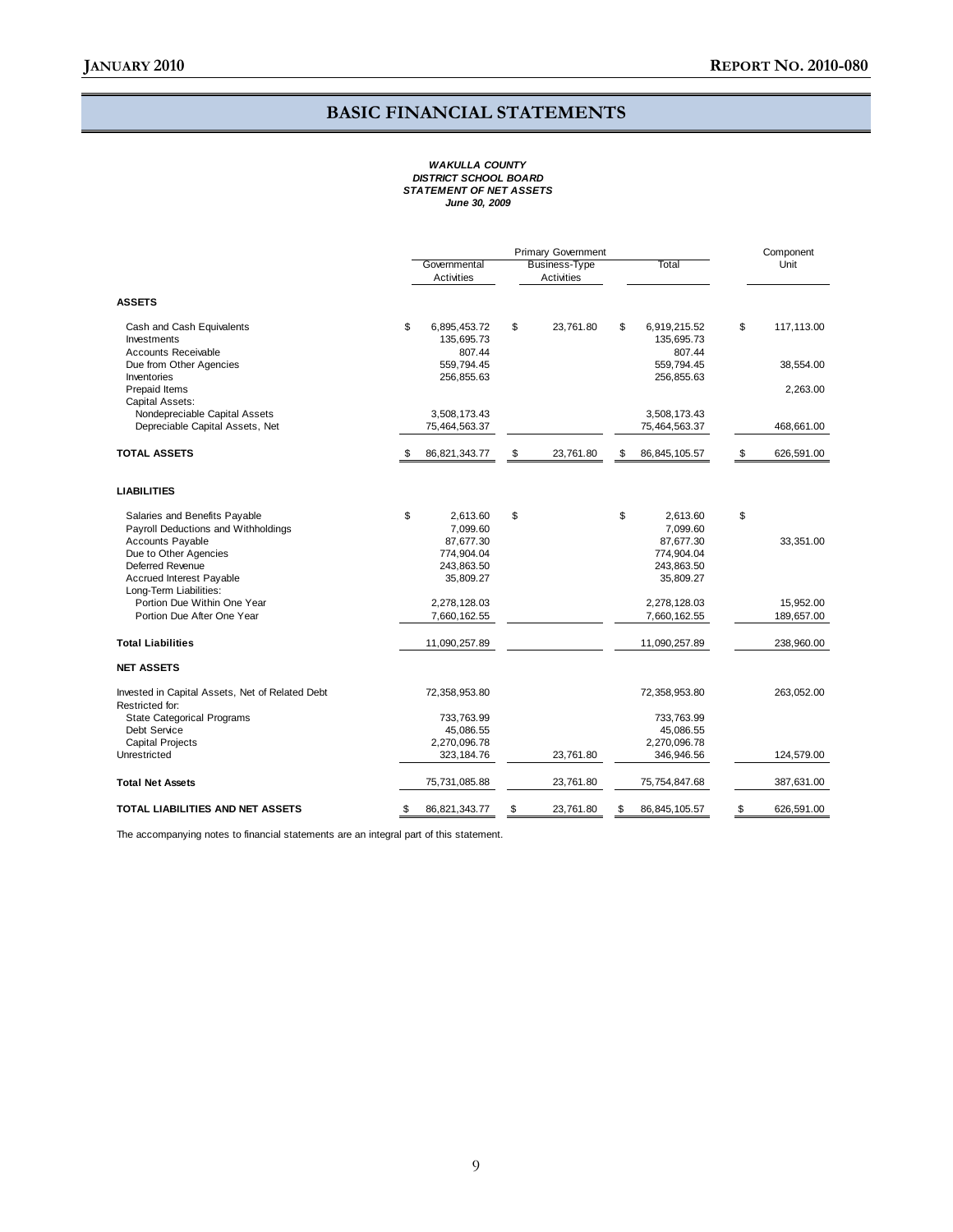# BASIC FINANCIAL STATEMENTS

***WAKULLA COUNTY***
***DISTRICT SCHOOL BOARD***
***STATEMENT OF NET ASSETS***
***June 30, 2009***

| | Primary Government | | | Component Unit |
|---|---|---|---|---|
| | Governmental Activities | Business-Type Activities | Total | |
| **ASSETS** | | | | |
| Cash and Cash Equivalents | $ 6,895,453.72 | $ 23,761.80 | $ 6,919,215.52 | $ 117,113.00 |
| Investments | 135,695.73 | | 135,695.73 | |
| Accounts Receivable | 807.44 | | 807.44 | |
| Due from Other Agencies | 559,794.45 | | 559,794.45 | 38,554.00 |
| Inventories | 256,855.63 | | 256,855.63 | |
| Prepaid Items | | | | 2,263.00 |
| Capital Assets: | | | | |
| Nondepreciable Capital Assets | 3,508,173.43 | | 3,508,173.43 | |
| Depreciable Capital Assets, Net | 75,464,563.37 | | 75,464,563.37 | 468,661.00 |
| **TOTAL ASSETS** | $ 86,821,343.77 | $ 23,761.80 | $ 86,845,105.57 | $ 626,591.00 |
| **LIABILITIES** | | | | |
| Salaries and Benefits Payable | $ 2,613.60 | $ | $ 2,613.60 | $ |
| Payroll Deductions and Withholdings | 7,099.60 | | 7,099.60 | |
| Accounts Payable | 87,677.30 | | 87,677.30 | 33,351.00 |
| Due to Other Agencies | 774,904.04 | | 774,904.04 | |
| Deferred Revenue | 243,863.50 | | 243,863.50 | |
| Accrued Interest Payable | 35,809.27 | | 35,809.27 | |
| Long-Term Liabilities: | | | | |
| Portion Due Within One Year | 2,278,128.03 | | 2,278,128.03 | 15,952.00 |
| Portion Due After One Year | 7,660,162.55 | | 7,660,162.55 | 189,657.00 |
| **Total Liabilities** | 11,090,257.89 | | 11,090,257.89 | 238,960.00 |
| **NET ASSETS** | | | | |
| Invested in Capital Assets, Net of Related Debt | 72,358,953.80 | | 72,358,953.80 | 263,052.00 |
| Restricted for: | | | | |
| State Categorical Programs | 733,763.99 | | 733,763.99 | |
| Debt Service | 45,086.55 | | 45,086.55 | |
| Capital Projects | 2,270,096.78 | | 2,270,096.78 | |
| Unrestricted | 323,184.76 | 23,761.80 | 346,946.56 | 124,579.00 |
| **Total Net Assets** | 75,731,085.88 | 23,761.80 | 75,754,847.68 | 387,631.00 |
| **TOTAL LIABILITIES AND NET ASSETS** | $ 86,821,343.77 | $ 23,761.80 | $ 86,845,105.57 | $ 626,591.00 |

The accompanying notes to financial statements are an integral part of this statement.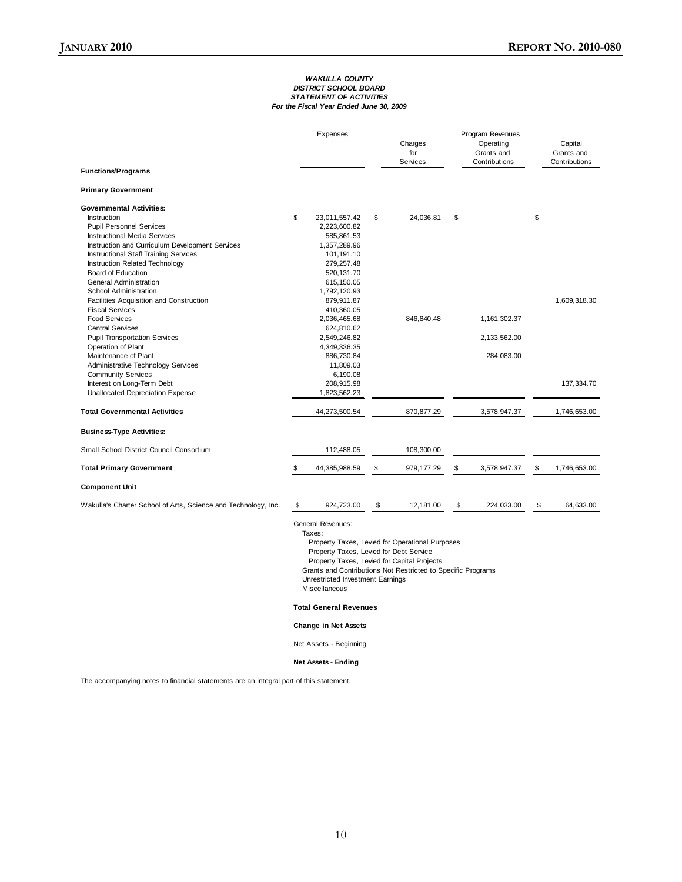*WAKULLA COUNTY*
*DISTRICT SCHOOL BOARD*
*STATEMENT OF ACTIVITIES*
*For the Fiscal Year Ended June 30, 2009*

| | Expenses | Program Revenues | | |
|---|---|---|---|---|
| | | Charges for Services | Operating Grants and Contributions | Capital Grants and Contributions |
| **Functions/Programs** | | | | |
| **Primary Government** | | | | |
| **Governmental Activities:** | | | | |
| Instruction | $ 23,011,557.42 | $ 24,036.81 | $ | $ |
| Pupil Personnel Services | 2,223,600.82 | | | |
| Instructional Media Services | 585,861.53 | | | |
| Instruction and Curriculum Development Services | 1,357,289.96 | | | |
| Instructional Staff Training Services | 101,191.10 | | | |
| Instruction Related Technology | 279,257.48 | | | |
| Board of Education | 520,131.70 | | | |
| General Administration | 615,150.05 | | | |
| School Administration | 1,792,120.93 | | | |
| Facilities Acquisition and Construction | 879,911.87 | | | 1,609,318.30 |
| Fiscal Services | 410,360.05 | | | |
| Food Services | 2,036,465.68 | 846,840.48 | 1,161,302.37 | |
| Central Services | 624,810.62 | | | |
| Pupil Transportation Services | 2,549,246.82 | | 2,133,562.00 | |
| Operation of Plant | 4,349,336.35 | | | |
| Maintenance of Plant | 886,730.84 | | 284,083.00 | |
| Administrative Technology Services | 11,809.03 | | | |
| Community Services | 6,190.08 | | | |
| Interest on Long-Term Debt | 208,915.98 | | | 137,334.70 |
| Unallocated Depreciation Expense | 1,823,562.23 | | | |
| **Total Governmental Activities** | 44,273,500.54 | 870,877.29 | 3,578,947.37 | 1,746,653.00 |
| **Business-Type Activities:** | | | | |
| Small School District Council Consortium | 112,488.05 | 108,300.00 | | |
| **Total Primary Government** | $ 44,385,988.59 | $ 979,177.29 | $ 3,578,947.37 | $ 1,746,653.00 |
| **Component Unit** | | | | |
| Wakulla's Charter School of Arts, Science and Technology, Inc. | $ 924,723.00 | $ 12,181.00 | $ 224,033.00 | $ 64,633.00 |

General Revenues:
Taxes:
Property Taxes, Levied for Operational Purposes
Property Taxes, Levied for Debt Service
Property Taxes, Levied for Capital Projects
Grants and Contributions Not Restricted to Specific Programs
Unrestricted Investment Earnings
Miscellaneous

**Total General Revenues**

**Change in Net Assets**

Net Assets - Beginning

**Net Assets - Ending**

The accompanying notes to financial statements are an integral part of this statement.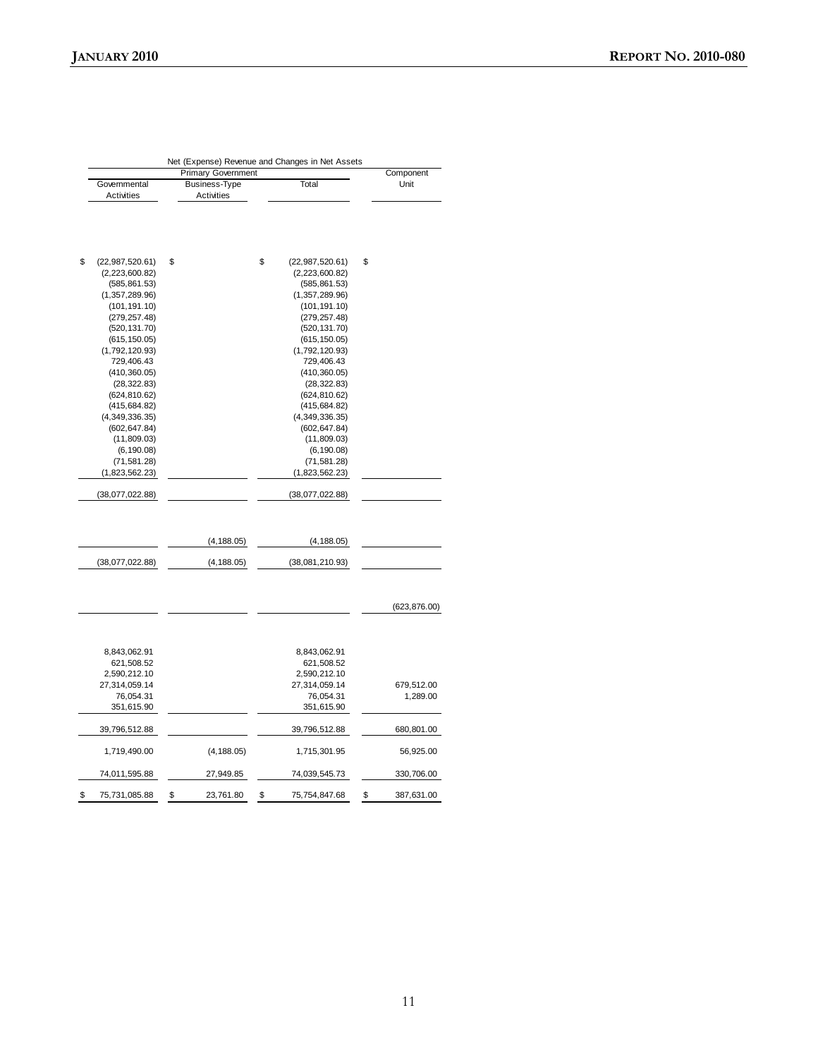| Net (Expense) Revenue and Changes in Net Assets | | | |
|---|---|---|---|
| Primary Government | | | Component Unit |
| Governmental Activities | Business-Type Activities | Total | |
| | | | |
| $ (22,987,520.61) | $ | $ (22,987,520.61) | $ |
| (2,223,600.82) | | (2,223,600.82) | |
| (585,861.53) | | (585,861.53) | |
| (1,357,289.96) | | (1,357,289.96) | |
| (101,191.10) | | (101,191.10) | |
| (279,257.48) | | (279,257.48) | |
| (520,131.70) | | (520,131.70) | |
| (615,150.05) | | (615,150.05) | |
| (1,792,120.93) | | (1,792,120.93) | |
| 729,406.43 | | 729,406.43 | |
| (410,360.05) | | (410,360.05) | |
| (28,322.83) | | (28,322.83) | |
| (624,810.62) | | (624,810.62) | |
| (415,684.82) | | (415,684.82) | |
| (4,349,336.35) | | (4,349,336.35) | |
| (602,647.84) | | (602,647.84) | |
| (11,809.03) | | (11,809.03) | |
| (6,190.08) | | (6,190.08) | |
| (71,581.28) | | (71,581.28) | |
| (1,823,562.23) | | (1,823,562.23) | |
| (38,077,022.88) | | (38,077,022.88) | |
| | | | |
| | (4,188.05) | (4,188.05) | |
| (38,077,022.88) | (4,188.05) | (38,081,210.93) | |
| | | | |
| | | | (623,876.00) |
| | | | |
| 8,843,062.91 | | 8,843,062.91 | |
| 621,508.52 | | 621,508.52 | |
| 2,590,212.10 | | 2,590,212.10 | |
| 27,314,059.14 | | 27,314,059.14 | 679,512.00 |
| 76,054.31 | | 76,054.31 | 1,289.00 |
| 351,615.90 | | 351,615.90 | |
| 39,796,512.88 | | 39,796,512.88 | 680,801.00 |
| 1,719,490.00 | (4,188.05) | 1,715,301.95 | 56,925.00 |
| 74,011,595.88 | 27,949.85 | 74,039,545.73 | 330,706.00 |
| $ 75,731,085.88 | $ 23,761.80 | $ 75,754,847.68 | $ 387,631.00 |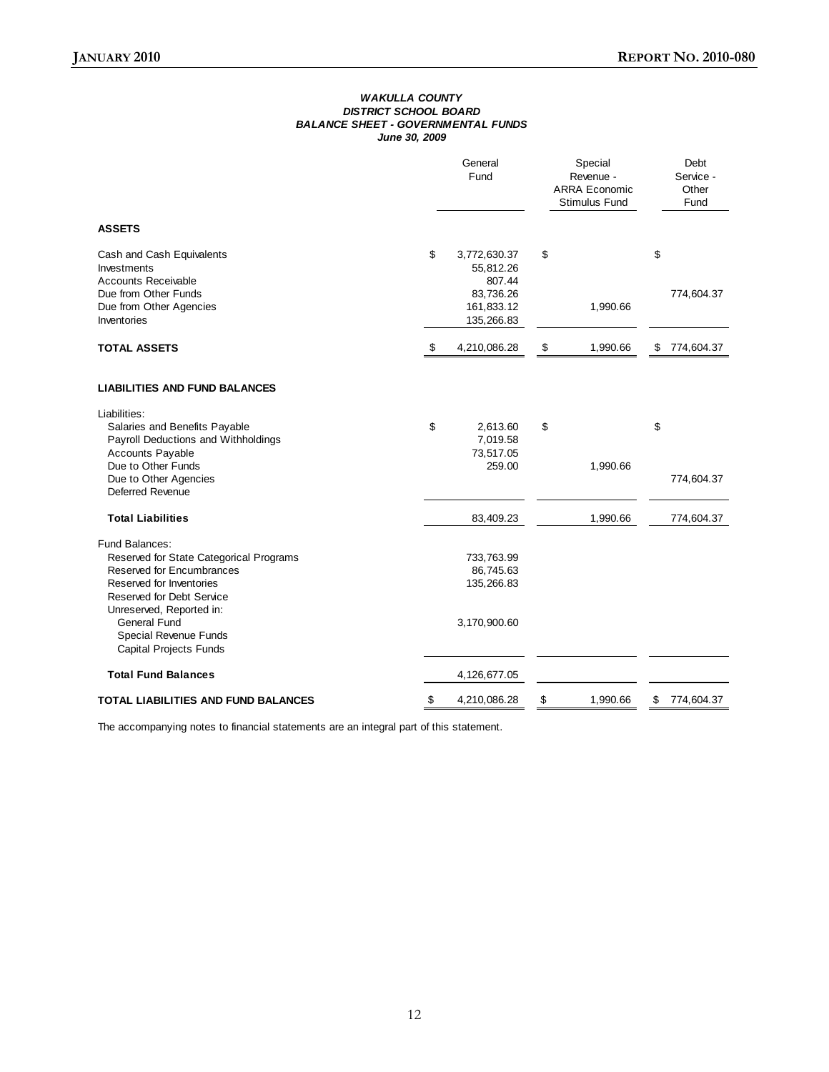***WAKULLA COUNTY***
***DISTRICT SCHOOL BOARD***
***BALANCE SHEET - GOVERNMENTAL FUNDS***
***June 30, 2009***

| | General Fund | Special Revenue - ARRA Economic Stimulus Fund | Debt Service - Other Fund |
|---|---|---|---|
| **ASSETS** | | | |
| Cash and Cash Equivalents | $ 3,772,630.37 | $ | $ |
| Investments | 55,812.26 | | |
| Accounts Receivable | 807.44 | | |
| Due from Other Funds | 83,736.26 | | 774,604.37 |
| Due from Other Agencies | 161,833.12 | 1,990.66 | |
| Inventories | 135,266.83 | | |
| **TOTAL ASSETS** | $ 4,210,086.28 | $ 1,990.66 | $ 774,604.37 |
| **LIABILITIES AND FUND BALANCES** | | | |
| Liabilities: | | | |
| Salaries and Benefits Payable | $ 2,613.60 | $ | $ |
| Payroll Deductions and Withholdings | 7,019.58 | | |
| Accounts Payable | 73,517.05 | | |
| Due to Other Funds | 259.00 | 1,990.66 | |
| Due to Other Agencies | | | 774,604.37 |
| Deferred Revenue | | | |
| **Total Liabilities** | 83,409.23 | 1,990.66 | 774,604.37 |
| Fund Balances: | | | |
| Reserved for State Categorical Programs | 733,763.99 | | |
| Reserved for Encumbrances | 86,745.63 | | |
| Reserved for Inventories | 135,266.83 | | |
| Reserved for Debt Service | | | |
| Unreserved, Reported in: | | | |
| General Fund | 3,170,900.60 | | |
| Special Revenue Funds | | | |
| Capital Projects Funds | | | |
| **Total Fund Balances** | 4,126,677.05 | | |
| **TOTAL LIABILITIES AND FUND BALANCES** | $ 4,210,086.28 | $ 1,990.66 | $ 774,604.37 |

The accompanying notes to financial statements are an integral part of this statement.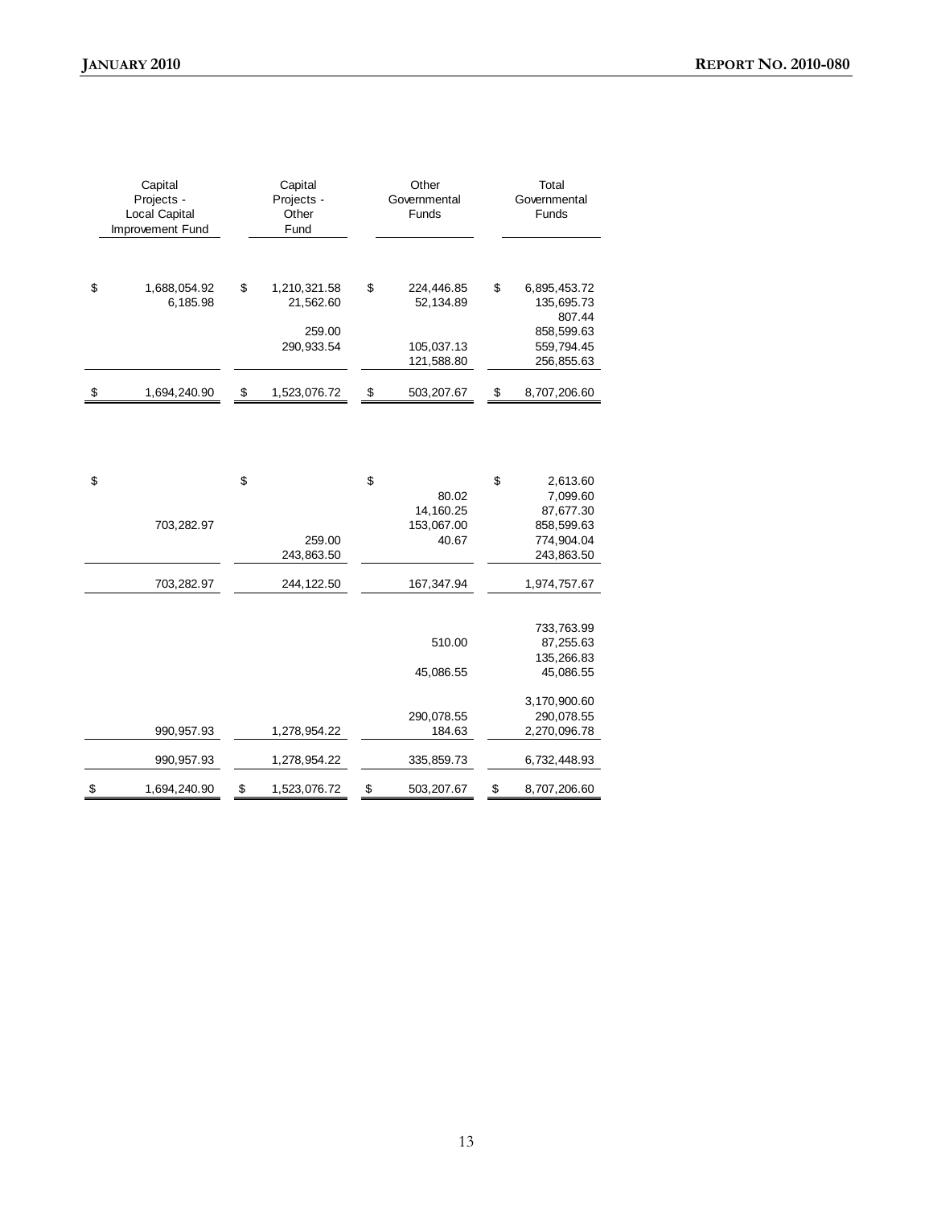| Capital Projects - Local Capital Improvement Fund | Capital Projects - Other Fund | Other Governmental Funds | Total Governmental Funds |
|---|---|---|---|
| | | | |
| $ 1,688,054.92 | $ 1,210,321.58 | $ 224,446.85 | $ 6,895,453.72 |
| 6,185.98 | 21,562.60 | 52,134.89 | 135,695.73 |
| | | | 807.44 |
| | 259.00 | | 858,599.63 |
| | 290,933.54 | 105,037.13 | 559,794.45 |
| | | 121,588.80 | 256,855.63 |
| $ 1,694,240.90 | $ 1,523,076.72 | $ 503,207.67 | $ 8,707,206.60 |
| | | | |
| $ | $ | $ | $ 2,613.60 |
| | | 80.02 | 7,099.60 |
| | | 14,160.25 | 87,677.30 |
| 703,282.97 | | 153,067.00 | 858,599.63 |
| | 259.00 | 40.67 | 774,904.04 |
| | 243,863.50 | | 243,863.50 |
| 703,282.97 | 244,122.50 | 167,347.94 | 1,974,757.67 |
| | | | |
| | | | 733,763.99 |
| | | 510.00 | 87,255.63 |
| | | | 135,266.83 |
| | | 45,086.55 | 45,086.55 |
| | | | |
| | | | 3,170,900.60 |
| | | 290,078.55 | 290,078.55 |
| 990,957.93 | 1,278,954.22 | 184.63 | 2,270,096.78 |
| 990,957.93 | 1,278,954.22 | 335,859.73 | 6,732,448.93 |
| $ 1,694,240.90 | $ 1,523,076.72 | $ 503,207.67 | $ 8,707,206.60 |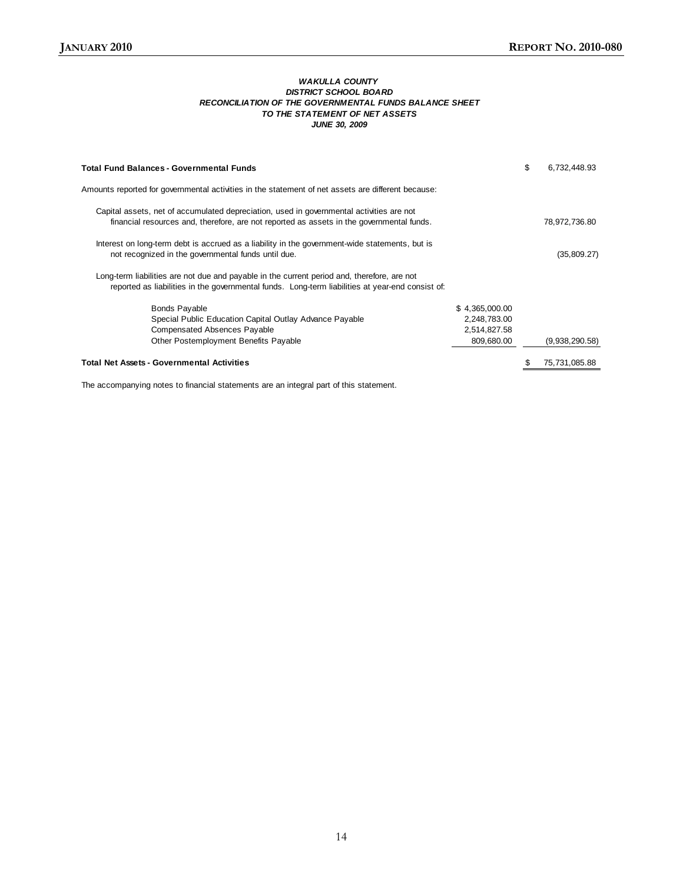### *WAKULLA COUNTY*
### *DISTRICT SCHOOL BOARD*
### *RECONCILIATION OF THE GOVERNMENTAL FUNDS BALANCE SHEET*
### *TO THE STATEMENT OF NET ASSETS*
### *JUNE 30, 2009*

| | | |
|---|---|---|
| **Total Fund Balances - Governmental Funds** | | $ 6,732,448.93 |
| Amounts reported for governmental activities in the statement of net assets are different because: | | |
| Capital assets, net of accumulated depreciation, used in governmental activities are not financial resources and, therefore, are not reported as assets in the governmental funds. | | 78,972,736.80 |
| Interest on long-term debt is accrued as a liability in the government-wide statements, but is not recognized in the governmental funds until due. | | (35,809.27) |
| Long-term liabilities are not due and payable in the current period and, therefore, are not reported as liabilities in the governmental funds. Long-term liabilities at year-end consist of: | | |
| Bonds Payable | $ 4,365,000.00 | |
| Special Public Education Capital Outlay Advance Payable | 2,248,783.00 | |
| Compensated Absences Payable | 2,514,827.58 | |
| Other Postemployment Benefits Payable | 809,680.00 | (9,938,290.58) |
| **Total Net Assets - Governmental Activities** | | $ 75,731,085.88 |

The accompanying notes to financial statements are an integral part of this statement.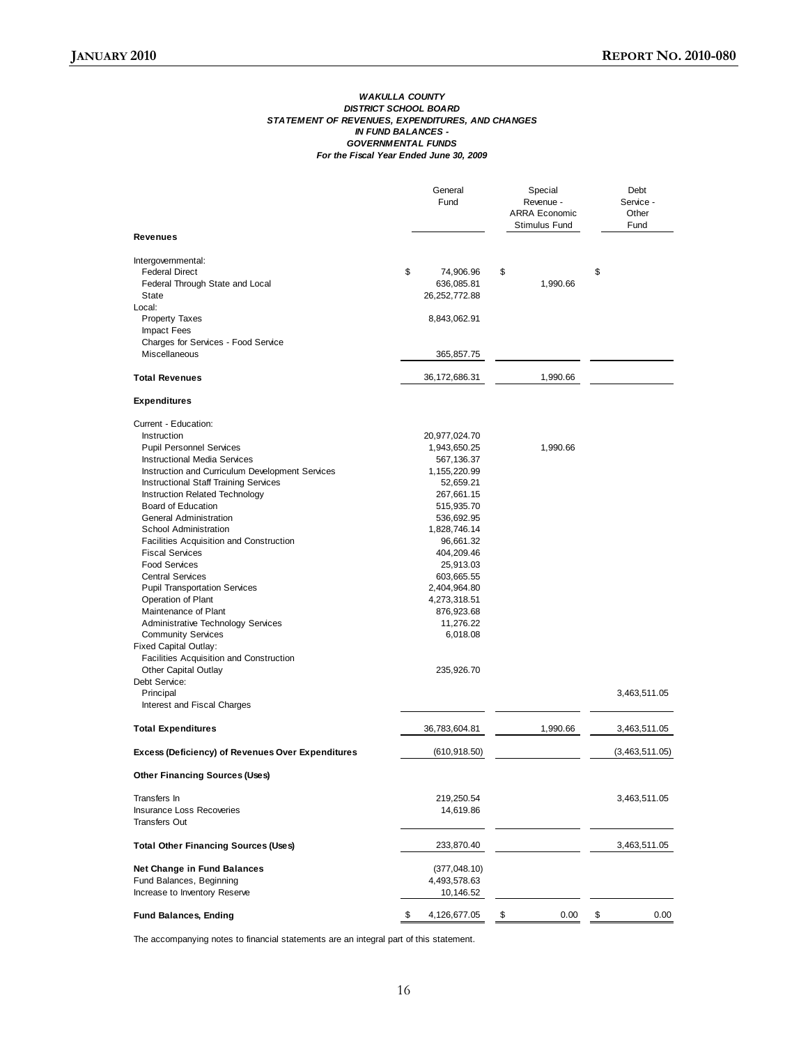**WAKULLA COUNTY**
**DISTRICT SCHOOL BOARD**
**STATEMENT OF REVENUES, EXPENDITURES, AND CHANGES**
**IN FUND BALANCES -**
**GOVERNMENTAL FUNDS**
**For the Fiscal Year Ended June 30, 2009**

| | General Fund | Special Revenue - ARRA Economic Stimulus Fund | Debt Service - Other Fund |
|---|---|---|---|
| **Revenues** | | | |
| Intergovernmental: | | | |
| Federal Direct | $ 74,906.96 | $ | $ |
| Federal Through State and Local | 636,085.81 | 1,990.66 | |
| State | 26,252,772.88 | | |
| Local: | | | |
| Property Taxes | 8,843,062.91 | | |
| Impact Fees | | | |
| Charges for Services - Food Service | | | |
| Miscellaneous | 365,857.75 | | |
| **Total Revenues** | 36,172,686.31 | 1,990.66 | |
| **Expenditures** | | | |
| Current - Education: | | | |
| Instruction | 20,977,024.70 | | |
| Pupil Personnel Services | 1,943,650.25 | 1,990.66 | |
| Instructional Media Services | 567,136.37 | | |
| Instruction and Curriculum Development Services | 1,155,220.99 | | |
| Instructional Staff Training Services | 52,659.21 | | |
| Instruction Related Technology | 267,661.15 | | |
| Board of Education | 515,935.70 | | |
| General Administration | 536,692.95 | | |
| School Administration | 1,828,746.14 | | |
| Facilities Acquisition and Construction | 96,661.32 | | |
| Fiscal Services | 404,209.46 | | |
| Food Services | 25,913.03 | | |
| Central Services | 603,665.55 | | |
| Pupil Transportation Services | 2,404,964.80 | | |
| Operation of Plant | 4,273,318.51 | | |
| Maintenance of Plant | 876,923.68 | | |
| Administrative Technology Services | 11,276.22 | | |
| Community Services | 6,018.08 | | |
| Fixed Capital Outlay: | | | |
| Facilities Acquisition and Construction | | | |
| Other Capital Outlay | 235,926.70 | | |
| Debt Service: | | | |
| Principal | | | 3,463,511.05 |
| Interest and Fiscal Charges | | | |
| **Total Expenditures** | 36,783,604.81 | 1,990.66 | 3,463,511.05 |
| **Excess (Deficiency) of Revenues Over Expenditures** | (610,918.50) | | (3,463,511.05) |
| **Other Financing Sources (Uses)** | | | |
| Transfers In | 219,250.54 | | 3,463,511.05 |
| Insurance Loss Recoveries | 14,619.86 | | |
| Transfers Out | | | |
| **Total Other Financing Sources (Uses)** | 233,870.40 | | 3,463,511.05 |
| **Net Change in Fund Balances** | (377,048.10) | | |
| Fund Balances, Beginning | 4,493,578.63 | | |
| Increase to Inventory Reserve | 10,146.52 | | |
| **Fund Balances, Ending** | $ 4,126,677.05 | $ 0.00 | $ 0.00 |

The accompanying notes to financial statements are an integral part of this statement.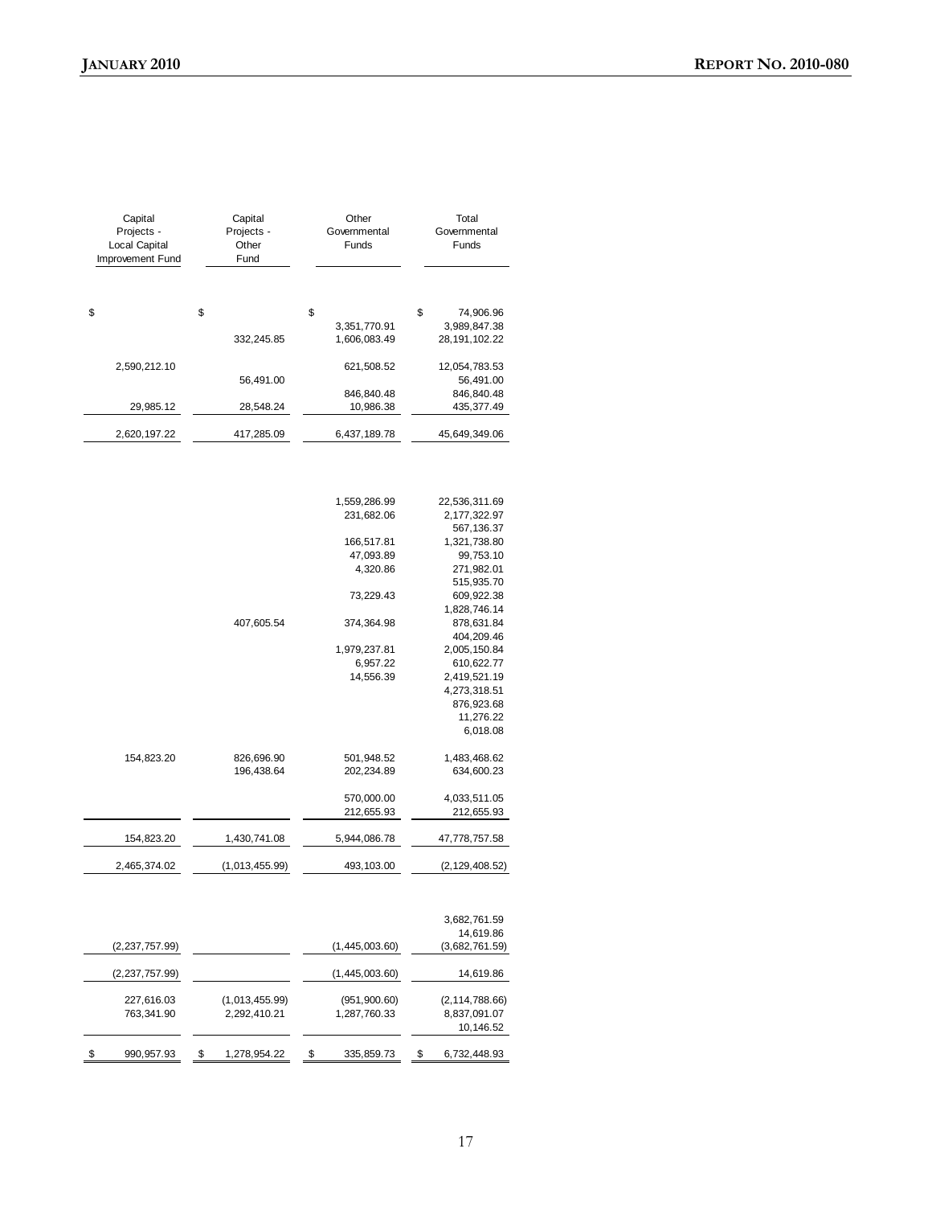| Capital Projects - Local Capital Improvement Fund | Capital Projects - Other Fund | Other Governmental Funds | Total Governmental Funds |
|---|---|---|---|
| $ | $ | $ | $ 74,906.96 |
| | | 3,351,770.91 | 3,989,847.38 |
| | 332,245.85 | 1,606,083.49 | 28,191,102.22 |
| | | | |
| 2,590,212.10 | | 621,508.52 | 12,054,783.53 |
| | 56,491.00 | | 56,491.00 |
| | | 846,840.48 | 846,840.48 |
| 29,985.12 | 28,548.24 | 10,986.38 | 435,377.49 |
| 2,620,197.22 | 417,285.09 | 6,437,189.78 | 45,649,349.06 |
| | | | |
| | | 1,559,286.99 | 22,536,311.69 |
| | | 231,682.06 | 2,177,322.97 |
| | | | 567,136.37 |
| | | 166,517.81 | 1,321,738.80 |
| | | 47,093.89 | 99,753.10 |
| | | 4,320.86 | 271,982.01 |
| | | | 515,935.70 |
| | | 73,229.43 | 609,922.38 |
| | | | 1,828,746.14 |
| | 407,605.54 | 374,364.98 | 878,631.84 |
| | | | 404,209.46 |
| | | 1,979,237.81 | 2,005,150.84 |
| | | 6,957.22 | 610,622.77 |
| | | 14,556.39 | 2,419,521.19 |
| | | | 4,273,318.51 |
| | | | 876,923.68 |
| | | | 11,276.22 |
| | | | 6,018.08 |
| | | | |
| 154,823.20 | 826,696.90 | 501,948.52 | 1,483,468.62 |
| | 196,438.64 | 202,234.89 | 634,600.23 |
| | | | |
| | | 570,000.00 | 4,033,511.05 |
| | | 212,655.93 | 212,655.93 |
| 154,823.20 | 1,430,741.08 | 5,944,086.78 | 47,778,757.58 |
| 2,465,374.02 | (1,013,455.99) | 493,103.00 | (2,129,408.52) |
| | | | |
| | | | 3,682,761.59 |
| | | | 14,619.86 |
| (2,237,757.99) | | (1,445,003.60) | (3,682,761.59) |
| (2,237,757.99) | | (1,445,003.60) | 14,619.86 |
| 227,616.03 | (1,013,455.99) | (951,900.60) | (2,114,788.66) |
| 763,341.90 | 2,292,410.21 | 1,287,760.33 | 8,837,091.07 |
| | | | 10,146.52 |
| $ 990,957.93 | $ 1,278,954.22 | $ 335,859.73 | $ 6,732,448.93 |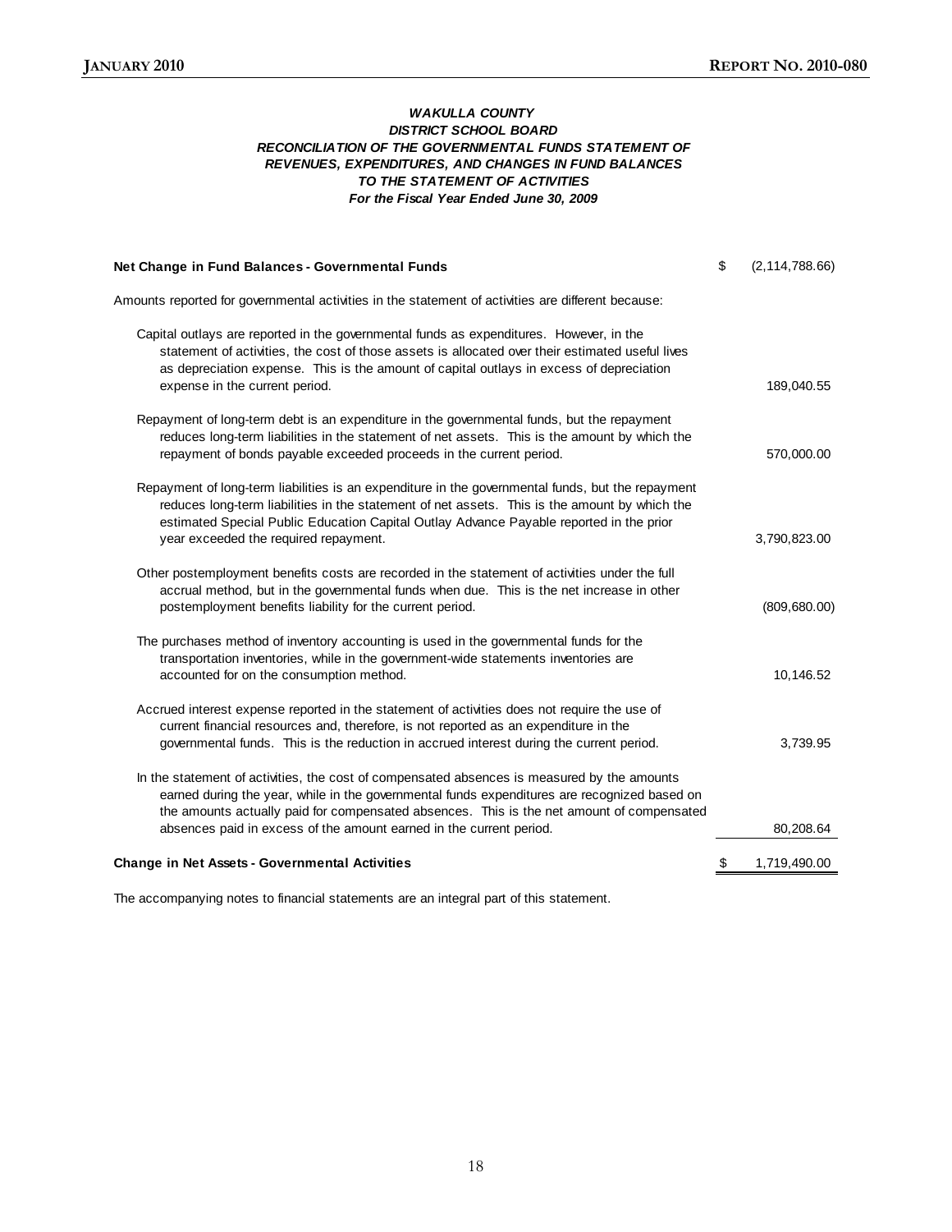### *WAKULLA COUNTY*
### *DISTRICT SCHOOL BOARD*
### *RECONCILIATION OF THE GOVERNMENTAL FUNDS STATEMENT OF REVENUES, EXPENDITURES, AND CHANGES IN FUND BALANCES TO THE STATEMENT OF ACTIVITIES*
### *For the Fiscal Year Ended June 30, 2009*

| | |
|---|---|
| **Net Change in Fund Balances - Governmental Funds** | $ (2,114,788.66) |
| Amounts reported for governmental activities in the statement of activities are different because: | |
| Capital outlays are reported in the governmental funds as expenditures. However, in the statement of activities, the cost of those assets is allocated over their estimated useful lives as depreciation expense. This is the amount of capital outlays in excess of depreciation expense in the current period. | 189,040.55 |
| Repayment of long-term debt is an expenditure in the governmental funds, but the repayment reduces long-term liabilities in the statement of net assets. This is the amount by which the repayment of bonds payable exceeded proceeds in the current period. | 570,000.00 |
| Repayment of long-term liabilities is an expenditure in the governmental funds, but the repayment reduces long-term liabilities in the statement of net assets. This is the amount by which the estimated Special Public Education Capital Outlay Advance Payable reported in the prior year exceeded the required repayment. | 3,790,823.00 |
| Other postemployment benefits costs are recorded in the statement of activities under the full accrual method, but in the governmental funds when due. This is the net increase in other postemployment benefits liability for the current period. | (809,680.00) |
| The purchases method of inventory accounting is used in the governmental funds for the transportation inventories, while in the government-wide statements inventories are accounted for on the consumption method. | 10,146.52 |
| Accrued interest expense reported in the statement of activities does not require the use of current financial resources and, therefore, is not reported as an expenditure in the governmental funds. This is the reduction in accrued interest during the current period. | 3,739.95 |
| In the statement of activities, the cost of compensated absences is measured by the amounts earned during the year, while in the governmental funds expenditures are recognized based on the amounts actually paid for compensated absences. This is the net amount of compensated absences paid in excess of the amount earned in the current period. | 80,208.64 |
| **Change in Net Assets - Governmental Activities** | $ 1,719,490.00 |

The accompanying notes to financial statements are an integral part of this statement.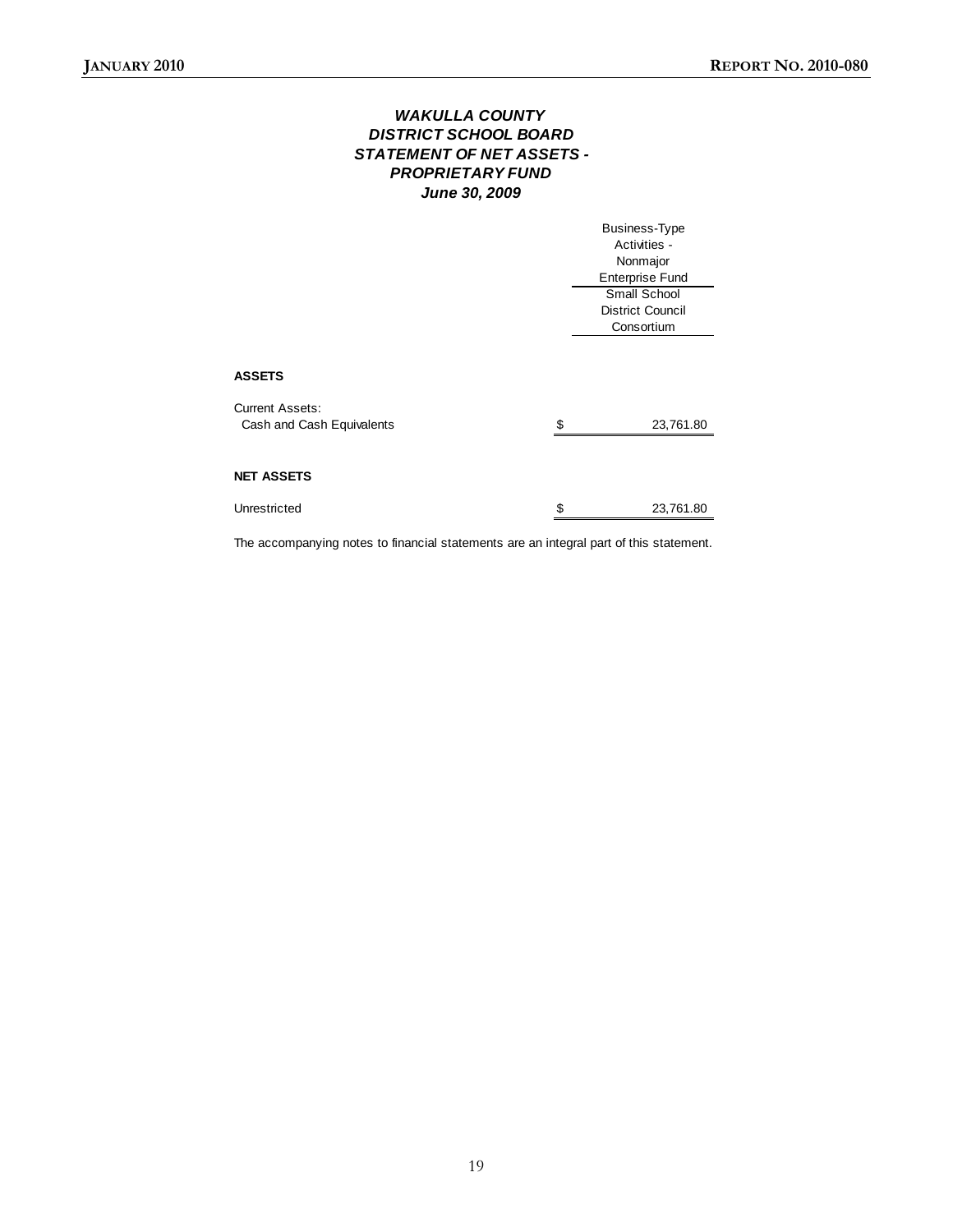# *WAKULLA COUNTY DISTRICT SCHOOL BOARD STATEMENT OF NET ASSETS - PROPRIETARY FUND June 30, 2009*

| | Business-Type Activities - Nonmajor Enterprise Fund |
|---|---|
| | Small School District Council Consortium |
| **ASSETS** | |
| Current Assets: | |
| Cash and Cash Equivalents | $ 23,761.80 |
| **NET ASSETS** | |
| Unrestricted | $ 23,761.80 |

The accompanying notes to financial statements are an integral part of this statement.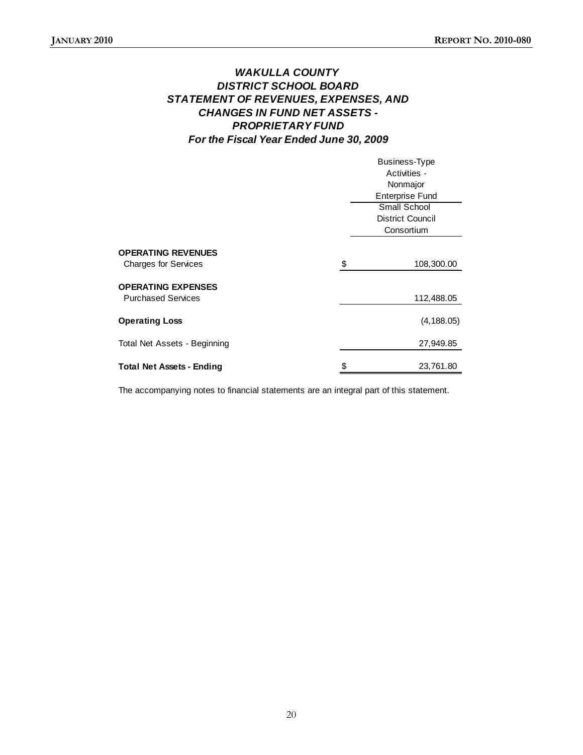# *WAKULLA COUNTY*
# *DISTRICT SCHOOL BOARD*
# *STATEMENT OF REVENUES, EXPENSES, AND CHANGES IN FUND NET ASSETS - PROPRIETARY FUND*
## *For the Fiscal Year Ended June 30, 2009*

| | Business-Type Activities - Nonmajor Enterprise Fund |
|---|---|
| | Small School District Council Consortium |
| **OPERATING REVENUES** | |
| Charges for Services | $ 108,300.00 |
| **OPERATING EXPENSES** | |
| Purchased Services | 112,488.05 |
| **Operating Loss** | (4,188.05) |
| Total Net Assets - Beginning | 27,949.85 |
| **Total Net Assets - Ending** | $ 23,761.80 |

The accompanying notes to financial statements are an integral part of this statement.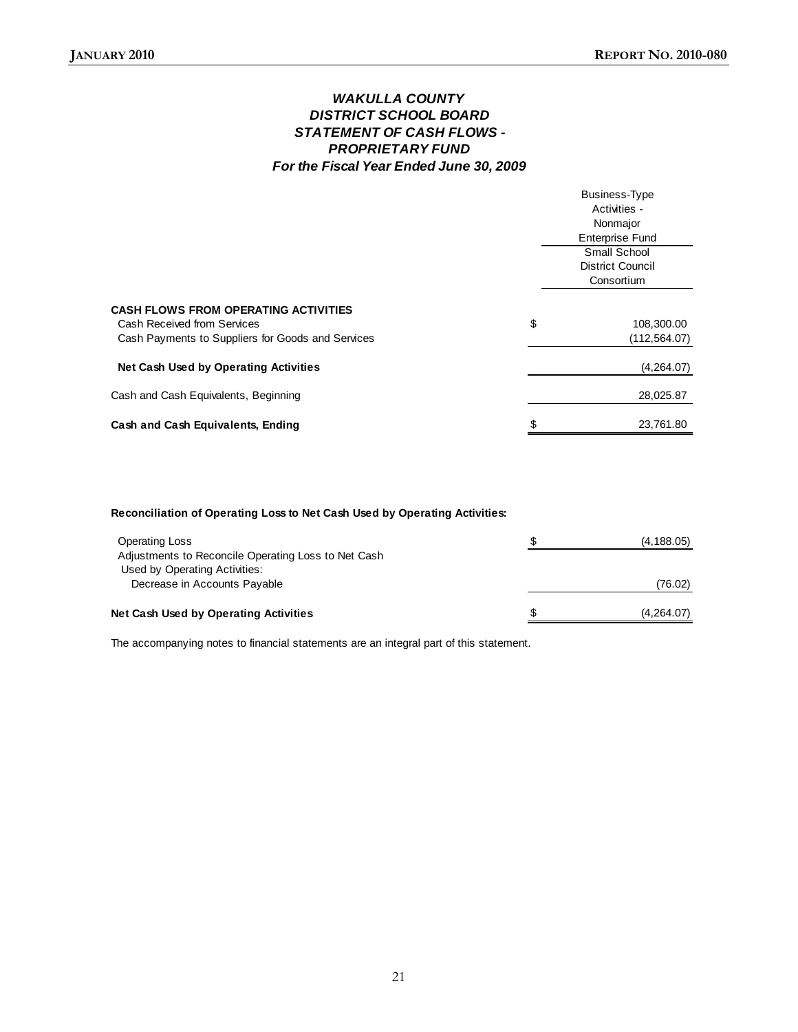# *WAKULLA COUNTY*
# *DISTRICT SCHOOL BOARD*
# *STATEMENT OF CASH FLOWS - PROPRIETARY FUND*
## *For the Fiscal Year Ended June 30, 2009*

| | Business-Type Activities - Nonmajor Enterprise Fund |
|---|---|
| | Small School District Council Consortium |
| **CASH FLOWS FROM OPERATING ACTIVITIES** | |
| Cash Received from Services | $ 108,300.00 |
| Cash Payments to Suppliers for Goods and Services | (112,564.07) |
| **Net Cash Used by Operating Activities** | (4,264.07) |
| Cash and Cash Equivalents, Beginning | 28,025.87 |
| **Cash and Cash Equivalents, Ending** | $ 23,761.80 |

**Reconciliation of Operating Loss to Net Cash Used by Operating Activities:**

| | |
|---|---|
| Operating Loss | $ (4,188.05) |
| Adjustments to Reconcile Operating Loss to Net Cash Used by Operating Activities: | |
| Decrease in Accounts Payable | (76.02) |
| **Net Cash Used by Operating Activities** | $ (4,264.07) |

The accompanying notes to financial statements are an integral part of this statement.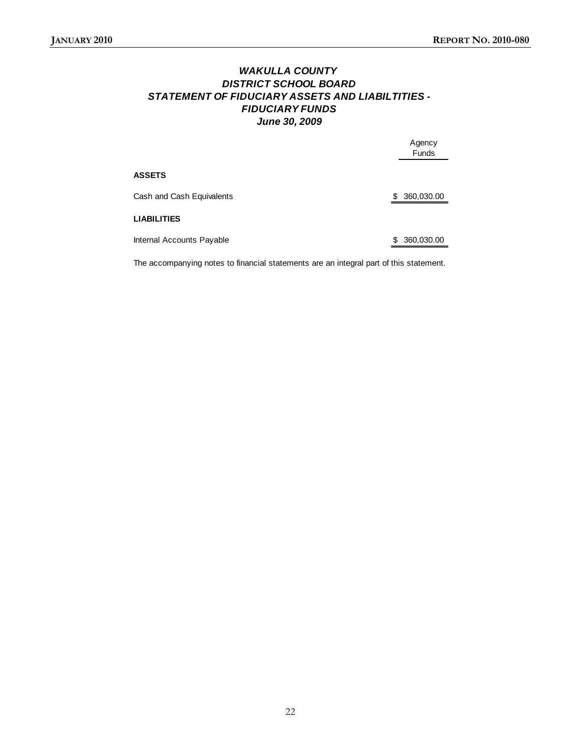# *WAKULLA COUNTY*
# *DISTRICT SCHOOL BOARD*
## *STATEMENT OF FIDUCIARY ASSETS AND LIABILTITIES - FIDUCIARY FUNDS*
### *June 30, 2009*

| | Agency Funds |
|---|---|
| **ASSETS** | |
| Cash and Cash Equivalents | $ 360,030.00 |
| **LIABILITIES** | |
| Internal Accounts Payable | $ 360,030.00 |

The accompanying notes to financial statements are an integral part of this statement.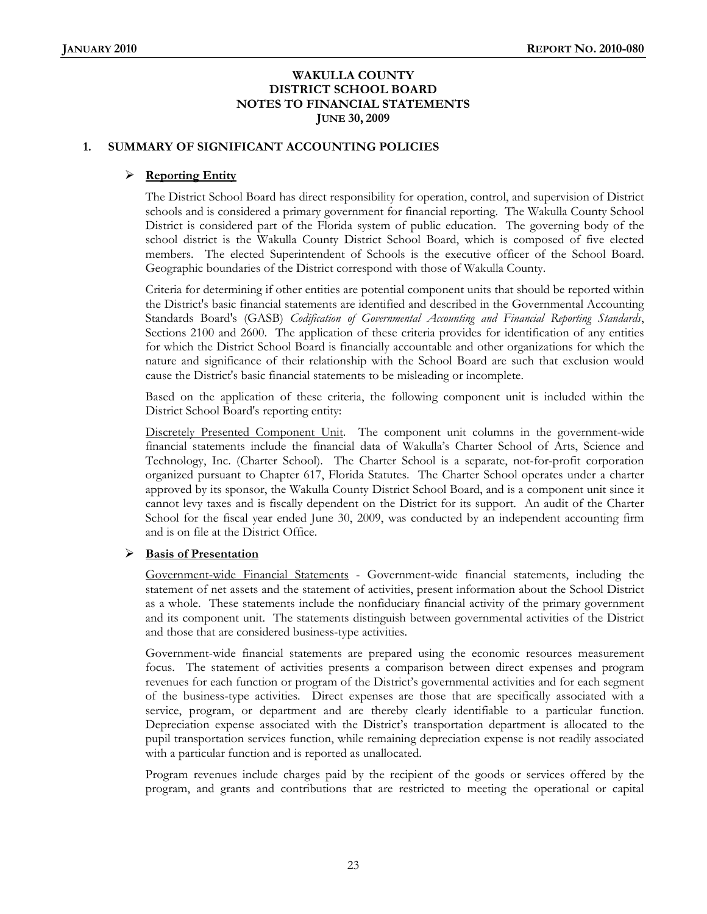# WAKULLA COUNTY DISTRICT SCHOOL BOARD
# NOTES TO FINANCIAL STATEMENTS
# JUNE 30, 2009

## 1. SUMMARY OF SIGNIFICANT ACCOUNTING POLICIES

### ➢ Reporting Entity

The District School Board has direct responsibility for operation, control, and supervision of District schools and is considered a primary government for financial reporting. The Wakulla County School District is considered part of the Florida system of public education. The governing body of the school district is the Wakulla County District School Board, which is composed of five elected members. The elected Superintendent of Schools is the executive officer of the School Board. Geographic boundaries of the District correspond with those of Wakulla County.

Criteria for determining if other entities are potential component units that should be reported within the District's basic financial statements are identified and described in the Governmental Accounting Standards Board's (GASB) *Codification of Governmental Accounting and Financial Reporting Standards*, Sections 2100 and 2600. The application of these criteria provides for identification of any entities for which the District School Board is financially accountable and other organizations for which the nature and significance of their relationship with the School Board are such that exclusion would cause the District's basic financial statements to be misleading or incomplete.

Based on the application of these criteria, the following component unit is included within the District School Board's reporting entity:

Discretely Presented Component Unit. The component unit columns in the government-wide financial statements include the financial data of Wakulla's Charter School of Arts, Science and Technology, Inc. (Charter School). The Charter School is a separate, not-for-profit corporation organized pursuant to Chapter 617, Florida Statutes. The Charter School operates under a charter approved by its sponsor, the Wakulla County District School Board, and is a component unit since it cannot levy taxes and is fiscally dependent on the District for its support. An audit of the Charter School for the fiscal year ended June 30, 2009, was conducted by an independent accounting firm and is on file at the District Office.

### ➢ Basis of Presentation

Government-wide Financial Statements - Government-wide financial statements, including the statement of net assets and the statement of activities, present information about the School District as a whole. These statements include the nonfiduciary financial activity of the primary government and its component unit. The statements distinguish between governmental activities of the District and those that are considered business-type activities.

Government-wide financial statements are prepared using the economic resources measurement focus. The statement of activities presents a comparison between direct expenses and program revenues for each function or program of the District's governmental activities and for each segment of the business-type activities. Direct expenses are those that are specifically associated with a service, program, or department and are thereby clearly identifiable to a particular function. Depreciation expense associated with the District's transportation department is allocated to the pupil transportation services function, while remaining depreciation expense is not readily associated with a particular function and is reported as unallocated.

Program revenues include charges paid by the recipient of the goods or services offered by the program, and grants and contributions that are restricted to meeting the operational or capital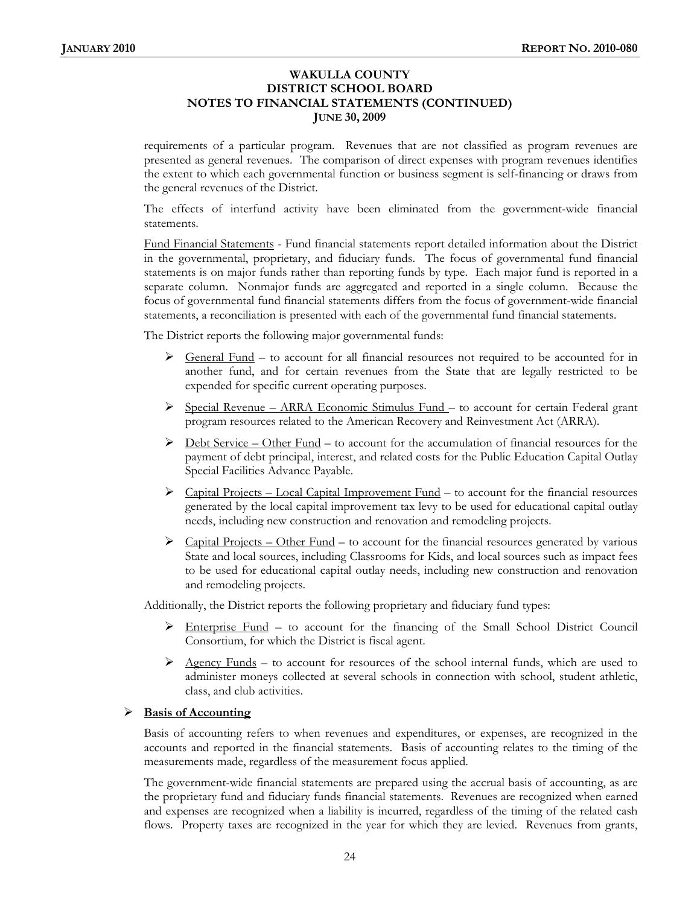### WAKULLA COUNTY DISTRICT SCHOOL BOARD NOTES TO FINANCIAL STATEMENTS (CONTINUED) JUNE 30, 2009

requirements of a particular program. Revenues that are not classified as program revenues are presented as general revenues. The comparison of direct expenses with program revenues identifies the extent to which each governmental function or business segment is self-financing or draws from the general revenues of the District.

The effects of interfund activity have been eliminated from the government-wide financial statements.

Fund Financial Statements - Fund financial statements report detailed information about the District in the governmental, proprietary, and fiduciary funds. The focus of governmental fund financial statements is on major funds rather than reporting funds by type. Each major fund is reported in a separate column. Nonmajor funds are aggregated and reported in a single column. Because the focus of governmental fund financial statements differs from the focus of government-wide financial statements, a reconciliation is presented with each of the governmental fund financial statements.

The District reports the following major governmental funds:

- General Fund – to account for all financial resources not required to be accounted for in another fund, and for certain revenues from the State that are legally restricted to be expended for specific current operating purposes.
- Special Revenue – ARRA Economic Stimulus Fund – to account for certain Federal grant program resources related to the American Recovery and Reinvestment Act (ARRA).
- Debt Service – Other Fund – to account for the accumulation of financial resources for the payment of debt principal, interest, and related costs for the Public Education Capital Outlay Special Facilities Advance Payable.
- Capital Projects – Local Capital Improvement Fund – to account for the financial resources generated by the local capital improvement tax levy to be used for educational capital outlay needs, including new construction and renovation and remodeling projects.
- Capital Projects – Other Fund – to account for the financial resources generated by various State and local sources, including Classrooms for Kids, and local sources such as impact fees to be used for educational capital outlay needs, including new construction and renovation and remodeling projects.

Additionally, the District reports the following proprietary and fiduciary fund types:

- Enterprise Fund – to account for the financing of the Small School District Council Consortium, for which the District is fiscal agent.
- Agency Funds – to account for resources of the school internal funds, which are used to administer moneys collected at several schools in connection with school, student athletic, class, and club activities.

- **Basis of Accounting**

Basis of accounting refers to when revenues and expenditures, or expenses, are recognized in the accounts and reported in the financial statements. Basis of accounting relates to the timing of the measurements made, regardless of the measurement focus applied.

The government-wide financial statements are prepared using the accrual basis of accounting, as are the proprietary fund and fiduciary funds financial statements. Revenues are recognized when earned and expenses are recognized when a liability is incurred, regardless of the timing of the related cash flows. Property taxes are recognized in the year for which they are levied. Revenues from grants,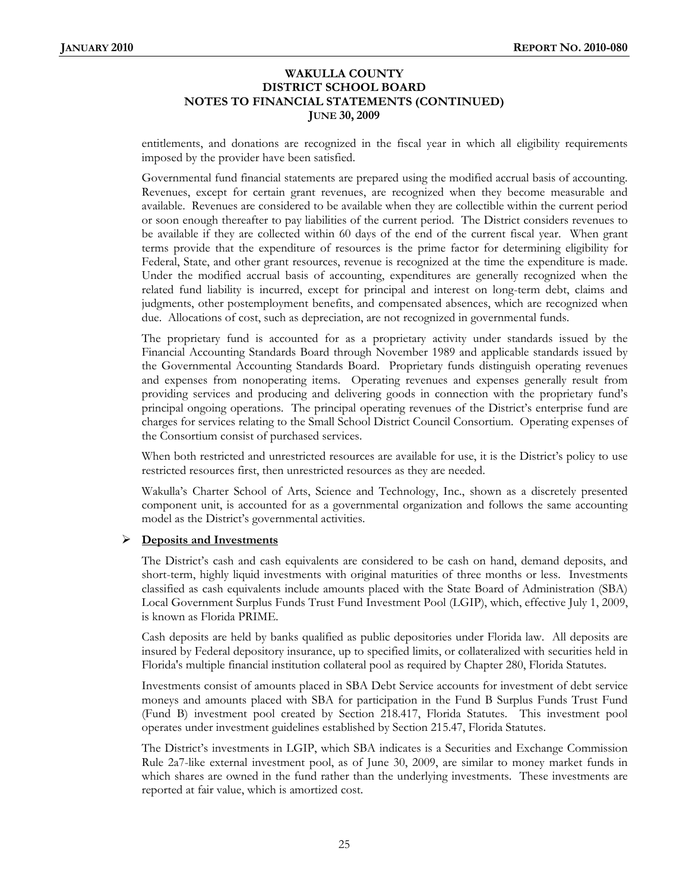entitlements, and donations are recognized in the fiscal year in which all eligibility requirements imposed by the provider have been satisfied.

Governmental fund financial statements are prepared using the modified accrual basis of accounting. Revenues, except for certain grant revenues, are recognized when they become measurable and available. Revenues are considered to be available when they are collectible within the current period or soon enough thereafter to pay liabilities of the current period. The District considers revenues to be available if they are collected within 60 days of the end of the current fiscal year. When grant terms provide that the expenditure of resources is the prime factor for determining eligibility for Federal, State, and other grant resources, revenue is recognized at the time the expenditure is made. Under the modified accrual basis of accounting, expenditures are generally recognized when the related fund liability is incurred, except for principal and interest on long-term debt, claims and judgments, other postemployment benefits, and compensated absences, which are recognized when due. Allocations of cost, such as depreciation, are not recognized in governmental funds.

The proprietary fund is accounted for as a proprietary activity under standards issued by the Financial Accounting Standards Board through November 1989 and applicable standards issued by the Governmental Accounting Standards Board. Proprietary funds distinguish operating revenues and expenses from nonoperating items. Operating revenues and expenses generally result from providing services and producing and delivering goods in connection with the proprietary fund's principal ongoing operations. The principal operating revenues of the District's enterprise fund are charges for services relating to the Small School District Council Consortium. Operating expenses of the Consortium consist of purchased services.

When both restricted and unrestricted resources are available for use, it is the District's policy to use restricted resources first, then unrestricted resources as they are needed.

Wakulla's Charter School of Arts, Science and Technology, Inc., shown as a discretely presented component unit, is accounted for as a governmental organization and follows the same accounting model as the District's governmental activities.

- **Deposits and Investments**

The District's cash and cash equivalents are considered to be cash on hand, demand deposits, and short-term, highly liquid investments with original maturities of three months or less. Investments classified as cash equivalents include amounts placed with the State Board of Administration (SBA) Local Government Surplus Funds Trust Fund Investment Pool (LGIP), which, effective July 1, 2009, is known as Florida PRIME.

Cash deposits are held by banks qualified as public depositories under Florida law. All deposits are insured by Federal depository insurance, up to specified limits, or collateralized with securities held in Florida's multiple financial institution collateral pool as required by Chapter 280, Florida Statutes.

Investments consist of amounts placed in SBA Debt Service accounts for investment of debt service moneys and amounts placed with SBA for participation in the Fund B Surplus Funds Trust Fund (Fund B) investment pool created by Section 218.417, Florida Statutes. This investment pool operates under investment guidelines established by Section 215.47, Florida Statutes.

The District's investments in LGIP, which SBA indicates is a Securities and Exchange Commission Rule 2a7-like external investment pool, as of June 30, 2009, are similar to money market funds in which shares are owned in the fund rather than the underlying investments. These investments are reported at fair value, which is amortized cost.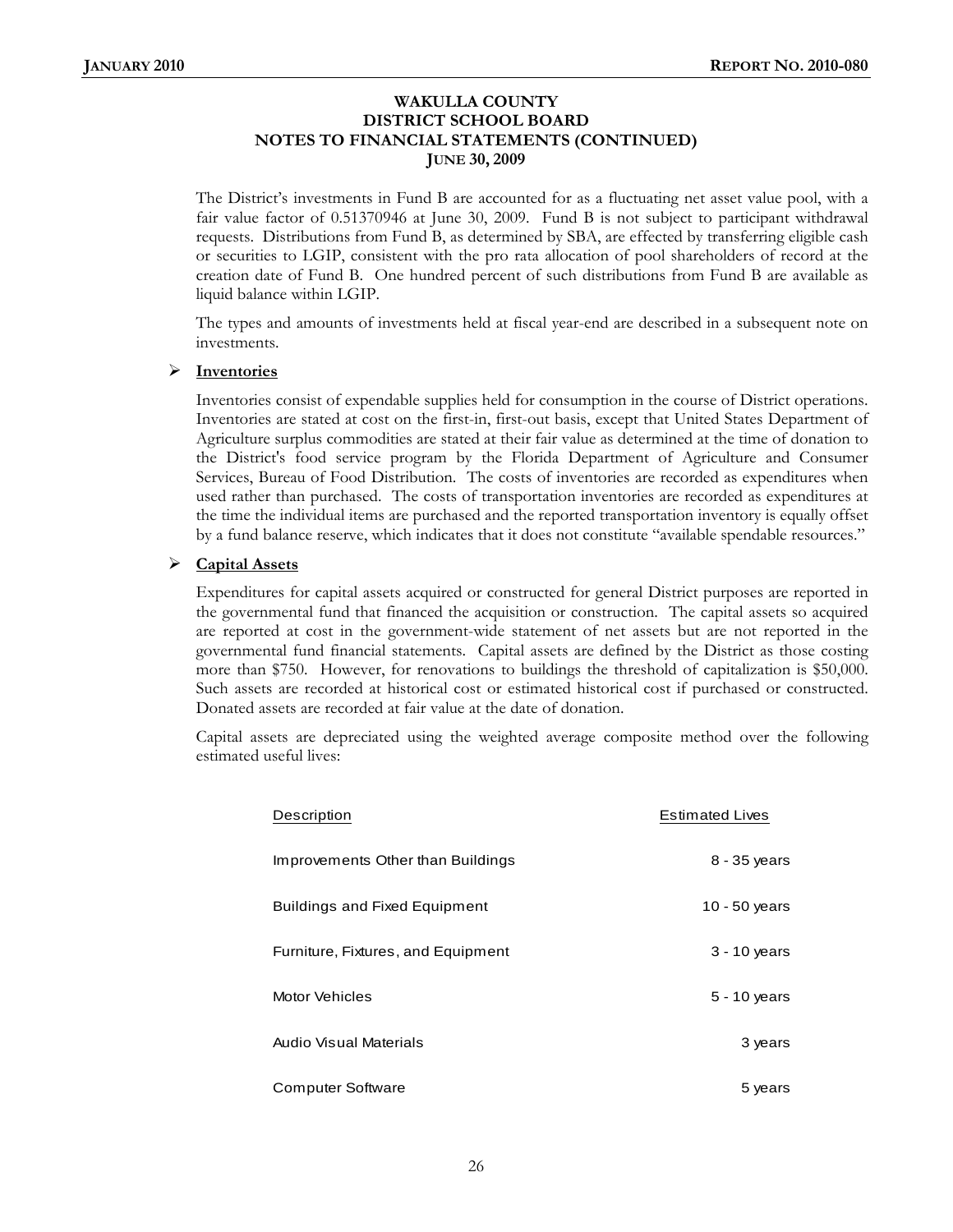# WAKULLA COUNTY DISTRICT SCHOOL BOARD NOTES TO FINANCIAL STATEMENTS (CONTINUED) JUNE 30, 2009

The District's investments in Fund B are accounted for as a fluctuating net asset value pool, with a fair value factor of 0.51370946 at June 30, 2009. Fund B is not subject to participant withdrawal requests. Distributions from Fund B, as determined by SBA, are effected by transferring eligible cash or securities to LGIP, consistent with the pro rata allocation of pool shareholders of record at the creation date of Fund B. One hundred percent of such distributions from Fund B are available as liquid balance within LGIP.

The types and amounts of investments held at fiscal year-end are described in a subsequent note on investments.

- **Inventories**

Inventories consist of expendable supplies held for consumption in the course of District operations. Inventories are stated at cost on the first-in, first-out basis, except that United States Department of Agriculture surplus commodities are stated at their fair value as determined at the time of donation to the District's food service program by the Florida Department of Agriculture and Consumer Services, Bureau of Food Distribution. The costs of inventories are recorded as expenditures when used rather than purchased. The costs of transportation inventories are recorded as expenditures at the time the individual items are purchased and the reported transportation inventory is equally offset by a fund balance reserve, which indicates that it does not constitute "available spendable resources."

- **Capital Assets**

Expenditures for capital assets acquired or constructed for general District purposes are reported in the governmental fund that financed the acquisition or construction. The capital assets so acquired are reported at cost in the government-wide statement of net assets but are not reported in the governmental fund financial statements. Capital assets are defined by the District as those costing more than $750. However, for renovations to buildings the threshold of capitalization is $50,000. Such assets are recorded at historical cost or estimated historical cost if purchased or constructed. Donated assets are recorded at fair value at the date of donation.

Capital assets are depreciated using the weighted average composite method over the following estimated useful lives:

| Description | Estimated Lives |
|---|---|
| Improvements Other than Buildings | 8 - 35 years |
| Buildings and Fixed Equipment | 10 - 50 years |
| Furniture, Fixtures, and Equipment | 3 - 10 years |
| Motor Vehicles | 5 - 10 years |
| Audio Visual Materials | 3 years |
| Computer Software | 5 years |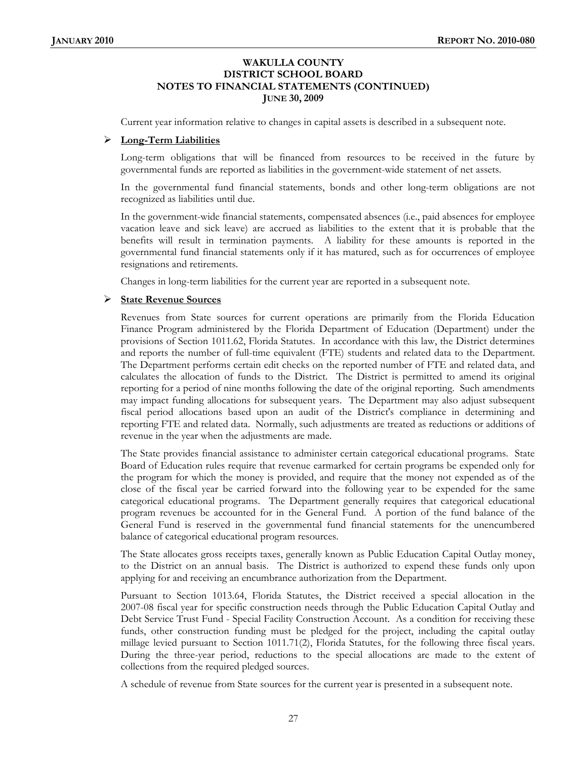Current year information relative to changes in capital assets is described in a subsequent note.

- **Long-Term Liabilities**

Long-term obligations that will be financed from resources to be received in the future by governmental funds are reported as liabilities in the government-wide statement of net assets.

In the governmental fund financial statements, bonds and other long-term obligations are not recognized as liabilities until due.

In the government-wide financial statements, compensated absences (i.e., paid absences for employee vacation leave and sick leave) are accrued as liabilities to the extent that it is probable that the benefits will result in termination payments. A liability for these amounts is reported in the governmental fund financial statements only if it has matured, such as for occurrences of employee resignations and retirements.

Changes in long-term liabilities for the current year are reported in a subsequent note.

- **State Revenue Sources**

Revenues from State sources for current operations are primarily from the Florida Education Finance Program administered by the Florida Department of Education (Department) under the provisions of Section 1011.62, Florida Statutes. In accordance with this law, the District determines and reports the number of full-time equivalent (FTE) students and related data to the Department. The Department performs certain edit checks on the reported number of FTE and related data, and calculates the allocation of funds to the District. The District is permitted to amend its original reporting for a period of nine months following the date of the original reporting. Such amendments may impact funding allocations for subsequent years. The Department may also adjust subsequent fiscal period allocations based upon an audit of the District's compliance in determining and reporting FTE and related data. Normally, such adjustments are treated as reductions or additions of revenue in the year when the adjustments are made.

The State provides financial assistance to administer certain categorical educational programs. State Board of Education rules require that revenue earmarked for certain programs be expended only for the program for which the money is provided, and require that the money not expended as of the close of the fiscal year be carried forward into the following year to be expended for the same categorical educational programs. The Department generally requires that categorical educational program revenues be accounted for in the General Fund. A portion of the fund balance of the General Fund is reserved in the governmental fund financial statements for the unencumbered balance of categorical educational program resources.

The State allocates gross receipts taxes, generally known as Public Education Capital Outlay money, to the District on an annual basis. The District is authorized to expend these funds only upon applying for and receiving an encumbrance authorization from the Department.

Pursuant to Section 1013.64, Florida Statutes, the District received a special allocation in the 2007-08 fiscal year for specific construction needs through the Public Education Capital Outlay and Debt Service Trust Fund - Special Facility Construction Account. As a condition for receiving these funds, other construction funding must be pledged for the project, including the capital outlay millage levied pursuant to Section 1011.71(2), Florida Statutes, for the following three fiscal years. During the three-year period, reductions to the special allocations are made to the extent of collections from the required pledged sources.

A schedule of revenue from State sources for the current year is presented in a subsequent note.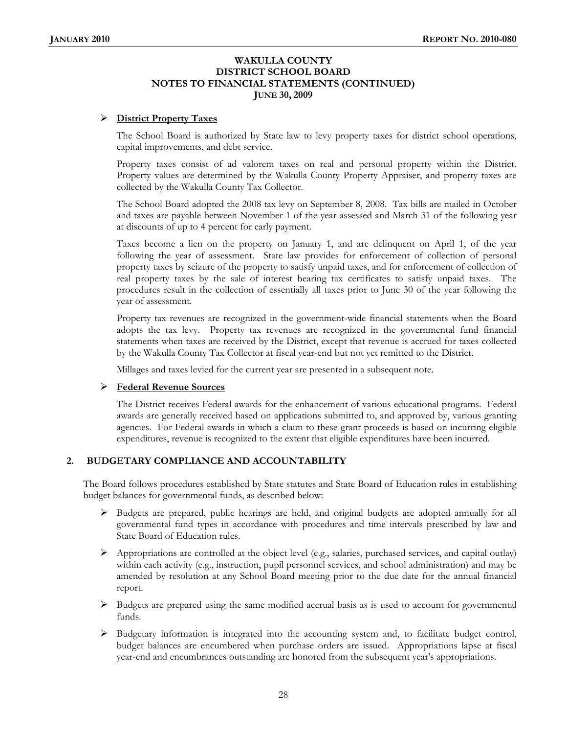### WAKULLA COUNTY
### DISTRICT SCHOOL BOARD
### NOTES TO FINANCIAL STATEMENTS (CONTINUED)
### JUNE 30, 2009

- **District Property Taxes**

  The School Board is authorized by State law to levy property taxes for district school operations, capital improvements, and debt service.

  Property taxes consist of ad valorem taxes on real and personal property within the District. Property values are determined by the Wakulla County Property Appraiser, and property taxes are collected by the Wakulla County Tax Collector.

  The School Board adopted the 2008 tax levy on September 8, 2008. Tax bills are mailed in October and taxes are payable between November 1 of the year assessed and March 31 of the following year at discounts of up to 4 percent for early payment.

  Taxes become a lien on the property on January 1, and are delinquent on April 1, of the year following the year of assessment. State law provides for enforcement of collection of personal property taxes by seizure of the property to satisfy unpaid taxes, and for enforcement of collection of real property taxes by the sale of interest bearing tax certificates to satisfy unpaid taxes. The procedures result in the collection of essentially all taxes prior to June 30 of the year following the year of assessment.

  Property tax revenues are recognized in the government-wide financial statements when the Board adopts the tax levy. Property tax revenues are recognized in the governmental fund financial statements when taxes are received by the District, except that revenue is accrued for taxes collected by the Wakulla County Tax Collector at fiscal year-end but not yet remitted to the District.

  Millages and taxes levied for the current year are presented in a subsequent note.

- **Federal Revenue Sources**

  The District receives Federal awards for the enhancement of various educational programs. Federal awards are generally received based on applications submitted to, and approved by, various granting agencies. For Federal awards in which a claim to these grant proceeds is based on incurring eligible expenditures, revenue is recognized to the extent that eligible expenditures have been incurred.

## 2. BUDGETARY COMPLIANCE AND ACCOUNTABILITY

The Board follows procedures established by State statutes and State Board of Education rules in establishing budget balances for governmental funds, as described below:

- Budgets are prepared, public hearings are held, and original budgets are adopted annually for all governmental fund types in accordance with procedures and time intervals prescribed by law and State Board of Education rules.
- Appropriations are controlled at the object level (e.g., salaries, purchased services, and capital outlay) within each activity (e.g., instruction, pupil personnel services, and school administration) and may be amended by resolution at any School Board meeting prior to the due date for the annual financial report.
- Budgets are prepared using the same modified accrual basis as is used to account for governmental funds.
- Budgetary information is integrated into the accounting system and, to facilitate budget control, budget balances are encumbered when purchase orders are issued. Appropriations lapse at fiscal year-end and encumbrances outstanding are honored from the subsequent year's appropriations.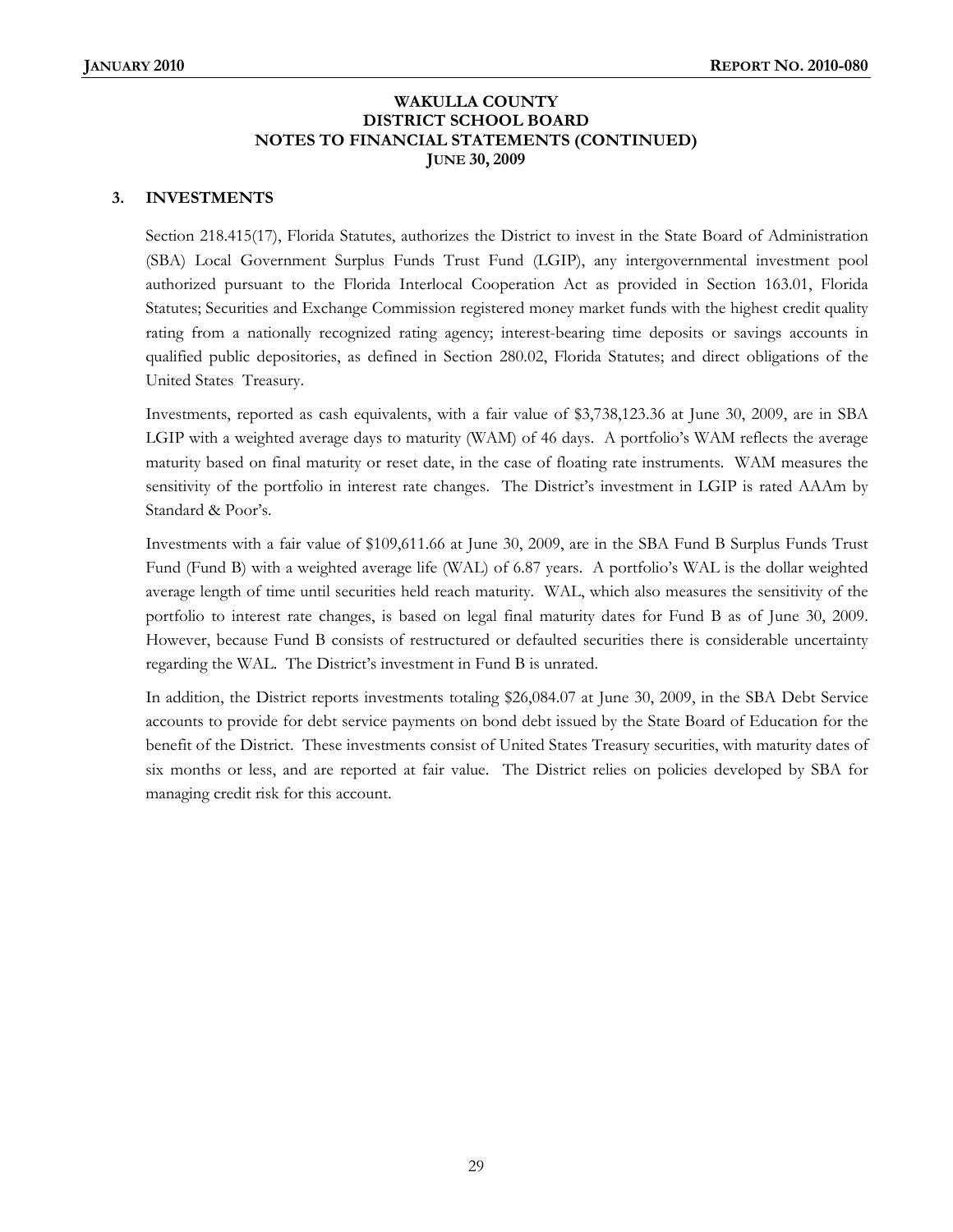**WAKULLA COUNTY**
**DISTRICT SCHOOL BOARD**
**NOTES TO FINANCIAL STATEMENTS (CONTINUED)**
**JUNE 30, 2009**

## 3. INVESTMENTS

Section 218.415(17), Florida Statutes, authorizes the District to invest in the State Board of Administration (SBA) Local Government Surplus Funds Trust Fund (LGIP), any intergovernmental investment pool authorized pursuant to the Florida Interlocal Cooperation Act as provided in Section 163.01, Florida Statutes; Securities and Exchange Commission registered money market funds with the highest credit quality rating from a nationally recognized rating agency; interest-bearing time deposits or savings accounts in qualified public depositories, as defined in Section 280.02, Florida Statutes; and direct obligations of the United States Treasury.

Investments, reported as cash equivalents, with a fair value of $3,738,123.36 at June 30, 2009, are in SBA LGIP with a weighted average days to maturity (WAM) of 46 days. A portfolio's WAM reflects the average maturity based on final maturity or reset date, in the case of floating rate instruments. WAM measures the sensitivity of the portfolio in interest rate changes. The District's investment in LGIP is rated AAAm by Standard & Poor's.

Investments with a fair value of $109,611.66 at June 30, 2009, are in the SBA Fund B Surplus Funds Trust Fund (Fund B) with a weighted average life (WAL) of 6.87 years. A portfolio's WAL is the dollar weighted average length of time until securities held reach maturity. WAL, which also measures the sensitivity of the portfolio to interest rate changes, is based on legal final maturity dates for Fund B as of June 30, 2009. However, because Fund B consists of restructured or defaulted securities there is considerable uncertainty regarding the WAL. The District's investment in Fund B is unrated.

In addition, the District reports investments totaling $26,084.07 at June 30, 2009, in the SBA Debt Service accounts to provide for debt service payments on bond debt issued by the State Board of Education for the benefit of the District. These investments consist of United States Treasury securities, with maturity dates of six months or less, and are reported at fair value. The District relies on policies developed by SBA for managing credit risk for this account.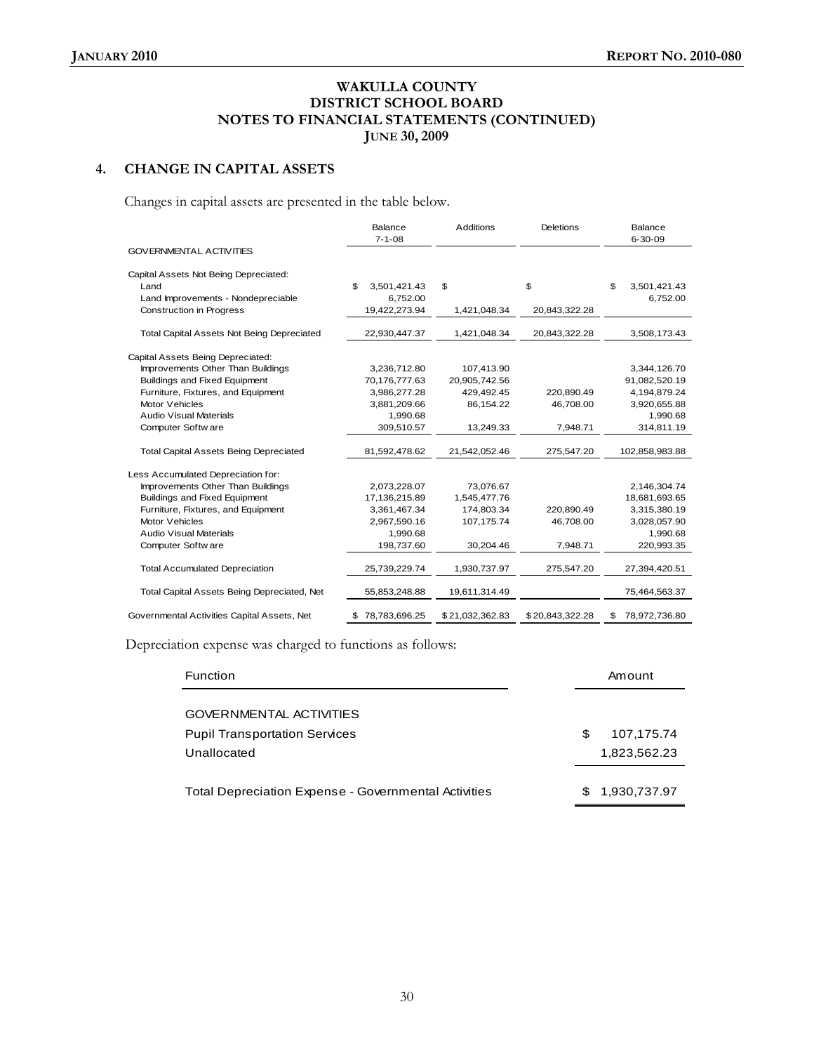# WAKULLA COUNTY DISTRICT SCHOOL BOARD NOTES TO FINANCIAL STATEMENTS (CONTINUED) JUNE 30, 2009

## 4. CHANGE IN CAPITAL ASSETS

Changes in capital assets are presented in the table below.

| | Balance 7-1-08 | Additions | Deletions | Balance 6-30-09 |
|---|---|---|---|---|
| GOVERNMENTAL ACTIVITIES | | | | |
| Capital Assets Not Being Depreciated: | | | | |
| Land | $ 3,501,421.43 | $ | $ | $ 3,501,421.43 |
| Land Improvements - Nondepreciable | 6,752.00 | | | 6,752.00 |
| Construction in Progress | 19,422,273.94 | 1,421,048.34 | 20,843,322.28 | |
| Total Capital Assets Not Being Depreciated | 22,930,447.37 | 1,421,048.34 | 20,843,322.28 | 3,508,173.43 |
| Capital Assets Being Depreciated: | | | | |
| Improvements Other Than Buildings | 3,236,712.80 | 107,413.90 | | 3,344,126.70 |
| Buildings and Fixed Equipment | 70,176,777.63 | 20,905,742.56 | | 91,082,520.19 |
| Furniture, Fixtures, and Equipment | 3,986,277.28 | 429,492.45 | 220,890.49 | 4,194,879.24 |
| Motor Vehicles | 3,881,209.66 | 86,154.22 | 46,708.00 | 3,920,655.88 |
| Audio Visual Materials | 1,990.68 | | | 1,990.68 |
| Computer Software | 309,510.57 | 13,249.33 | 7,948.71 | 314,811.19 |
| Total Capital Assets Being Depreciated | 81,592,478.62 | 21,542,052.46 | 275,547.20 | 102,858,983.88 |
| Less Accumulated Depreciation for: | | | | |
| Improvements Other Than Buildings | 2,073,228.07 | 73,076.67 | | 2,146,304.74 |
| Buildings and Fixed Equipment | 17,136,215.89 | 1,545,477.76 | | 18,681,693.65 |
| Furniture, Fixtures, and Equipment | 3,361,467.34 | 174,803.34 | 220,890.49 | 3,315,380.19 |
| Motor Vehicles | 2,967,590.16 | 107,175.74 | 46,708.00 | 3,028,057.90 |
| Audio Visual Materials | 1,990.68 | | | 1,990.68 |
| Computer Software | 198,737.60 | 30,204.46 | 7,948.71 | 220,993.35 |
| Total Accumulated Depreciation | 25,739,229.74 | 1,930,737.97 | 275,547.20 | 27,394,420.51 |
| Total Capital Assets Being Depreciated, Net | 55,853,248.88 | 19,611,314.49 | | 75,464,563.37 |
| Governmental Activities Capital Assets, Net | $ 78,783,696.25 | $ 21,032,362.83 | $ 20,843,322.28 | $ 78,972,736.80 |

Depreciation expense was charged to functions as follows:

| Function | Amount |
|---|---|
| GOVERNMENTAL ACTIVITIES | |
| Pupil Transportation Services | $ 107,175.74 |
| Unallocated | 1,823,562.23 |
| Total Depreciation Expense - Governmental Activities | $ 1,930,737.97 |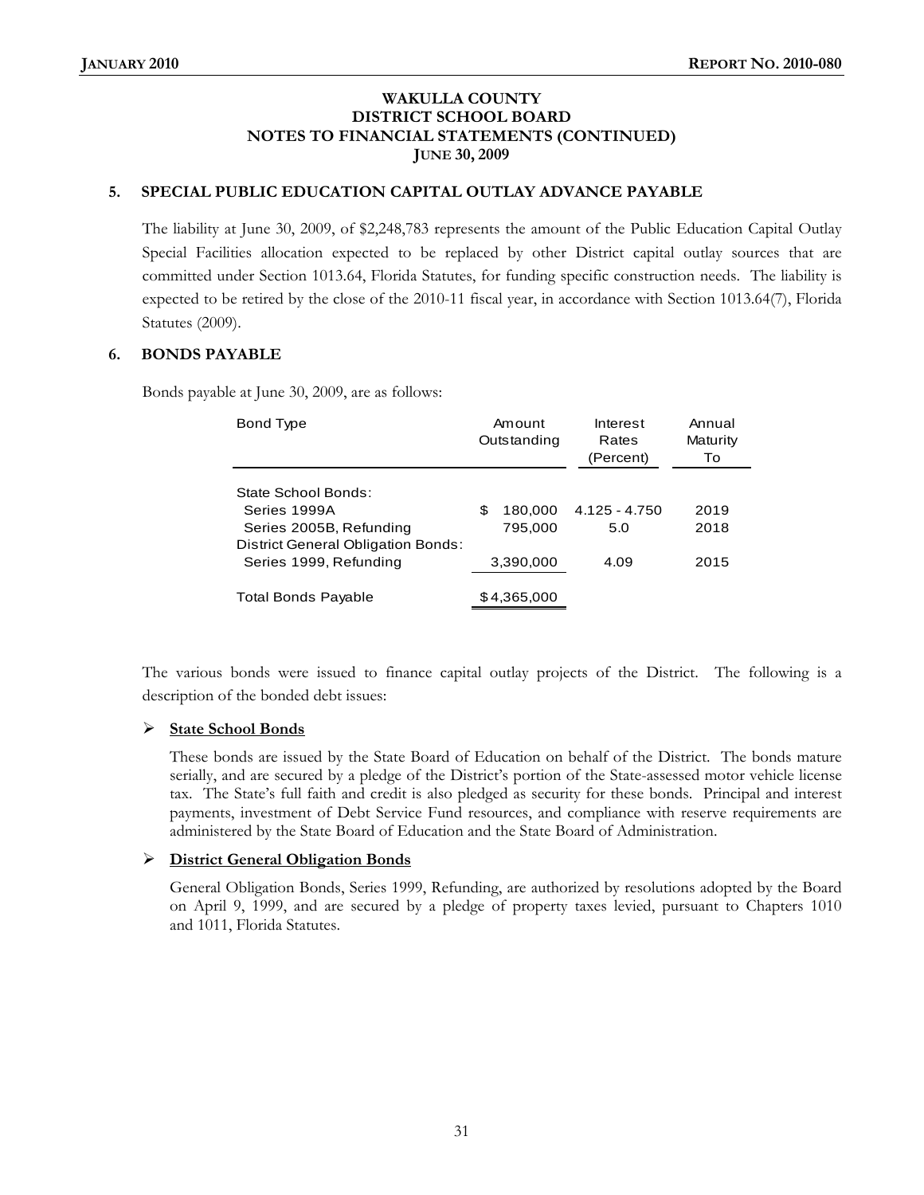# WAKULLA COUNTY DISTRICT SCHOOL BOARD
## NOTES TO FINANCIAL STATEMENTS (CONTINUED)
## JUNE 30, 2009

### 5. SPECIAL PUBLIC EDUCATION CAPITAL OUTLAY ADVANCE PAYABLE

The liability at June 30, 2009, of $2,248,783 represents the amount of the Public Education Capital Outlay Special Facilities allocation expected to be replaced by other District capital outlay sources that are committed under Section 1013.64, Florida Statutes, for funding specific construction needs. The liability is expected to be retired by the close of the 2010-11 fiscal year, in accordance with Section 1013.64(7), Florida Statutes (2009).

### 6. BONDS PAYABLE

Bonds payable at June 30, 2009, are as follows:

| Bond Type | Amount Outstanding | Interest Rates (Percent) | Annual Maturity To |
|---|---|---|---|
| State School Bonds: | | | |
| Series 1999A | $ 180,000 | 4.125 - 4.750 | 2019 |
| Series 2005B, Refunding | 795,000 | 5.0 | 2018 |
| District General Obligation Bonds: | | | |
| Series 1999, Refunding | 3,390,000 | 4.09 | 2015 |
| Total Bonds Payable | $ 4,365,000 | | |

The various bonds were issued to finance capital outlay projects of the District. The following is a description of the bonded debt issues:

- **State School Bonds**

  These bonds are issued by the State Board of Education on behalf of the District. The bonds mature serially, and are secured by a pledge of the District's portion of the State-assessed motor vehicle license tax. The State's full faith and credit is also pledged as security for these bonds. Principal and interest payments, investment of Debt Service Fund resources, and compliance with reserve requirements are administered by the State Board of Education and the State Board of Administration.

- **District General Obligation Bonds**

  General Obligation Bonds, Series 1999, Refunding, are authorized by resolutions adopted by the Board on April 9, 1999, and are secured by a pledge of property taxes levied, pursuant to Chapters 1010 and 1011, Florida Statutes.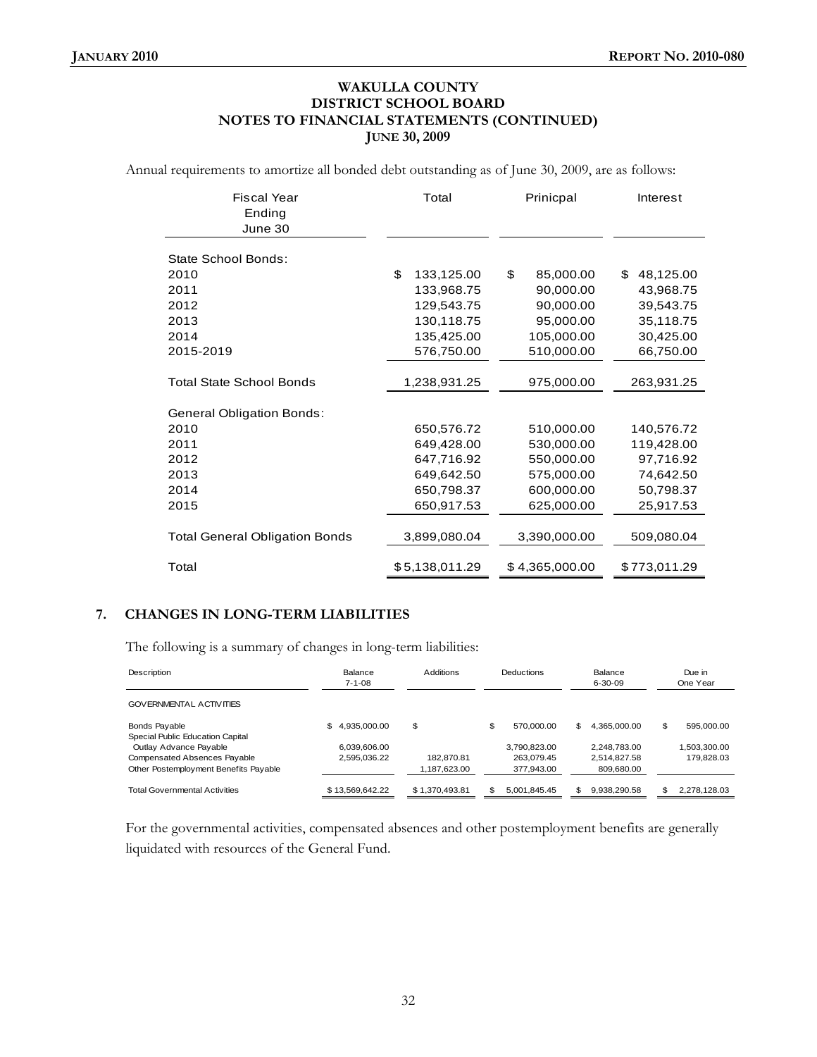# WAKULLA COUNTY
# DISTRICT SCHOOL BOARD
# NOTES TO FINANCIAL STATEMENTS (CONTINUED)
# JUNE 30, 2009

Annual requirements to amortize all bonded debt outstanding as of June 30, 2009, are as follows:

| Fiscal Year Ending June 30 | Total | Prinicpal | Interest |
|---|---|---|---|
| State School Bonds: | | | |
| 2010 | $ 133,125.00 | $ 85,000.00 | $ 48,125.00 |
| 2011 | 133,968.75 | 90,000.00 | 43,968.75 |
| 2012 | 129,543.75 | 90,000.00 | 39,543.75 |
| 2013 | 130,118.75 | 95,000.00 | 35,118.75 |
| 2014 | 135,425.00 | 105,000.00 | 30,425.00 |
| 2015-2019 | 576,750.00 | 510,000.00 | 66,750.00 |
| Total State School Bonds | 1,238,931.25 | 975,000.00 | 263,931.25 |
| General Obligation Bonds: | | | |
| 2010 | 650,576.72 | 510,000.00 | 140,576.72 |
| 2011 | 649,428.00 | 530,000.00 | 119,428.00 |
| 2012 | 647,716.92 | 550,000.00 | 97,716.92 |
| 2013 | 649,642.50 | 575,000.00 | 74,642.50 |
| 2014 | 650,798.37 | 600,000.00 | 50,798.37 |
| 2015 | 650,917.53 | 625,000.00 | 25,917.53 |
| Total General Obligation Bonds | 3,899,080.04 | 3,390,000.00 | 509,080.04 |
| Total | $ 5,138,011.29 | $ 4,365,000.00 | $ 773,011.29 |

## 7. CHANGES IN LONG-TERM LIABILITIES

The following is a summary of changes in long-term liabilities:

| Description | Balance 7-1-08 | Additions | Deductions | Balance 6-30-09 | Due in One Year |
|---|---|---|---|---|---|
| GOVERNMENTAL ACTIVITIES | | | | | |
| Bonds Payable | $ 4,935,000.00 | $ | $ 570,000.00 | $ 4,365,000.00 | $ 595,000.00 |
| Special Public Education Capital Outlay Advance Payable | 6,039,606.00 | | 3,790,823.00 | 2,248,783.00 | 1,503,300.00 |
| Compensated Absences Payable | 2,595,036.22 | 182,870.81 | 263,079.45 | 2,514,827.58 | 179,828.03 |
| Other Postemployment Benefits Payable | | 1,187,623.00 | 377,943.00 | 809,680.00 | |
| Total Governmental Activities | $ 13,569,642.22 | $ 1,370,493.81 | $ 5,001,845.45 | $ 9,938,290.58 | $ 2,278,128.03 |

For the governmental activities, compensated absences and other postemployment benefits are generally liquidated with resources of the General Fund.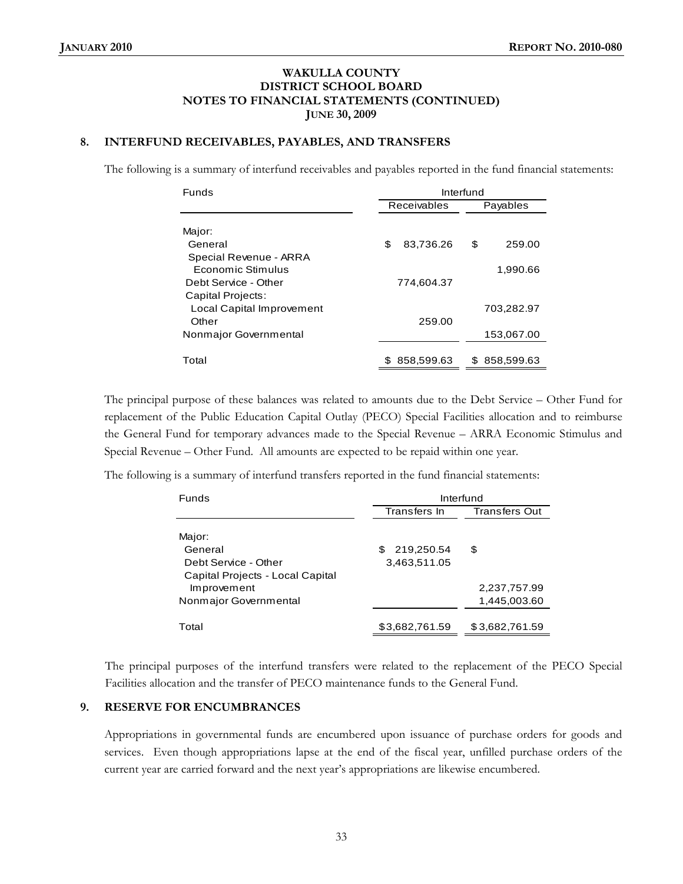**WAKULLA COUNTY**
**DISTRICT SCHOOL BOARD**
**NOTES TO FINANCIAL STATEMENTS (CONTINUED)**
**JUNE 30, 2009**

## 8. INTERFUND RECEIVABLES, PAYABLES, AND TRANSFERS

The following is a summary of interfund receivables and payables reported in the fund financial statements:

| Funds | Interfund | |
|---|---|---|
| | Receivables | Payables |
| Major: | | |
| General | $ 83,736.26 | $ 259.00 |
| Special Revenue - ARRA Economic Stimulus | | 1,990.66 |
| Debt Service - Other | 774,604.37 | |
| Capital Projects: | | |
| Local Capital Improvement | | 703,282.97 |
| Other | 259.00 | |
| Nonmajor Governmental | | 153,067.00 |
| Total | $ 858,599.63 | $ 858,599.63 |

The principal purpose of these balances was related to amounts due to the Debt Service – Other Fund for replacement of the Public Education Capital Outlay (PECO) Special Facilities allocation and to reimburse the General Fund for temporary advances made to the Special Revenue – ARRA Economic Stimulus and Special Revenue – Other Fund. All amounts are expected to be repaid within one year.

The following is a summary of interfund transfers reported in the fund financial statements:

| Funds | Interfund | |
|---|---|---|
| | Transfers In | Transfers Out |
| Major: | | |
| General | $ 219,250.54 | $ |
| Debt Service - Other | 3,463,511.05 | |
| Capital Projects - Local Capital Improvement | | 2,237,757.99 |
| Nonmajor Governmental | | 1,445,003.60 |
| Total | $3,682,761.59 | $3,682,761.59 |

The principal purposes of the interfund transfers were related to the replacement of the PECO Special Facilities allocation and the transfer of PECO maintenance funds to the General Fund.

## 9. RESERVE FOR ENCUMBRANCES

Appropriations in governmental funds are encumbered upon issuance of purchase orders for goods and services. Even though appropriations lapse at the end of the fiscal year, unfilled purchase orders of the current year are carried forward and the next year's appropriations are likewise encumbered.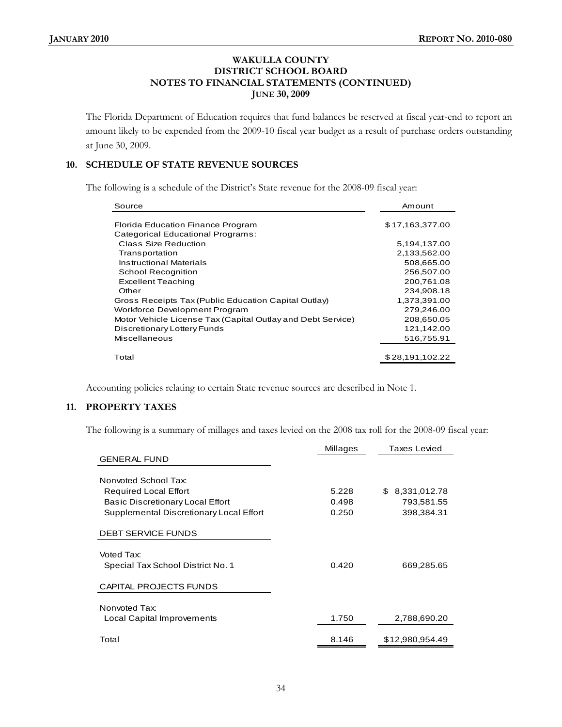**WAKULLA COUNTY**
**DISTRICT SCHOOL BOARD**
**NOTES TO FINANCIAL STATEMENTS (CONTINUED)**
**JUNE 30, 2009**

The Florida Department of Education requires that fund balances be reserved at fiscal year-end to report an amount likely to be expended from the 2009-10 fiscal year budget as a result of purchase orders outstanding at June 30, 2009.

## 10. SCHEDULE OF STATE REVENUE SOURCES

The following is a schedule of the District's State revenue for the 2008-09 fiscal year:

| Source | Amount |
|---|---|
| Florida Education Finance Program | $17,163,377.00 |
| Categorical Educational Programs: | |
| Class Size Reduction | 5,194,137.00 |
| Transportation | 2,133,562.00 |
| Instructional Materials | 508,665.00 |
| School Recognition | 256,507.00 |
| Excellent Teaching | 200,761.08 |
| Other | 234,908.18 |
| Gross Receipts Tax (Public Education Capital Outlay) | 1,373,391.00 |
| Workforce Development Program | 279,246.00 |
| Motor Vehicle License Tax (Capital Outlay and Debt Service) | 208,650.05 |
| Discretionary Lottery Funds | 121,142.00 |
| Miscellaneous | 516,755.91 |
| Total | $28,191,102.22 |

Accounting policies relating to certain State revenue sources are described in Note 1.

## 11. PROPERTY TAXES

The following is a summary of millages and taxes levied on the 2008 tax roll for the 2008-09 fiscal year:

| | Millages | Taxes Levied |
|---|---|---|
| GENERAL FUND | | |
| Nonvoted School Tax: | | |
| Required Local Effort | 5.228 | $ 8,331,012.78 |
| Basic Discretionary Local Effort | 0.498 | 793,581.55 |
| Supplemental Discretionary Local Effort | 0.250 | 398,384.31 |
| DEBT SERVICE FUNDS | | |
| Voted Tax: | | |
| Special Tax School District No. 1 | 0.420 | 669,285.65 |
| CAPITAL PROJECTS FUNDS | | |
| Nonvoted Tax: | | |
| Local Capital Improvements | 1.750 | 2,788,690.20 |
| Total | 8.146 | $12,980,954.49 |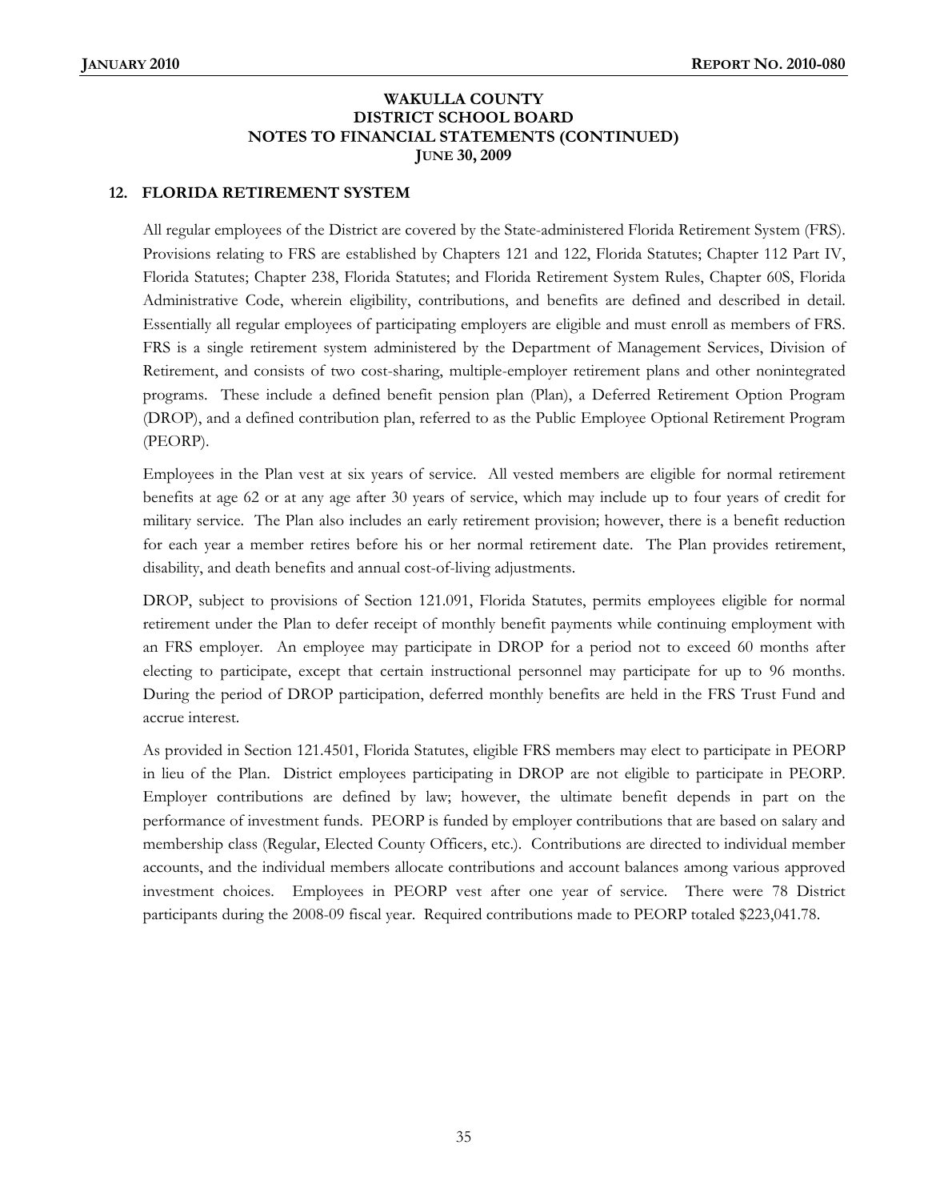**WAKULLA COUNTY**
**DISTRICT SCHOOL BOARD**
**NOTES TO FINANCIAL STATEMENTS (CONTINUED)**
**JUNE 30, 2009**

## 12. FLORIDA RETIREMENT SYSTEM

All regular employees of the District are covered by the State-administered Florida Retirement System (FRS). Provisions relating to FRS are established by Chapters 121 and 122, Florida Statutes; Chapter 112 Part IV, Florida Statutes; Chapter 238, Florida Statutes; and Florida Retirement System Rules, Chapter 60S, Florida Administrative Code, wherein eligibility, contributions, and benefits are defined and described in detail. Essentially all regular employees of participating employers are eligible and must enroll as members of FRS. FRS is a single retirement system administered by the Department of Management Services, Division of Retirement, and consists of two cost-sharing, multiple-employer retirement plans and other nonintegrated programs. These include a defined benefit pension plan (Plan), a Deferred Retirement Option Program (DROP), and a defined contribution plan, referred to as the Public Employee Optional Retirement Program (PEORP).

Employees in the Plan vest at six years of service. All vested members are eligible for normal retirement benefits at age 62 or at any age after 30 years of service, which may include up to four years of credit for military service. The Plan also includes an early retirement provision; however, there is a benefit reduction for each year a member retires before his or her normal retirement date. The Plan provides retirement, disability, and death benefits and annual cost-of-living adjustments.

DROP, subject to provisions of Section 121.091, Florida Statutes, permits employees eligible for normal retirement under the Plan to defer receipt of monthly benefit payments while continuing employment with an FRS employer. An employee may participate in DROP for a period not to exceed 60 months after electing to participate, except that certain instructional personnel may participate for up to 96 months. During the period of DROP participation, deferred monthly benefits are held in the FRS Trust Fund and accrue interest.

As provided in Section 121.4501, Florida Statutes, eligible FRS members may elect to participate in PEORP in lieu of the Plan. District employees participating in DROP are not eligible to participate in PEORP. Employer contributions are defined by law; however, the ultimate benefit depends in part on the performance of investment funds. PEORP is funded by employer contributions that are based on salary and membership class (Regular, Elected County Officers, etc.). Contributions are directed to individual member accounts, and the individual members allocate contributions and account balances among various approved investment choices. Employees in PEORP vest after one year of service. There were 78 District participants during the 2008-09 fiscal year. Required contributions made to PEORP totaled $223,041.78.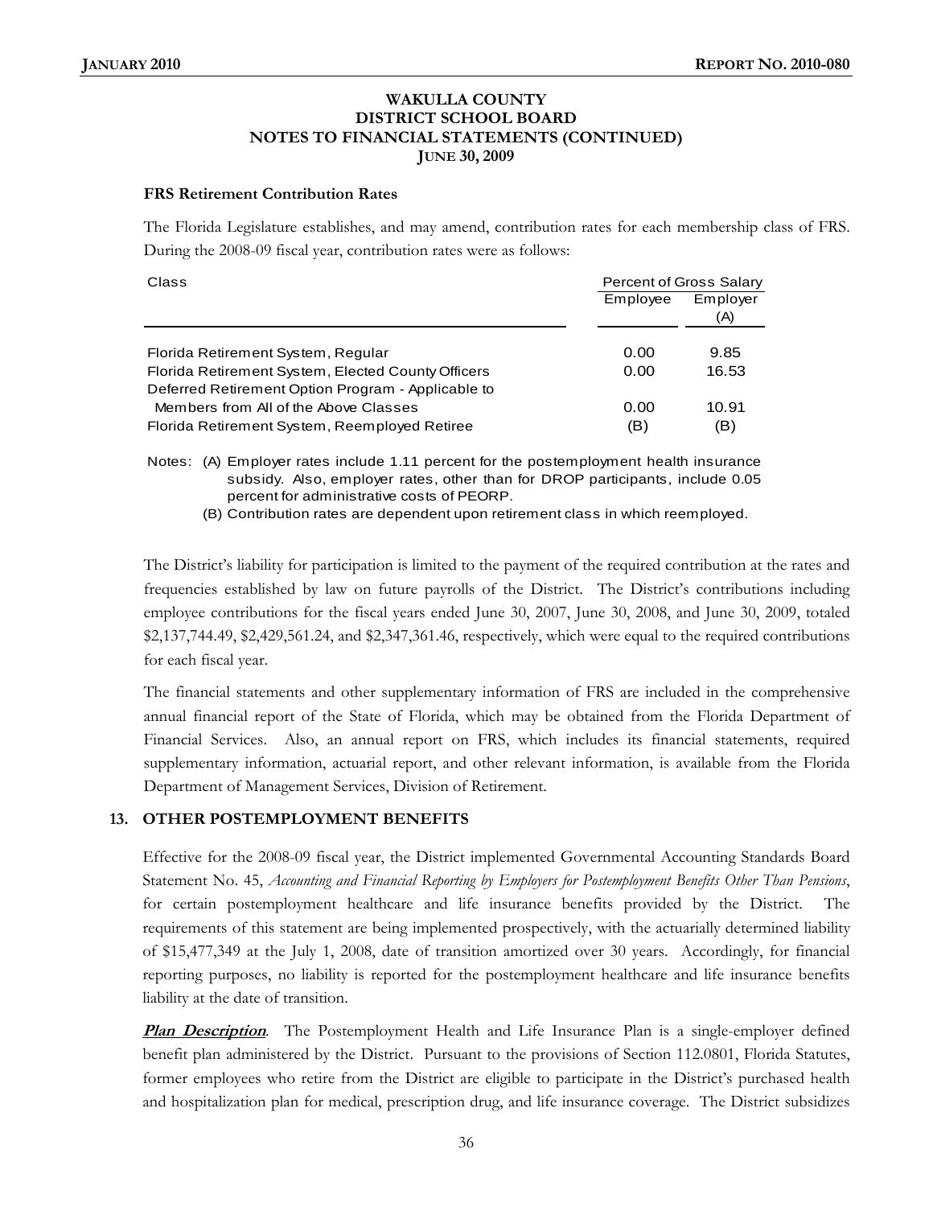### WAKULLA COUNTY DISTRICT SCHOOL BOARD NOTES TO FINANCIAL STATEMENTS (CONTINUED) JUNE 30, 2009

**FRS Retirement Contribution Rates**

The Florida Legislature establishes, and may amend, contribution rates for each membership class of FRS. During the 2008-09 fiscal year, contribution rates were as follows:

| Class | Percent of Gross Salary | |
|---|---|---|
| | Employee | Employer (A) |
| Florida Retirement System, Regular | 0.00 | 9.85 |
| Florida Retirement System, Elected County Officers | 0.00 | 16.53 |
| Deferred Retirement Option Program - Applicable to Members from All of the Above Classes | 0.00 | 10.91 |
| Florida Retirement System, Reemployed Retiree | (B) | (B) |

Notes: (A) Employer rates include 1.11 percent for the postemployment health insurance subsidy. Also, employer rates, other than for DROP participants, include 0.05 percent for administrative costs of PEORP.

(B) Contribution rates are dependent upon retirement class in which reemployed.

The District's liability for participation is limited to the payment of the required contribution at the rates and frequencies established by law on future payrolls of the District. The District's contributions including employee contributions for the fiscal years ended June 30, 2007, June 30, 2008, and June 30, 2009, totaled $2,137,744.49, $2,429,561.24, and $2,347,361.46, respectively, which were equal to the required contributions for each fiscal year.

The financial statements and other supplementary information of FRS are included in the comprehensive annual financial report of the State of Florida, which may be obtained from the Florida Department of Financial Services. Also, an annual report on FRS, which includes its financial statements, required supplementary information, actuarial report, and other relevant information, is available from the Florida Department of Management Services, Division of Retirement.

## 13. OTHER POSTEMPLOYMENT BENEFITS

Effective for the 2008-09 fiscal year, the District implemented Governmental Accounting Standards Board Statement No. 45, *Accounting and Financial Reporting by Employers for Postemployment Benefits Other Than Pensions*, for certain postemployment healthcare and life insurance benefits provided by the District. The requirements of this statement are being implemented prospectively, with the actuarially determined liability of $15,477,349 at the July 1, 2008, date of transition amortized over 30 years. Accordingly, for financial reporting purposes, no liability is reported for the postemployment healthcare and life insurance benefits liability at the date of transition.

***Plan Description***. The Postemployment Health and Life Insurance Plan is a single-employer defined benefit plan administered by the District. Pursuant to the provisions of Section 112.0801, Florida Statutes, former employees who retire from the District are eligible to participate in the District's purchased health and hospitalization plan for medical, prescription drug, and life insurance coverage. The District subsidizes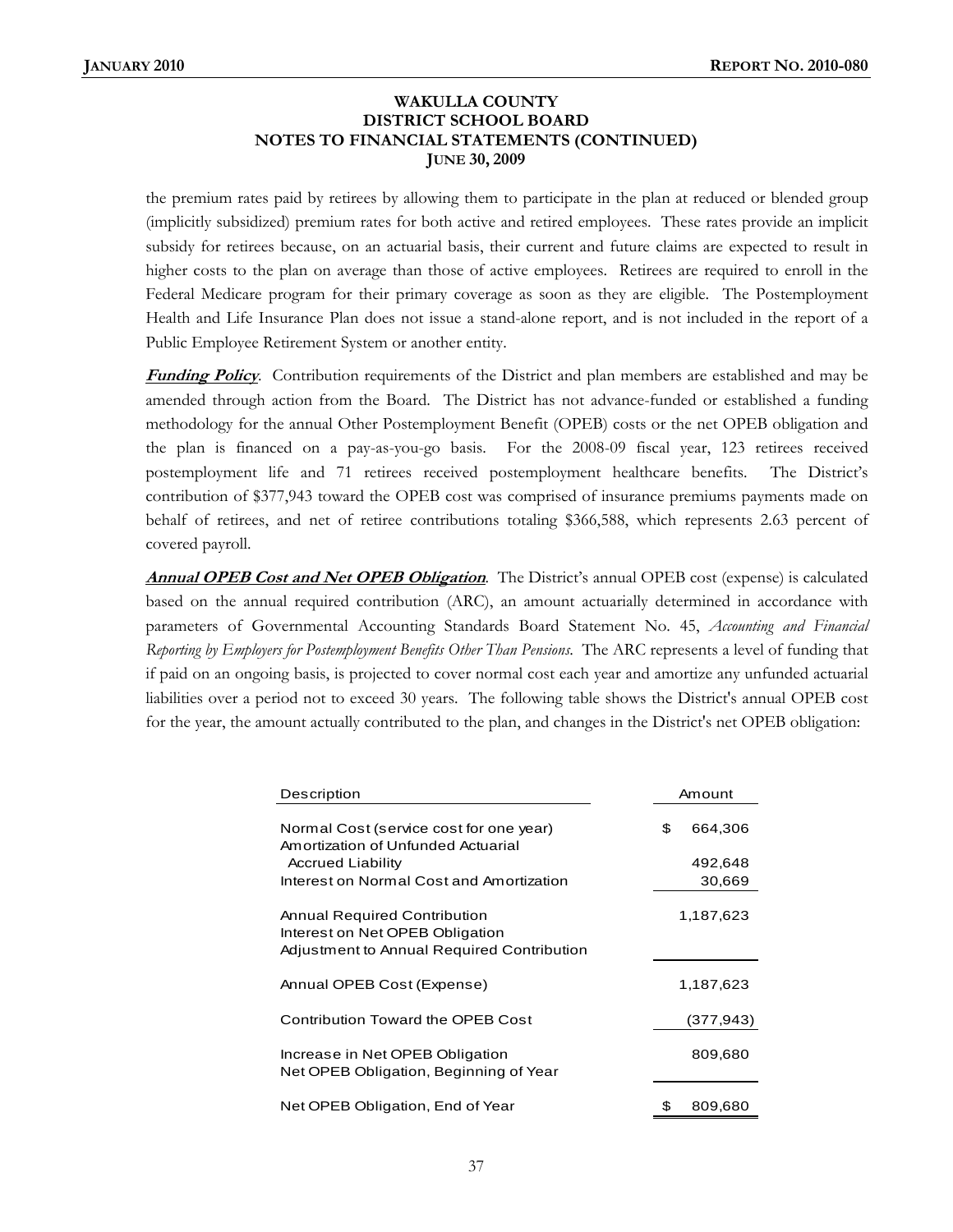**WAKULLA COUNTY**
**DISTRICT SCHOOL BOARD**
**NOTES TO FINANCIAL STATEMENTS (CONTINUED)**
**JUNE 30, 2009**

the premium rates paid by retirees by allowing them to participate in the plan at reduced or blended group (implicitly subsidized) premium rates for both active and retired employees. These rates provide an implicit subsidy for retirees because, on an actuarial basis, their current and future claims are expected to result in higher costs to the plan on average than those of active employees. Retirees are required to enroll in the Federal Medicare program for their primary coverage as soon as they are eligible. The Postemployment Health and Life Insurance Plan does not issue a stand-alone report, and is not included in the report of a Public Employee Retirement System or another entity.

***Funding Policy***. Contribution requirements of the District and plan members are established and may be amended through action from the Board. The District has not advance-funded or established a funding methodology for the annual Other Postemployment Benefit (OPEB) costs or the net OPEB obligation and the plan is financed on a pay-as-you-go basis. For the 2008-09 fiscal year, 123 retirees received postemployment life and 71 retirees received postemployment healthcare benefits. The District's contribution of $377,943 toward the OPEB cost was comprised of insurance premiums payments made on behalf of retirees, and net of retiree contributions totaling $366,588, which represents 2.63 percent of covered payroll.

***Annual OPEB Cost and Net OPEB Obligation***. The District's annual OPEB cost (expense) is calculated based on the annual required contribution (ARC), an amount actuarially determined in accordance with parameters of Governmental Accounting Standards Board Statement No. 45, *Accounting and Financial Reporting by Employers for Postemployment Benefits Other Than Pensions*. The ARC represents a level of funding that if paid on an ongoing basis, is projected to cover normal cost each year and amortize any unfunded actuarial liabilities over a period not to exceed 30 years. The following table shows the District's annual OPEB cost for the year, the amount actually contributed to the plan, and changes in the District's net OPEB obligation:

| Description | Amount |
|---|---|
| Normal Cost (service cost for one year) | $ 664,306 |
| Amortization of Unfunded Actuarial Accrued Liability | 492,648 |
| Interest on Normal Cost and Amortization | 30,669 |
| Annual Required Contribution | 1,187,623 |
| Interest on Net OPEB Obligation | |
| Adjustment to Annual Required Contribution | |
| Annual OPEB Cost (Expense) | 1,187,623 |
| Contribution Toward the OPEB Cost | (377,943) |
| Increase in Net OPEB Obligation | 809,680 |
| Net OPEB Obligation, Beginning of Year | |
| Net OPEB Obligation, End of Year | $ 809,680 |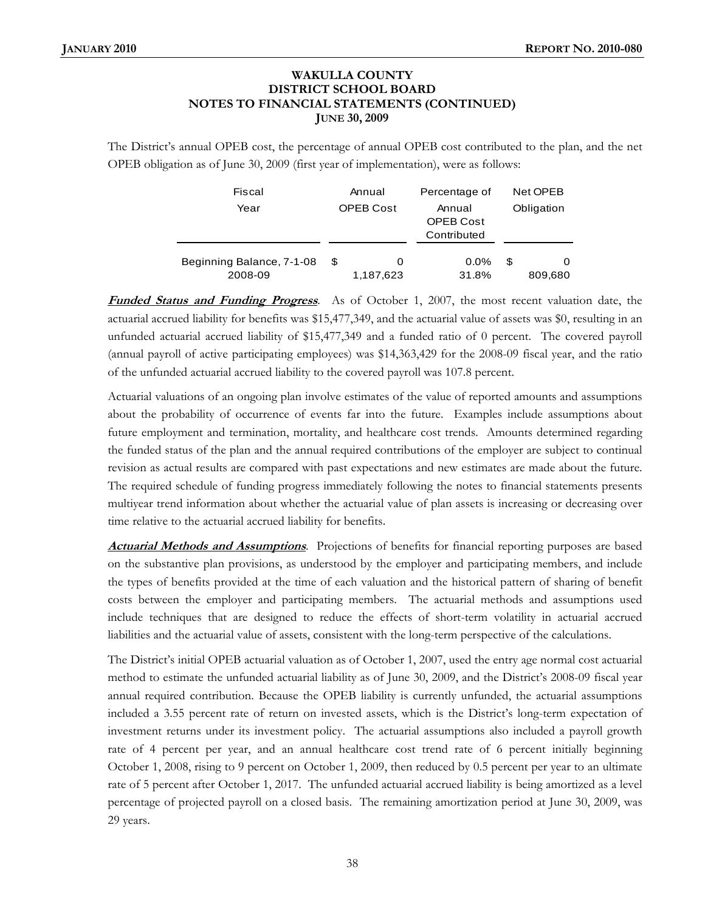# WAKULLA COUNTY DISTRICT SCHOOL BOARD NOTES TO FINANCIAL STATEMENTS (CONTINUED) JUNE 30, 2009

The District's annual OPEB cost, the percentage of annual OPEB cost contributed to the plan, and the net OPEB obligation as of June 30, 2009 (first year of implementation), were as follows:

| Fiscal Year | Annual OPEB Cost | Percentage of Annual OPEB Cost Contributed | Net OPEB Obligation |
|---|---|---|---|
| Beginning Balance, 7-1-08 | $ 0 | 0.0% | $ 0 |
| 2008-09 | 1,187,623 | 31.8% | 809,680 |

***Funded Status and Funding Progress***. As of October 1, 2007, the most recent valuation date, the actuarial accrued liability for benefits was $15,477,349, and the actuarial value of assets was $0, resulting in an unfunded actuarial accrued liability of $15,477,349 and a funded ratio of 0 percent. The covered payroll (annual payroll of active participating employees) was $14,363,429 for the 2008-09 fiscal year, and the ratio of the unfunded actuarial accrued liability to the covered payroll was 107.8 percent.

Actuarial valuations of an ongoing plan involve estimates of the value of reported amounts and assumptions about the probability of occurrence of events far into the future. Examples include assumptions about future employment and termination, mortality, and healthcare cost trends. Amounts determined regarding the funded status of the plan and the annual required contributions of the employer are subject to continual revision as actual results are compared with past expectations and new estimates are made about the future. The required schedule of funding progress immediately following the notes to financial statements presents multiyear trend information about whether the actuarial value of plan assets is increasing or decreasing over time relative to the actuarial accrued liability for benefits.

***Actuarial Methods and Assumptions***. Projections of benefits for financial reporting purposes are based on the substantive plan provisions, as understood by the employer and participating members, and include the types of benefits provided at the time of each valuation and the historical pattern of sharing of benefit costs between the employer and participating members. The actuarial methods and assumptions used include techniques that are designed to reduce the effects of short-term volatility in actuarial accrued liabilities and the actuarial value of assets, consistent with the long-term perspective of the calculations.

The District's initial OPEB actuarial valuation as of October 1, 2007, used the entry age normal cost actuarial method to estimate the unfunded actuarial liability as of June 30, 2009, and the District's 2008-09 fiscal year annual required contribution. Because the OPEB liability is currently unfunded, the actuarial assumptions included a 3.55 percent rate of return on invested assets, which is the District's long-term expectation of investment returns under its investment policy. The actuarial assumptions also included a payroll growth rate of 4 percent per year, and an annual healthcare cost trend rate of 6 percent initially beginning October 1, 2008, rising to 9 percent on October 1, 2009, then reduced by 0.5 percent per year to an ultimate rate of 5 percent after October 1, 2017. The unfunded actuarial accrued liability is being amortized as a level percentage of projected payroll on a closed basis. The remaining amortization period at June 30, 2009, was 29 years.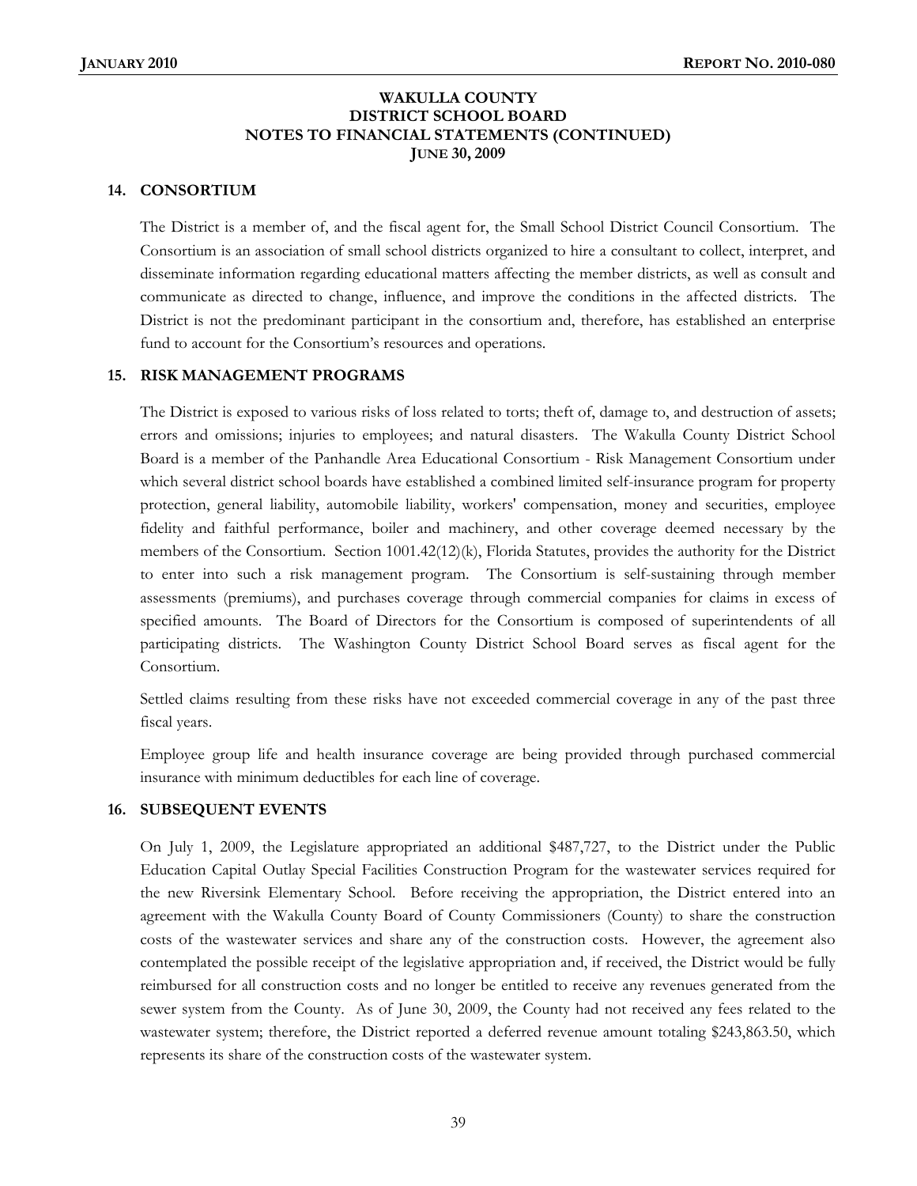**WAKULLA COUNTY**
**DISTRICT SCHOOL BOARD**
**NOTES TO FINANCIAL STATEMENTS (CONTINUED)**
**JUNE 30, 2009**

## 14. CONSORTIUM

The District is a member of, and the fiscal agent for, the Small School District Council Consortium. The Consortium is an association of small school districts organized to hire a consultant to collect, interpret, and disseminate information regarding educational matters affecting the member districts, as well as consult and communicate as directed to change, influence, and improve the conditions in the affected districts. The District is not the predominant participant in the consortium and, therefore, has established an enterprise fund to account for the Consortium's resources and operations.

## 15. RISK MANAGEMENT PROGRAMS

The District is exposed to various risks of loss related to torts; theft of, damage to, and destruction of assets; errors and omissions; injuries to employees; and natural disasters. The Wakulla County District School Board is a member of the Panhandle Area Educational Consortium - Risk Management Consortium under which several district school boards have established a combined limited self-insurance program for property protection, general liability, automobile liability, workers' compensation, money and securities, employee fidelity and faithful performance, boiler and machinery, and other coverage deemed necessary by the members of the Consortium. Section 1001.42(12)(k), Florida Statutes, provides the authority for the District to enter into such a risk management program. The Consortium is self-sustaining through member assessments (premiums), and purchases coverage through commercial companies for claims in excess of specified amounts. The Board of Directors for the Consortium is composed of superintendents of all participating districts. The Washington County District School Board serves as fiscal agent for the Consortium.

Settled claims resulting from these risks have not exceeded commercial coverage in any of the past three fiscal years.

Employee group life and health insurance coverage are being provided through purchased commercial insurance with minimum deductibles for each line of coverage.

## 16. SUBSEQUENT EVENTS

On July 1, 2009, the Legislature appropriated an additional $487,727, to the District under the Public Education Capital Outlay Special Facilities Construction Program for the wastewater services required for the new Riversink Elementary School. Before receiving the appropriation, the District entered into an agreement with the Wakulla County Board of County Commissioners (County) to share the construction costs of the wastewater services and share any of the construction costs. However, the agreement also contemplated the possible receipt of the legislative appropriation and, if received, the District would be fully reimbursed for all construction costs and no longer be entitled to receive any revenues generated from the sewer system from the County. As of June 30, 2009, the County had not received any fees related to the wastewater system; therefore, the District reported a deferred revenue amount totaling $243,863.50, which represents its share of the construction costs of the wastewater system.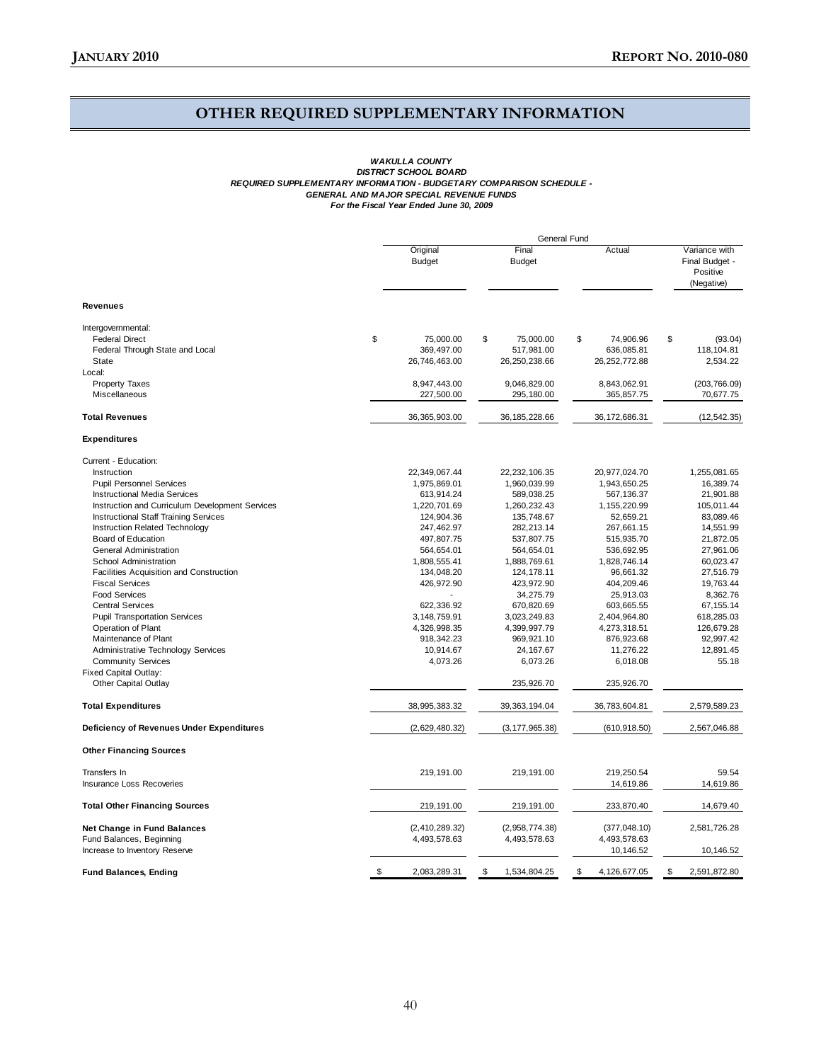# OTHER REQUIRED SUPPLEMENTARY INFORMATION

***WAKULLA COUNTY***
***DISTRICT SCHOOL BOARD***
***REQUIRED SUPPLEMENTARY INFORMATION - BUDGETARY COMPARISON SCHEDULE -***
***GENERAL AND MAJOR SPECIAL REVENUE FUNDS***
***For the Fiscal Year Ended June 30, 2009***

| | General Fund | | | |
|---|---|---|---|---|
| | Original Budget | Final Budget | Actual | Variance with Final Budget - Positive (Negative) |
| **Revenues** | | | | |
| Intergovernmental: | | | | |
| Federal Direct | $ 75,000.00 | $ 75,000.00 | $ 74,906.96 | $ (93.04) |
| Federal Through State and Local | 369,497.00 | 517,981.00 | 636,085.81 | 118,104.81 |
| State | 26,746,463.00 | 26,250,238.66 | 26,252,772.88 | 2,534.22 |
| Local: | | | | |
| Property Taxes | 8,947,443.00 | 9,046,829.00 | 8,843,062.91 | (203,766.09) |
| Miscellaneous | 227,500.00 | 295,180.00 | 365,857.75 | 70,677.75 |
| **Total Revenues** | 36,365,903.00 | 36,185,228.66 | 36,172,686.31 | (12,542.35) |
| **Expenditures** | | | | |
| Current - Education: | | | | |
| Instruction | 22,349,067.44 | 22,232,106.35 | 20,977,024.70 | 1,255,081.65 |
| Pupil Personnel Services | 1,975,869.01 | 1,960,039.99 | 1,943,650.25 | 16,389.74 |
| Instructional Media Services | 613,914.24 | 589,038.25 | 567,136.37 | 21,901.88 |
| Instruction and Curriculum Development Services | 1,220,701.69 | 1,260,232.43 | 1,155,220.99 | 105,011.44 |
| Instructional Staff Training Services | 124,904.36 | 135,748.67 | 52,659.21 | 83,089.46 |
| Instruction Related Technology | 247,462.97 | 282,213.14 | 267,661.15 | 14,551.99 |
| Board of Education | 497,807.75 | 537,807.75 | 515,935.70 | 21,872.05 |
| General Administration | 564,654.01 | 564,654.01 | 536,692.95 | 27,961.06 |
| School Administration | 1,808,555.41 | 1,888,769.61 | 1,828,746.14 | 60,023.47 |
| Facilities Acquisition and Construction | 134,048.20 | 124,178.11 | 96,661.32 | 27,516.79 |
| Fiscal Services | 426,972.90 | 423,972.90 | 404,209.46 | 19,763.44 |
| Food Services | - | 34,275.79 | 25,913.03 | 8,362.76 |
| Central Services | 622,336.92 | 670,820.69 | 603,665.55 | 67,155.14 |
| Pupil Transportation Services | 3,148,759.91 | 3,023,249.83 | 2,404,964.80 | 618,285.03 |
| Operation of Plant | 4,326,998.35 | 4,399,997.79 | 4,273,318.51 | 126,679.28 |
| Maintenance of Plant | 918,342.23 | 969,921.10 | 876,923.68 | 92,997.42 |
| Administrative Technology Services | 10,914.67 | 24,167.67 | 11,276.22 | 12,891.45 |
| Community Services | 4,073.26 | 6,073.26 | 6,018.08 | 55.18 |
| Fixed Capital Outlay: | | | | |
| Other Capital Outlay | | 235,926.70 | 235,926.70 | |
| **Total Expenditures** | 38,995,383.32 | 39,363,194.04 | 36,783,604.81 | 2,579,589.23 |
| **Deficiency of Revenues Under Expenditures** | (2,629,480.32) | (3,177,965.38) | (610,918.50) | 2,567,046.88 |
| **Other Financing Sources** | | | | |
| Transfers In | 219,191.00 | 219,191.00 | 219,250.54 | 59.54 |
| Insurance Loss Recoveries | | | 14,619.86 | 14,619.86 |
| **Total Other Financing Sources** | 219,191.00 | 219,191.00 | 233,870.40 | 14,679.40 |
| **Net Change in Fund Balances** | (2,410,289.32) | (2,958,774.38) | (377,048.10) | 2,581,726.28 |
| Fund Balances, Beginning | 4,493,578.63 | 4,493,578.63 | 4,493,578.63 | |
| Increase to Inventory Reserve | | | 10,146.52 | 10,146.52 |
| **Fund Balances, Ending** | $ 2,083,289.31 | $ 1,534,804.25 | $ 4,126,677.05 | $ 2,591,872.80 |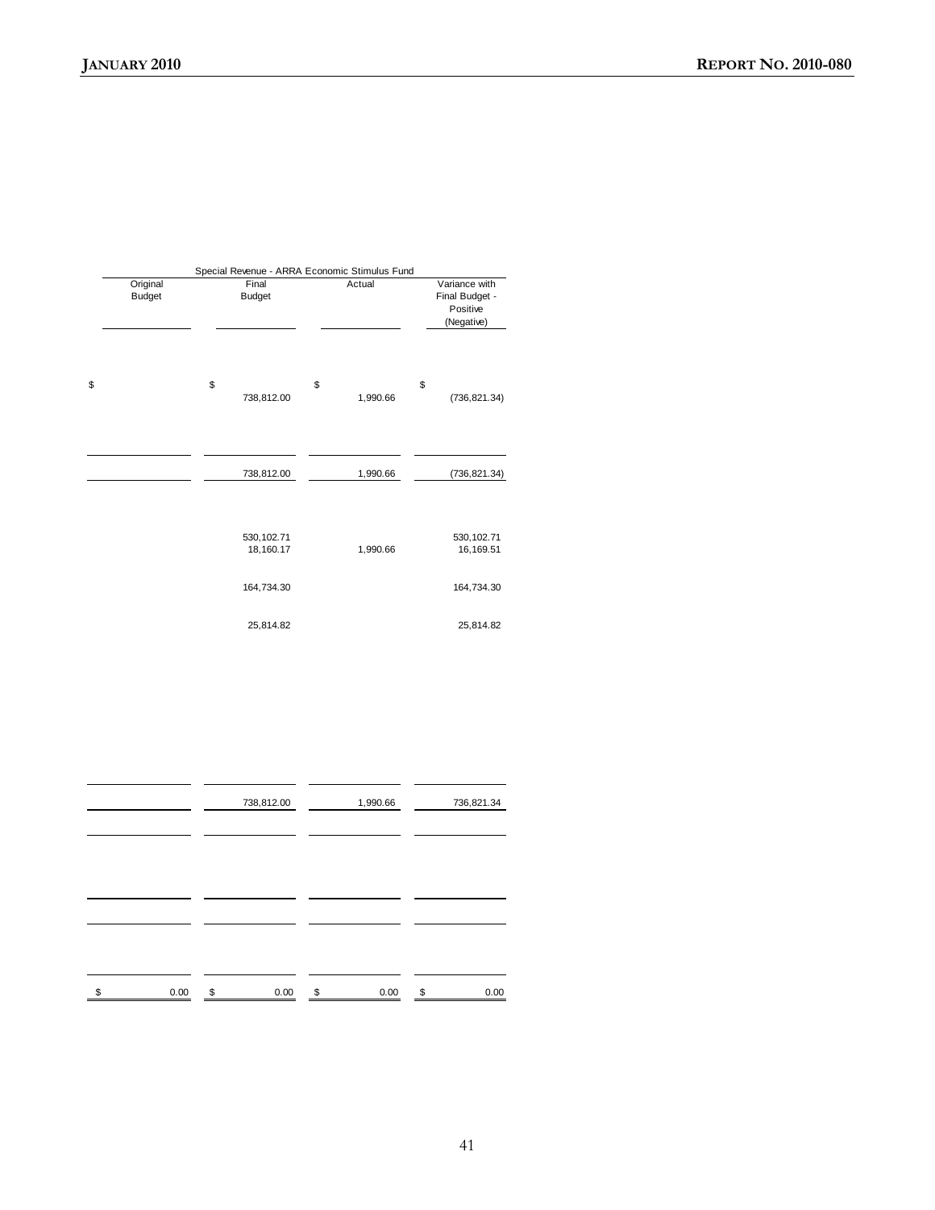| Special Revenue - ARRA Economic Stimulus Fund | | | |
|---|---|---|---|
| Original Budget | Final Budget | Actual | Variance with Final Budget - Positive (Negative) |
| $ | $ 738,812.00 | $ 1,990.66 | $ (736,821.34) |
| | 738,812.00 | 1,990.66 | (736,821.34) |
| | 530,102.71 | | 530,102.71 |
| | 18,160.17 | 1,990.66 | 16,169.51 |
| | 164,734.30 | | 164,734.30 |
| | 25,814.82 | | 25,814.82 |
| | 738,812.00 | 1,990.66 | 736,821.34 |
| $ 0.00 | $ 0.00 | $ 0.00 | $ 0.00 |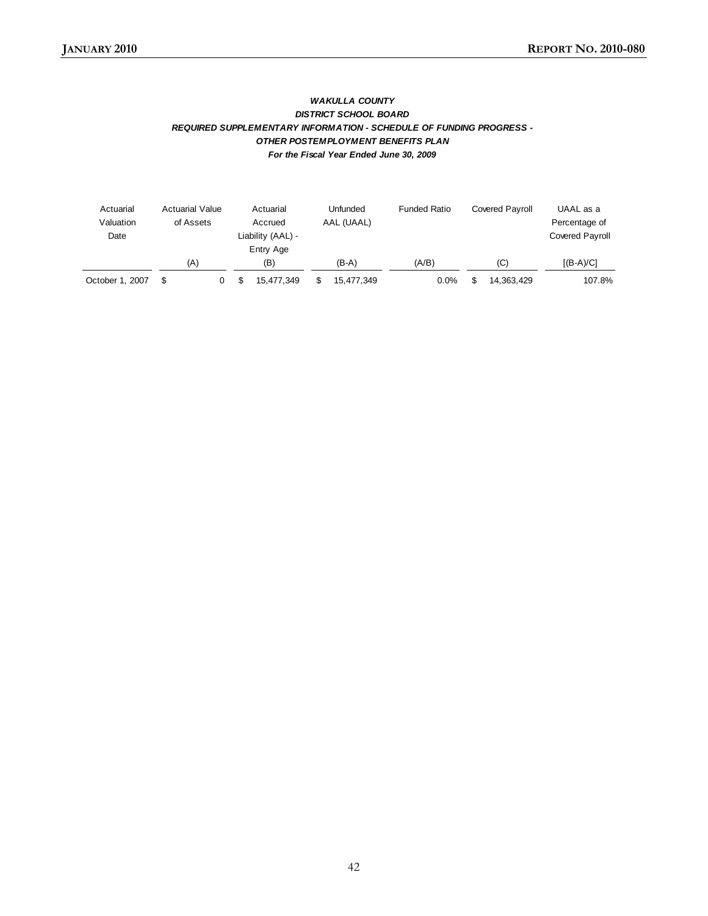***WAKULLA COUNTY***
***DISTRICT SCHOOL BOARD***
***REQUIRED SUPPLEMENTARY INFORMATION - SCHEDULE OF FUNDING PROGRESS -***
***OTHER POSTEMPLOYMENT BENEFITS PLAN***
***For the Fiscal Year Ended June 30, 2009***

| Actuarial Valuation Date | Actuarial Value of Assets | Actuarial Accrued Liability (AAL) - Entry Age | Unfunded AAL (UAAL) | Funded Ratio | Covered Payroll | UAAL as a Percentage of Covered Payroll |
|---|---|---|---|---|---|---|
| | (A) | (B) | (B-A) | (A/B) | (C) | [(B-A)/C] |
| October 1, 2007 | $ 0 | $ 15,477,349 | $ 15,477,349 | 0.0% | $ 14,363,429 | 107.8% |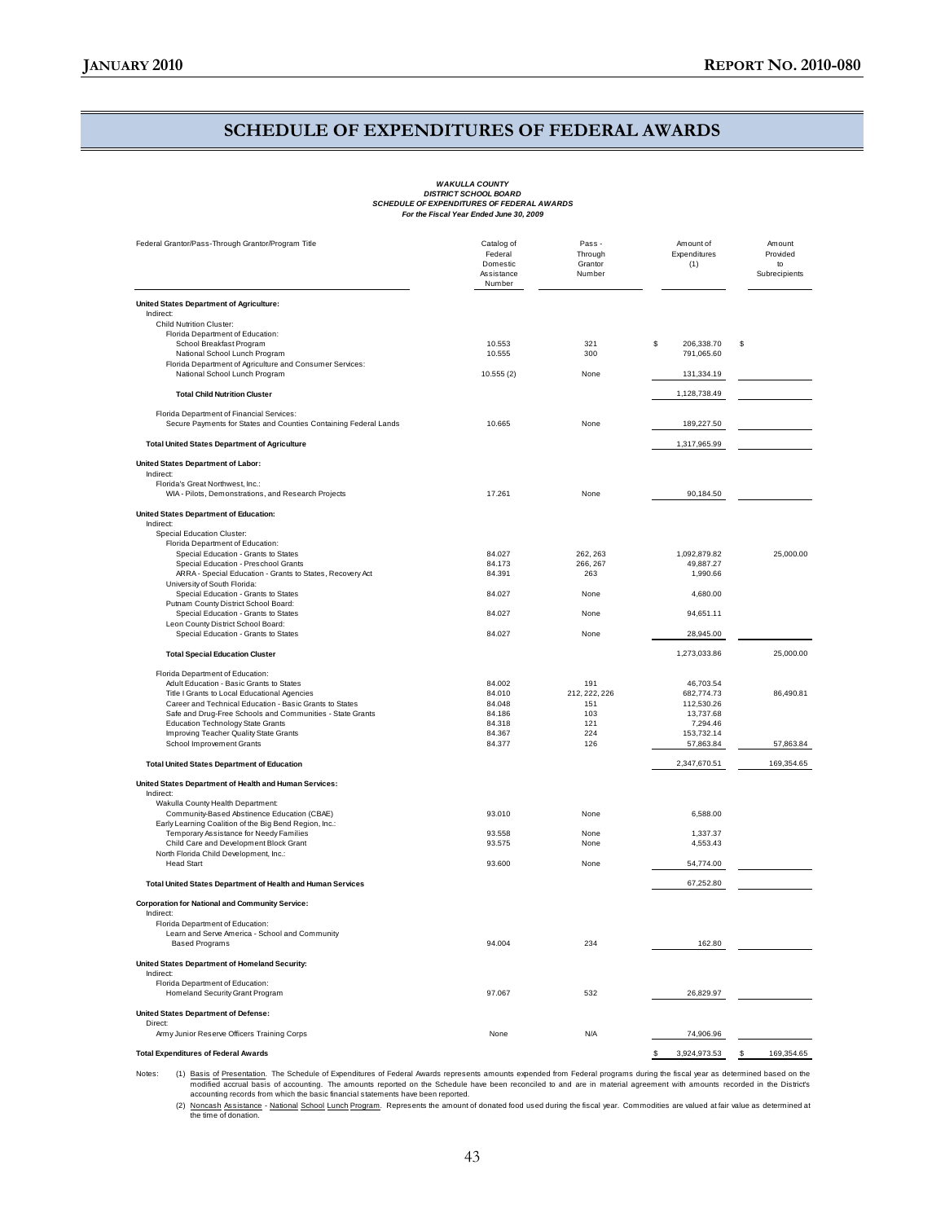# SCHEDULE OF EXPENDITURES OF FEDERAL AWARDS

***WAKULLA COUNTY***
***DISTRICT SCHOOL BOARD***
***SCHEDULE OF EXPENDITURES OF FEDERAL AWARDS***
***For the Fiscal Year Ended June 30, 2009***

| Federal Grantor/Pass-Through Grantor/Program Title | Catalog of Federal Domestic Assistance Number | Pass-Through Grantor Number | Amount of Expenditures (1) | Amount Provided to Subrecipients |
|---|---|---|---|---|
| **United States Department of Agriculture:** | | | | |
| Indirect: | | | | |
| Child Nutrition Cluster: | | | | |
| Florida Department of Education: | | | | |
| School Breakfast Program | 10.553 | 321 | $ 206,338.70 | $ |
| National School Lunch Program | 10.555 | 300 | 791,065.60 | |
| Florida Department of Agriculture and Consumer Services: | | | | |
| National School Lunch Program | 10.555 (2) | None | 131,334.19 | |
| **Total Child Nutrition Cluster** | | | 1,128,738.49 | |
| Florida Department of Financial Services: | | | | |
| Secure Payments for States and Counties Containing Federal Lands | 10.665 | None | 189,227.50 | |
| **Total United States Department of Agriculture** | | | 1,317,965.99 | |
| **United States Department of Labor:** | | | | |
| Indirect: | | | | |
| Florida's Great Northwest, Inc.: | | | | |
| WIA - Pilots, Demonstrations, and Research Projects | 17.261 | None | 90,184.50 | |
| **United States Department of Education:** | | | | |
| Indirect: | | | | |
| Special Education Cluster: | | | | |
| Florida Department of Education: | | | | |
| Special Education - Grants to States | 84.027 | 262, 263 | 1,092,879.82 | 25,000.00 |
| Special Education - Preschool Grants | 84.173 | 266, 267 | 49,887.27 | |
| ARRA - Special Education - Grants to States, Recovery Act | 84.391 | 263 | 1,990.66 | |
| University of South Florida: | | | | |
| Special Education - Grants to States | 84.027 | None | 4,680.00 | |
| Putnam County District School Board: | | | | |
| Special Education - Grants to States | 84.027 | None | 94,651.11 | |
| Leon County District School Board: | | | | |
| Special Education - Grants to States | 84.027 | None | 28,945.00 | |
| **Total Special Education Cluster** | | | 1,273,033.86 | 25,000.00 |
| Florida Department of Education: | | | | |
| Adult Education - Basic Grants to States | 84.002 | 191 | 46,703.54 | |
| Title I Grants to Local Educational Agencies | 84.010 | 212, 222, 226 | 682,774.73 | 86,490.81 |
| Career and Technical Education - Basic Grants to States | 84.048 | 151 | 112,530.26 | |
| Safe and Drug-Free Schools and Communities - State Grants | 84.186 | 103 | 13,737.68 | |
| Education Technology State Grants | 84.318 | 121 | 7,294.46 | |
| Improving Teacher Quality State Grants | 84.367 | 224 | 153,732.14 | |
| School Improvement Grants | 84.377 | 126 | 57,863.84 | 57,863.84 |
| **Total United States Department of Education** | | | 2,347,670.51 | 169,354.65 |
| **United States Department of Health and Human Services:** | | | | |
| Indirect: | | | | |
| Wakulla County Health Department: | | | | |
| Community-Based Abstinence Education (CBAE) | 93.010 | None | 6,588.00 | |
| Early Learning Coalition of the Big Bend Region, Inc.: | | | | |
| Temporary Assistance for Needy Families | 93.558 | None | 1,337.37 | |
| Child Care and Development Block Grant | 93.575 | None | 4,553.43 | |
| North Florida Child Development, Inc.: | | | | |
| Head Start | 93.600 | None | 54,774.00 | |
| **Total United States Department of Health and Human Services** | | | 67,252.80 | |
| **Corporation for National and Community Service:** | | | | |
| Indirect: | | | | |
| Florida Department of Education: | | | | |
| Learn and Serve America - School and Community Based Programs | 94.004 | 234 | 162.80 | |
| **United States Department of Homeland Security:** | | | | |
| Indirect: | | | | |
| Florida Department of Education: | | | | |
| Homeland Security Grant Program | 97.067 | 532 | 26,829.97 | |
| **United States Department of Defense:** | | | | |
| Direct: | | | | |
| Army Junior Reserve Officers Training Corps | None | N/A | 74,906.96 | |
| **Total Expenditures of Federal Awards** | | | $ 3,924,973.53 | $ 169,354.65 |

Notes: (1) Basis of Presentation. The Schedule of Expenditures of Federal Awards represents amounts expended from Federal programs during the fiscal year as determined based on the modified accrual basis of accounting. The amounts reported on the Schedule have been reconciled to and are in material agreement with amounts recorded in the District's accounting records from which the basic financial statements have been reported.

(2) Noncash Assistance - National School Lunch Program. Represents the amount of donated food used during the fiscal year. Commodities are valued at fair value as determined at the time of donation.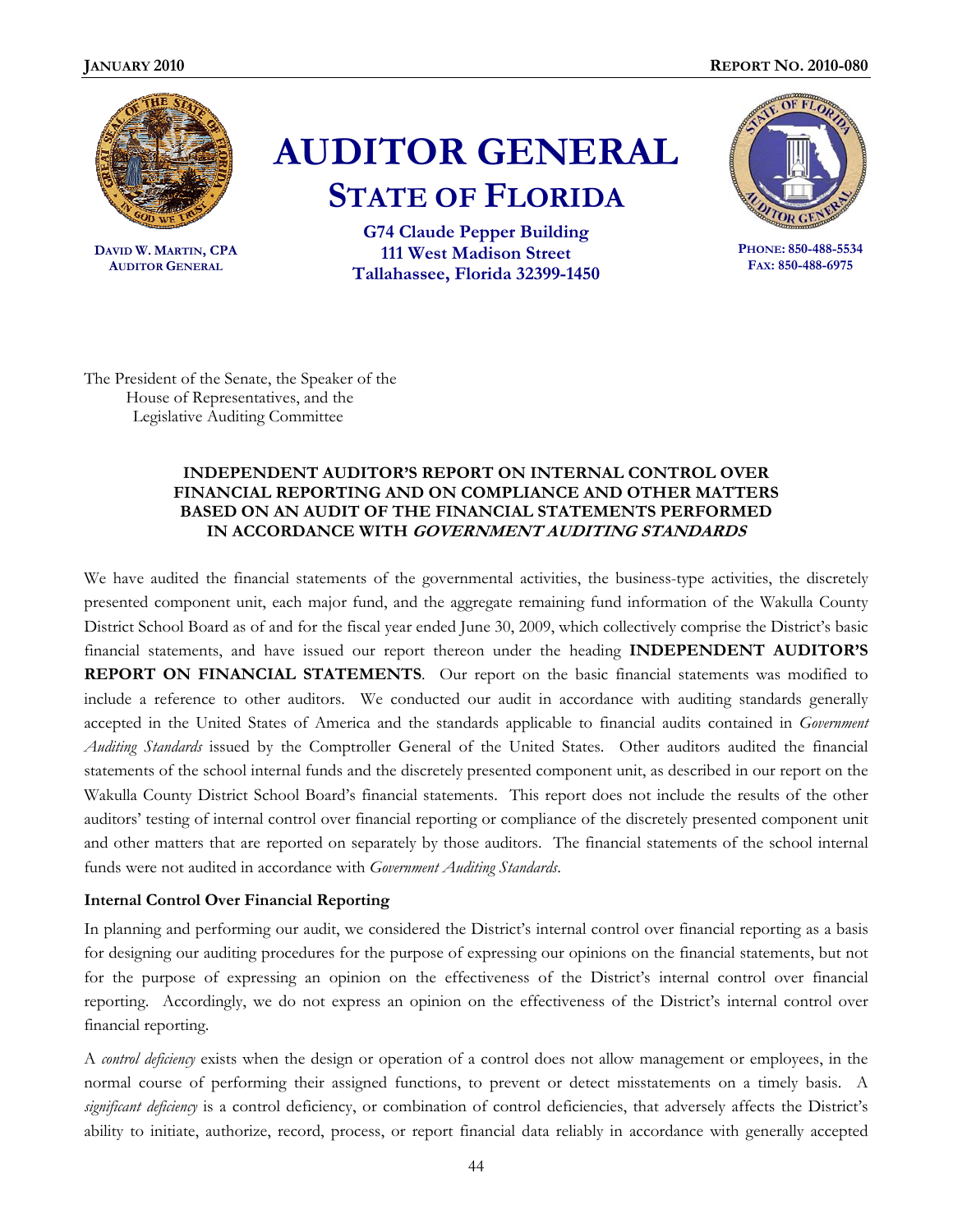**JANUARY 2010** **REPORT NO. 2010-080**

# AUDITOR GENERAL
## STATE OF FLORIDA

DAVID W. MARTIN, CPA
AUDITOR GENERAL

G74 Claude Pepper Building
111 West Madison Street
Tallahassee, Florida 32399-1450

PHONE: 850-488-5534
FAX: 850-488-6975

The President of the Senate, the Speaker of the
House of Representatives, and the
Legislative Auditing Committee

### INDEPENDENT AUDITOR'S REPORT ON INTERNAL CONTROL OVER FINANCIAL REPORTING AND ON COMPLIANCE AND OTHER MATTERS BASED ON AN AUDIT OF THE FINANCIAL STATEMENTS PERFORMED IN ACCORDANCE WITH *GOVERNMENT AUDITING STANDARDS*

We have audited the financial statements of the governmental activities, the business-type activities, the discretely presented component unit, each major fund, and the aggregate remaining fund information of the Wakulla County District School Board as of and for the fiscal year ended June 30, 2009, which collectively comprise the District's basic financial statements, and have issued our report thereon under the heading **INDEPENDENT AUDITOR'S REPORT ON FINANCIAL STATEMENTS**. Our report on the basic financial statements was modified to include a reference to other auditors. We conducted our audit in accordance with auditing standards generally accepted in the United States of America and the standards applicable to financial audits contained in *Government Auditing Standards* issued by the Comptroller General of the United States. Other auditors audited the financial statements of the school internal funds and the discretely presented component unit, as described in our report on the Wakulla County District School Board's financial statements. This report does not include the results of the other auditors' testing of internal control over financial reporting or compliance of the discretely presented component unit and other matters that are reported on separately by those auditors. The financial statements of the school internal funds were not audited in accordance with *Government Auditing Standards*.

**Internal Control Over Financial Reporting**

In planning and performing our audit, we considered the District's internal control over financial reporting as a basis for designing our auditing procedures for the purpose of expressing our opinions on the financial statements, but not for the purpose of expressing an opinion on the effectiveness of the District's internal control over financial reporting. Accordingly, we do not express an opinion on the effectiveness of the District's internal control over financial reporting.

A *control deficiency* exists when the design or operation of a control does not allow management or employees, in the normal course of performing their assigned functions, to prevent or detect misstatements on a timely basis. A *significant deficiency* is a control deficiency, or combination of control deficiencies, that adversely affects the District's ability to initiate, authorize, record, process, or report financial data reliably in accordance with generally accepted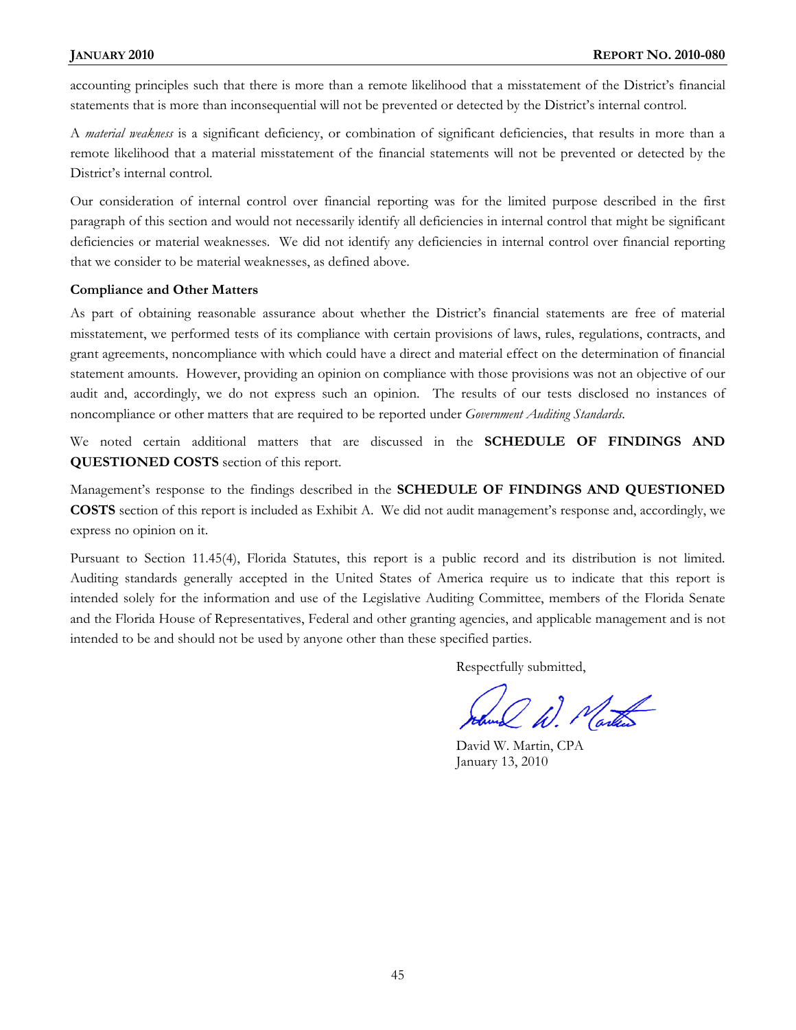accounting principles such that there is more than a remote likelihood that a misstatement of the District's financial statements that is more than inconsequential will not be prevented or detected by the District's internal control.

A *material weakness* is a significant deficiency, or combination of significant deficiencies, that results in more than a remote likelihood that a material misstatement of the financial statements will not be prevented or detected by the District's internal control.

Our consideration of internal control over financial reporting was for the limited purpose described in the first paragraph of this section and would not necessarily identify all deficiencies in internal control that might be significant deficiencies or material weaknesses. We did not identify any deficiencies in internal control over financial reporting that we consider to be material weaknesses, as defined above.

**Compliance and Other Matters**

As part of obtaining reasonable assurance about whether the District's financial statements are free of material misstatement, we performed tests of its compliance with certain provisions of laws, rules, regulations, contracts, and grant agreements, noncompliance with which could have a direct and material effect on the determination of financial statement amounts. However, providing an opinion on compliance with those provisions was not an objective of our audit and, accordingly, we do not express such an opinion. The results of our tests disclosed no instances of noncompliance or other matters that are required to be reported under *Government Auditing Standards*.

We noted certain additional matters that are discussed in the **SCHEDULE OF FINDINGS AND QUESTIONED COSTS** section of this report.

Management's response to the findings described in the **SCHEDULE OF FINDINGS AND QUESTIONED COSTS** section of this report is included as Exhibit A. We did not audit management's response and, accordingly, we express no opinion on it.

Pursuant to Section 11.45(4), Florida Statutes, this report is a public record and its distribution is not limited. Auditing standards generally accepted in the United States of America require us to indicate that this report is intended solely for the information and use of the Legislative Auditing Committee, members of the Florida Senate and the Florida House of Representatives, Federal and other granting agencies, and applicable management and is not intended to be and should not be used by anyone other than these specified parties.

Respectfully submitted,

David W. Martin, CPA
January 13, 2010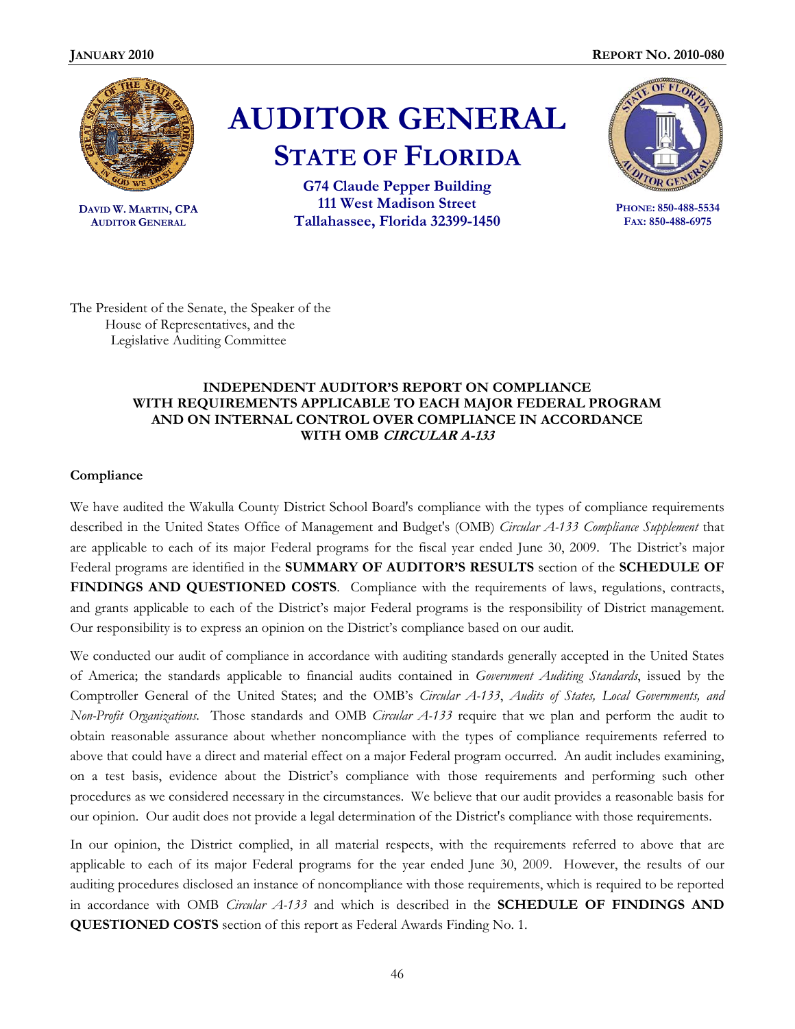**AUDITOR GENERAL**
**STATE OF FLORIDA**

**G74 Claude Pepper Building**
**111 West Madison Street**
**Tallahassee, Florida 32399-1450**

**DAVID W. MARTIN, CPA**
**AUDITOR GENERAL**

**PHONE: 850-488-5534**
**FAX: 850-488-6975**

The President of the Senate, the Speaker of the House of Representatives, and the Legislative Auditing Committee

**INDEPENDENT AUDITOR'S REPORT ON COMPLIANCE WITH REQUIREMENTS APPLICABLE TO EACH MAJOR FEDERAL PROGRAM AND ON INTERNAL CONTROL OVER COMPLIANCE IN ACCORDANCE WITH OMB *CIRCULAR A-133***

**Compliance**

We have audited the Wakulla County District School Board's compliance with the types of compliance requirements described in the United States Office of Management and Budget's (OMB) *Circular A-133 Compliance Supplement* that are applicable to each of its major Federal programs for the fiscal year ended June 30, 2009. The District's major Federal programs are identified in the **SUMMARY OF AUDITOR'S RESULTS** section of the **SCHEDULE OF FINDINGS AND QUESTIONED COSTS**. Compliance with the requirements of laws, regulations, contracts, and grants applicable to each of the District's major Federal programs is the responsibility of District management. Our responsibility is to express an opinion on the District's compliance based on our audit.

We conducted our audit of compliance in accordance with auditing standards generally accepted in the United States of America; the standards applicable to financial audits contained in *Government Auditing Standards*, issued by the Comptroller General of the United States; and the OMB's *Circular A-133*, *Audits of States, Local Governments, and Non-Profit Organizations*. Those standards and OMB *Circular A-133* require that we plan and perform the audit to obtain reasonable assurance about whether noncompliance with the types of compliance requirements referred to above that could have a direct and material effect on a major Federal program occurred. An audit includes examining, on a test basis, evidence about the District's compliance with those requirements and performing such other procedures as we considered necessary in the circumstances. We believe that our audit provides a reasonable basis for our opinion. Our audit does not provide a legal determination of the District's compliance with those requirements.

In our opinion, the District complied, in all material respects, with the requirements referred to above that are applicable to each of its major Federal programs for the year ended June 30, 2009. However, the results of our auditing procedures disclosed an instance of noncompliance with those requirements, which is required to be reported in accordance with OMB *Circular A-133* and which is described in the **SCHEDULE OF FINDINGS AND QUESTIONED COSTS** section of this report as Federal Awards Finding No. 1.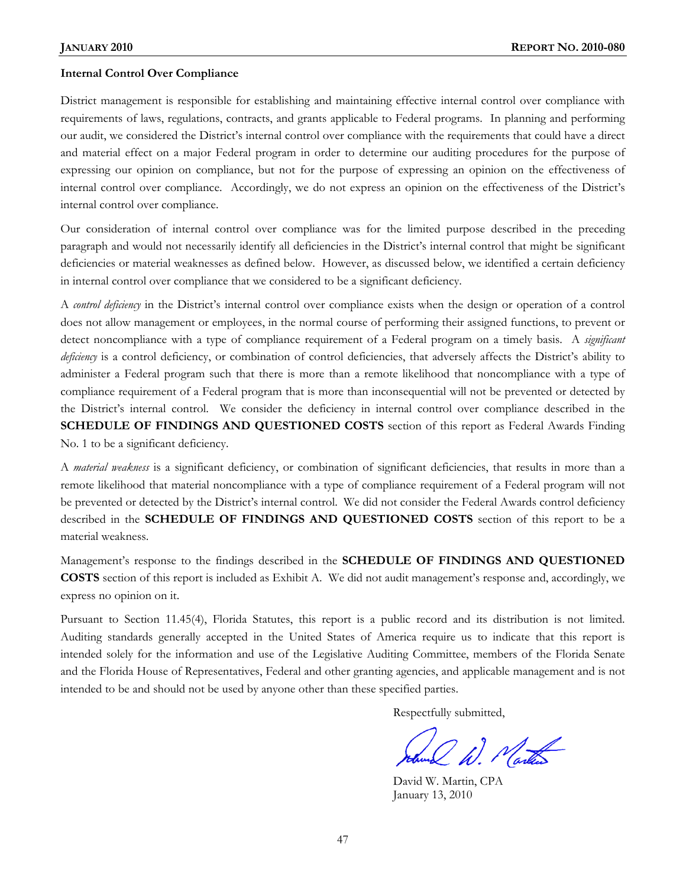**Internal Control Over Compliance**

District management is responsible for establishing and maintaining effective internal control over compliance with requirements of laws, regulations, contracts, and grants applicable to Federal programs. In planning and performing our audit, we considered the District's internal control over compliance with the requirements that could have a direct and material effect on a major Federal program in order to determine our auditing procedures for the purpose of expressing our opinion on compliance, but not for the purpose of expressing an opinion on the effectiveness of internal control over compliance. Accordingly, we do not express an opinion on the effectiveness of the District's internal control over compliance.

Our consideration of internal control over compliance was for the limited purpose described in the preceding paragraph and would not necessarily identify all deficiencies in the District's internal control that might be significant deficiencies or material weaknesses as defined below. However, as discussed below, we identified a certain deficiency in internal control over compliance that we considered to be a significant deficiency.

A *control deficiency* in the District's internal control over compliance exists when the design or operation of a control does not allow management or employees, in the normal course of performing their assigned functions, to prevent or detect noncompliance with a type of compliance requirement of a Federal program on a timely basis. A *significant deficiency* is a control deficiency, or combination of control deficiencies, that adversely affects the District's ability to administer a Federal program such that there is more than a remote likelihood that noncompliance with a type of compliance requirement of a Federal program that is more than inconsequential will not be prevented or detected by the District's internal control. We consider the deficiency in internal control over compliance described in the **SCHEDULE OF FINDINGS AND QUESTIONED COSTS** section of this report as Federal Awards Finding No. 1 to be a significant deficiency.

A *material weakness* is a significant deficiency, or combination of significant deficiencies, that results in more than a remote likelihood that material noncompliance with a type of compliance requirement of a Federal program will not be prevented or detected by the District's internal control. We did not consider the Federal Awards control deficiency described in the **SCHEDULE OF FINDINGS AND QUESTIONED COSTS** section of this report to be a material weakness.

Management's response to the findings described in the **SCHEDULE OF FINDINGS AND QUESTIONED COSTS** section of this report is included as Exhibit A. We did not audit management's response and, accordingly, we express no opinion on it.

Pursuant to Section 11.45(4), Florida Statutes, this report is a public record and its distribution is not limited. Auditing standards generally accepted in the United States of America require us to indicate that this report is intended solely for the information and use of the Legislative Auditing Committee, members of the Florida Senate and the Florida House of Representatives, Federal and other granting agencies, and applicable management and is not intended to be and should not be used by anyone other than these specified parties.

Respectfully submitted,

David W. Martin, CPA
January 13, 2010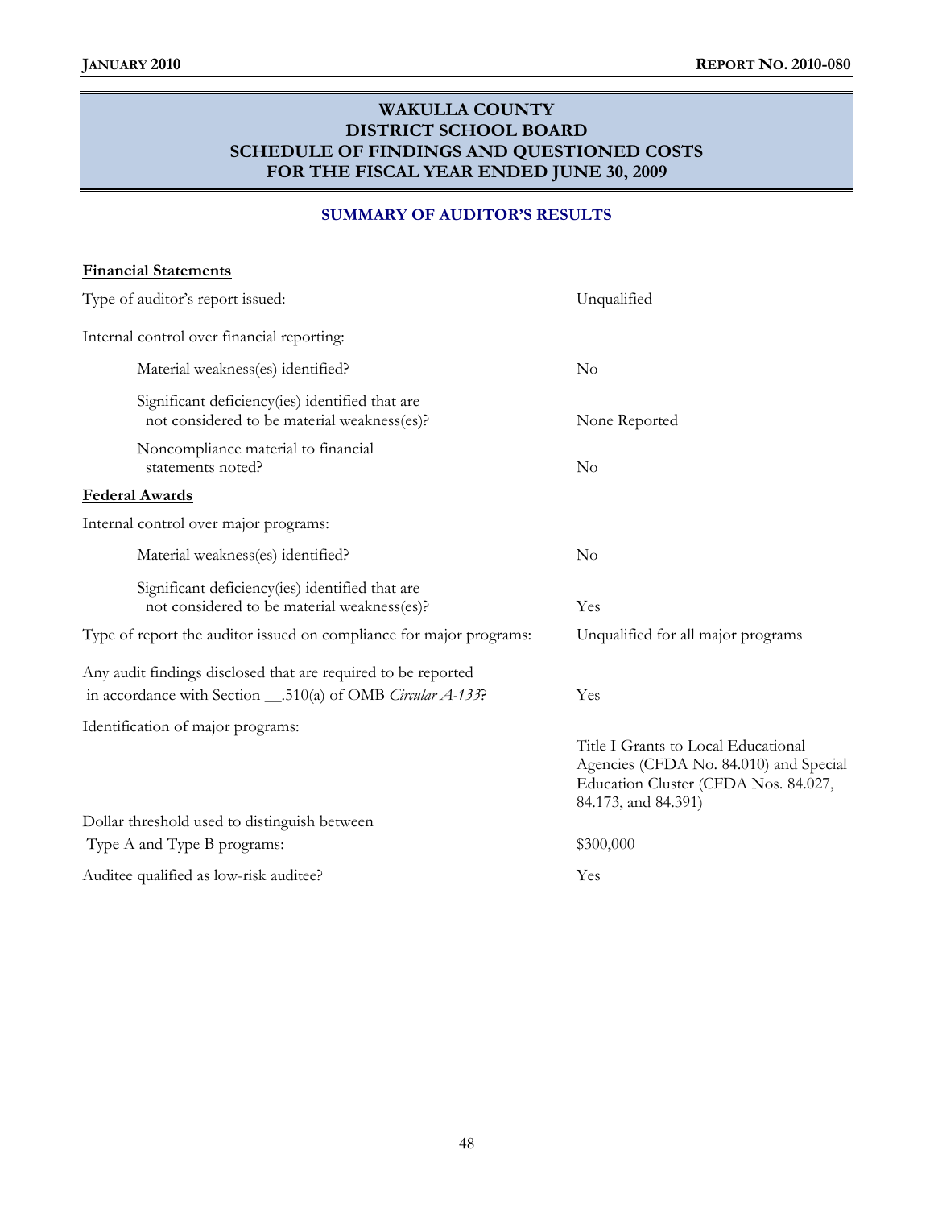# WAKULLA COUNTY
# DISTRICT SCHOOL BOARD
# SCHEDULE OF FINDINGS AND QUESTIONED COSTS
# FOR THE FISCAL YEAR ENDED JUNE 30, 2009

## SUMMARY OF AUDITOR'S RESULTS

**Financial Statements**

| | |
|---|---|
| Type of auditor's report issued: | Unqualified |
| Internal control over financial reporting: | |
| Material weakness(es) identified? | No |
| Significant deficiency(ies) identified that are not considered to be material weakness(es)? | None Reported |
| Noncompliance material to financial statements noted? | No |

**Federal Awards**

| | |
|---|---|
| Internal control over major programs: | |
| Material weakness(es) identified? | No |
| Significant deficiency(ies) identified that are not considered to be material weakness(es)? | Yes |
| Type of report the auditor issued on compliance for major programs: | Unqualified for all major programs |
| Any audit findings disclosed that are required to be reported in accordance with Section __.510(a) of OMB *Circular A-133*? | Yes |
| Identification of major programs: | Title I Grants to Local Educational Agencies (CFDA No. 84.010) and Special Education Cluster (CFDA Nos. 84.027, 84.173, and 84.391) |
| Dollar threshold used to distinguish between Type A and Type B programs: | $300,000 |
| Auditee qualified as low-risk auditee? | Yes |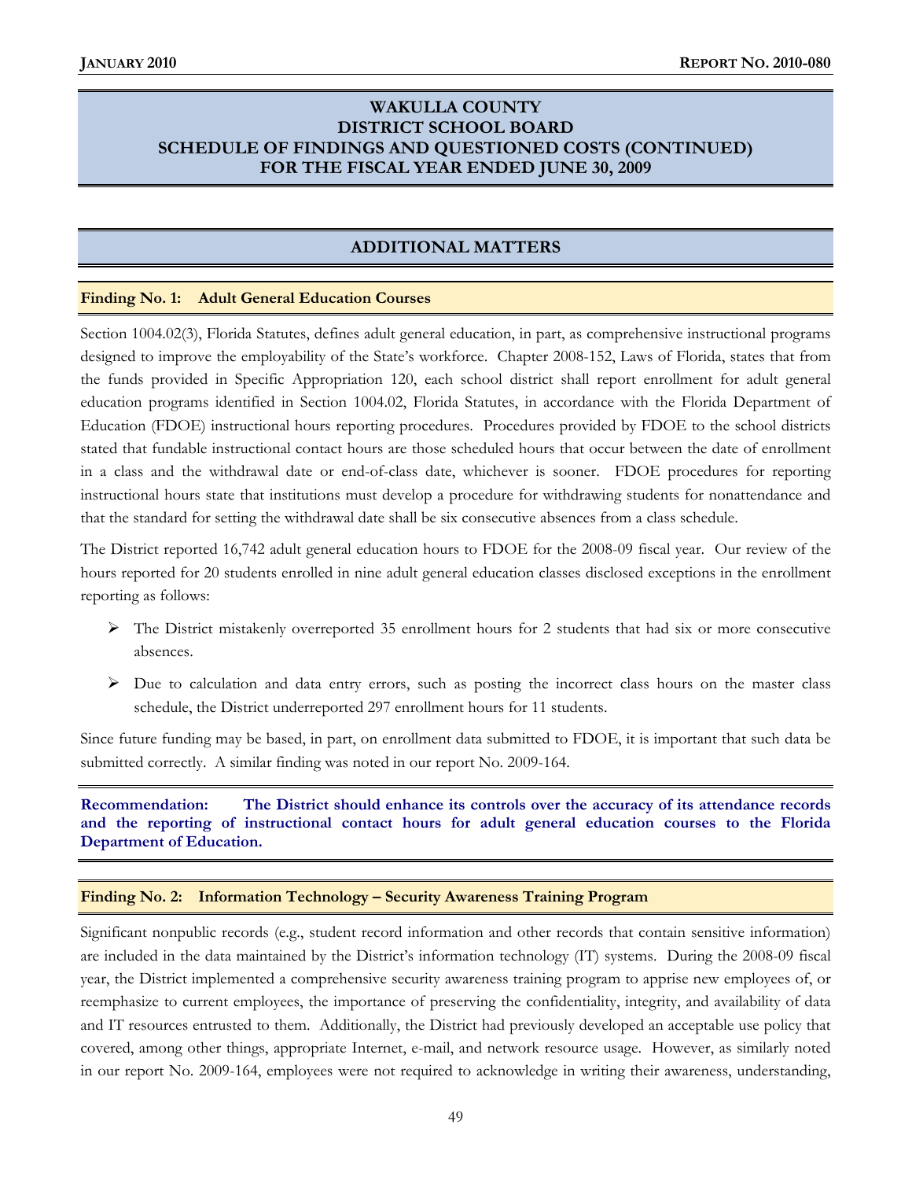## WAKULLA COUNTY
## DISTRICT SCHOOL BOARD
## SCHEDULE OF FINDINGS AND QUESTIONED COSTS (CONTINUED)
## FOR THE FISCAL YEAR ENDED JUNE 30, 2009

## ADDITIONAL MATTERS

### Finding No. 1: Adult General Education Courses

Section 1004.02(3), Florida Statutes, defines adult general education, in part, as comprehensive instructional programs designed to improve the employability of the State's workforce. Chapter 2008-152, Laws of Florida, states that from the funds provided in Specific Appropriation 120, each school district shall report enrollment for adult general education programs identified in Section 1004.02, Florida Statutes, in accordance with the Florida Department of Education (FDOE) instructional hours reporting procedures. Procedures provided by FDOE to the school districts stated that fundable instructional contact hours are those scheduled hours that occur between the date of enrollment in a class and the withdrawal date or end-of-class date, whichever is sooner. FDOE procedures for reporting instructional hours state that institutions must develop a procedure for withdrawing students for nonattendance and that the standard for setting the withdrawal date shall be six consecutive absences from a class schedule.

The District reported 16,742 adult general education hours to FDOE for the 2008-09 fiscal year. Our review of the hours reported for 20 students enrolled in nine adult general education classes disclosed exceptions in the enrollment reporting as follows:

- The District mistakenly overreported 35 enrollment hours for 2 students that had six or more consecutive absences.
- Due to calculation and data entry errors, such as posting the incorrect class hours on the master class schedule, the District underreported 297 enrollment hours for 11 students.

Since future funding may be based, in part, on enrollment data submitted to FDOE, it is important that such data be submitted correctly. A similar finding was noted in our report No. 2009-164.

**Recommendation: The District should enhance its controls over the accuracy of its attendance records and the reporting of instructional contact hours for adult general education courses to the Florida Department of Education.**

### Finding No. 2: Information Technology – Security Awareness Training Program

Significant nonpublic records (e.g., student record information and other records that contain sensitive information) are included in the data maintained by the District's information technology (IT) systems. During the 2008-09 fiscal year, the District implemented a comprehensive security awareness training program to apprise new employees of, or reemphasize to current employees, the importance of preserving the confidentiality, integrity, and availability of data and IT resources entrusted to them. Additionally, the District had previously developed an acceptable use policy that covered, among other things, appropriate Internet, e-mail, and network resource usage. However, as similarly noted in our report No. 2009-164, employees were not required to acknowledge in writing their awareness, understanding,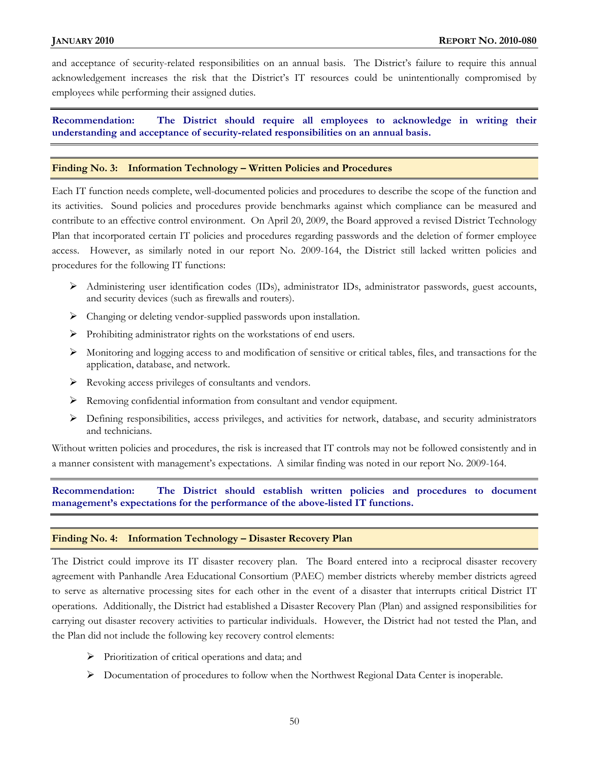and acceptance of security-related responsibilities on an annual basis. The District's failure to require this annual acknowledgement increases the risk that the District's IT resources could be unintentionally compromised by employees while performing their assigned duties.

**Recommendation: The District should require all employees to acknowledge in writing their understanding and acceptance of security-related responsibilities on an annual basis.**

### Finding No. 3: Information Technology – Written Policies and Procedures

Each IT function needs complete, well-documented policies and procedures to describe the scope of the function and its activities. Sound policies and procedures provide benchmarks against which compliance can be measured and contribute to an effective control environment. On April 20, 2009, the Board approved a revised District Technology Plan that incorporated certain IT policies and procedures regarding passwords and the deletion of former employee access. However, as similarly noted in our report No. 2009-164, the District still lacked written policies and procedures for the following IT functions:

- Administering user identification codes (IDs), administrator IDs, administrator passwords, guest accounts, and security devices (such as firewalls and routers).
- Changing or deleting vendor-supplied passwords upon installation.
- Prohibiting administrator rights on the workstations of end users.
- Monitoring and logging access to and modification of sensitive or critical tables, files, and transactions for the application, database, and network.
- Revoking access privileges of consultants and vendors.
- Removing confidential information from consultant and vendor equipment.
- Defining responsibilities, access privileges, and activities for network, database, and security administrators and technicians.

Without written policies and procedures, the risk is increased that IT controls may not be followed consistently and in a manner consistent with management's expectations. A similar finding was noted in our report No. 2009-164.

**Recommendation: The District should establish written policies and procedures to document management's expectations for the performance of the above-listed IT functions.**

### Finding No. 4: Information Technology – Disaster Recovery Plan

The District could improve its IT disaster recovery plan. The Board entered into a reciprocal disaster recovery agreement with Panhandle Area Educational Consortium (PAEC) member districts whereby member districts agreed to serve as alternative processing sites for each other in the event of a disaster that interrupts critical District IT operations. Additionally, the District had established a Disaster Recovery Plan (Plan) and assigned responsibilities for carrying out disaster recovery activities to particular individuals. However, the District had not tested the Plan, and the Plan did not include the following key recovery control elements:

- Prioritization of critical operations and data; and
- Documentation of procedures to follow when the Northwest Regional Data Center is inoperable.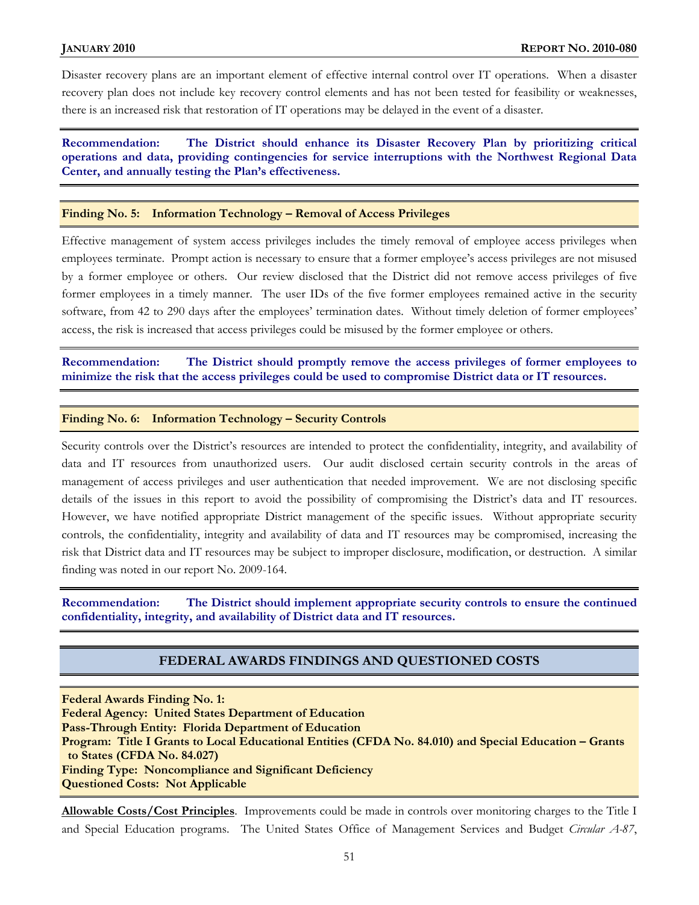Disaster recovery plans are an important element of effective internal control over IT operations. When a disaster recovery plan does not include key recovery control elements and has not been tested for feasibility or weaknesses, there is an increased risk that restoration of IT operations may be delayed in the event of a disaster.

**Recommendation: The District should enhance its Disaster Recovery Plan by prioritizing critical operations and data, providing contingencies for service interruptions with the Northwest Regional Data Center, and annually testing the Plan's effectiveness.**

**Finding No. 5: Information Technology – Removal of Access Privileges**

Effective management of system access privileges includes the timely removal of employee access privileges when employees terminate. Prompt action is necessary to ensure that a former employee's access privileges are not misused by a former employee or others. Our review disclosed that the District did not remove access privileges of five former employees in a timely manner. The user IDs of the five former employees remained active in the security software, from 42 to 290 days after the employees' termination dates. Without timely deletion of former employees' access, the risk is increased that access privileges could be misused by the former employee or others.

**Recommendation: The District should promptly remove the access privileges of former employees to minimize the risk that the access privileges could be used to compromise District data or IT resources.**

**Finding No. 6: Information Technology – Security Controls**

Security controls over the District's resources are intended to protect the confidentiality, integrity, and availability of data and IT resources from unauthorized users. Our audit disclosed certain security controls in the areas of management of access privileges and user authentication that needed improvement. We are not disclosing specific details of the issues in this report to avoid the possibility of compromising the District's data and IT resources. However, we have notified appropriate District management of the specific issues. Without appropriate security controls, the confidentiality, integrity and availability of data and IT resources may be compromised, increasing the risk that District data and IT resources may be subject to improper disclosure, modification, or destruction. A similar finding was noted in our report No. 2009-164.

**Recommendation: The District should implement appropriate security controls to ensure the continued confidentiality, integrity, and availability of District data and IT resources.**

## FEDERAL AWARDS FINDINGS AND QUESTIONED COSTS

**Federal Awards Finding No. 1:**
**Federal Agency: United States Department of Education**
**Pass-Through Entity: Florida Department of Education**
**Program: Title I Grants to Local Educational Entities (CFDA No. 84.010) and Special Education – Grants to States (CFDA No. 84.027)**
**Finding Type: Noncompliance and Significant Deficiency**
**Questioned Costs: Not Applicable**

**Allowable Costs/Cost Principles**. Improvements could be made in controls over monitoring charges to the Title I and Special Education programs. The United States Office of Management Services and Budget *Circular A-87*,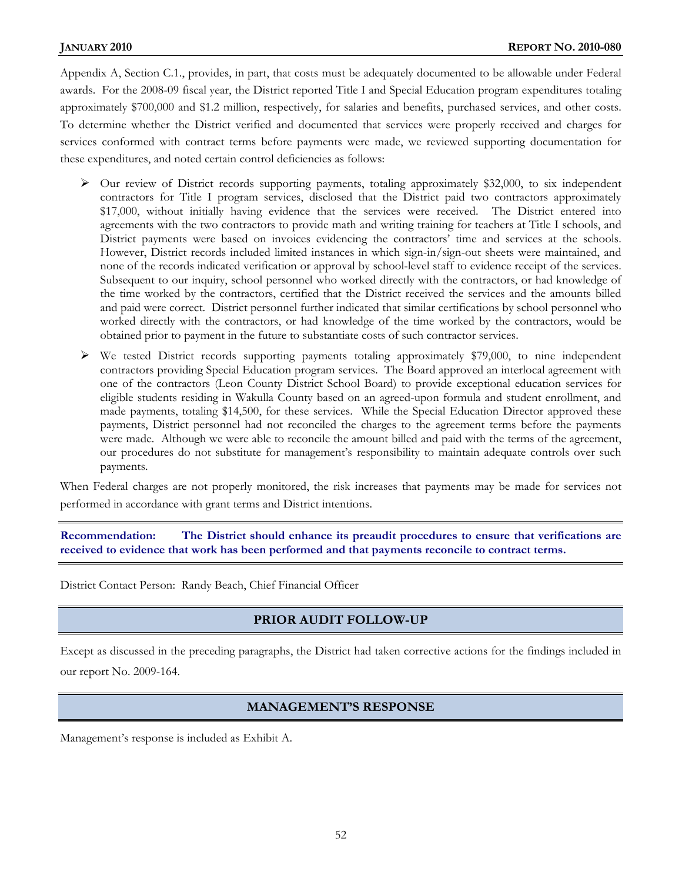Appendix A, Section C.1., provides, in part, that costs must be adequately documented to be allowable under Federal awards. For the 2008-09 fiscal year, the District reported Title I and Special Education program expenditures totaling approximately $700,000 and $1.2 million, respectively, for salaries and benefits, purchased services, and other costs. To determine whether the District verified and documented that services were properly received and charges for services conformed with contract terms before payments were made, we reviewed supporting documentation for these expenditures, and noted certain control deficiencies as follows:

- Our review of District records supporting payments, totaling approximately $32,000, to six independent contractors for Title I program services, disclosed that the District paid two contractors approximately $17,000, without initially having evidence that the services were received. The District entered into agreements with the two contractors to provide math and writing training for teachers at Title I schools, and District payments were based on invoices evidencing the contractors' time and services at the schools. However, District records included limited instances in which sign-in/sign-out sheets were maintained, and none of the records indicated verification or approval by school-level staff to evidence receipt of the services. Subsequent to our inquiry, school personnel who worked directly with the contractors, or had knowledge of the time worked by the contractors, certified that the District received the services and the amounts billed and paid were correct. District personnel further indicated that similar certifications by school personnel who worked directly with the contractors, or had knowledge of the time worked by the contractors, would be obtained prior to payment in the future to substantiate costs of such contractor services.

- We tested District records supporting payments totaling approximately $79,000, to nine independent contractors providing Special Education program services. The Board approved an interlocal agreement with one of the contractors (Leon County District School Board) to provide exceptional education services for eligible students residing in Wakulla County based on an agreed-upon formula and student enrollment, and made payments, totaling $14,500, for these services. While the Special Education Director approved these payments, District personnel had not reconciled the charges to the agreement terms before the payments were made. Although we were able to reconcile the amount billed and paid with the terms of the agreement, our procedures do not substitute for management's responsibility to maintain adequate controls over such payments.

When Federal charges are not properly monitored, the risk increases that payments may be made for services not performed in accordance with grant terms and District intentions.

**Recommendation: The District should enhance its preaudit procedures to ensure that verifications are received to evidence that work has been performed and that payments reconcile to contract terms.**

District Contact Person: Randy Beach, Chief Financial Officer

## PRIOR AUDIT FOLLOW-UP

Except as discussed in the preceding paragraphs, the District had taken corrective actions for the findings included in our report No. 2009-164.

## MANAGEMENT'S RESPONSE

Management's response is included as Exhibit A.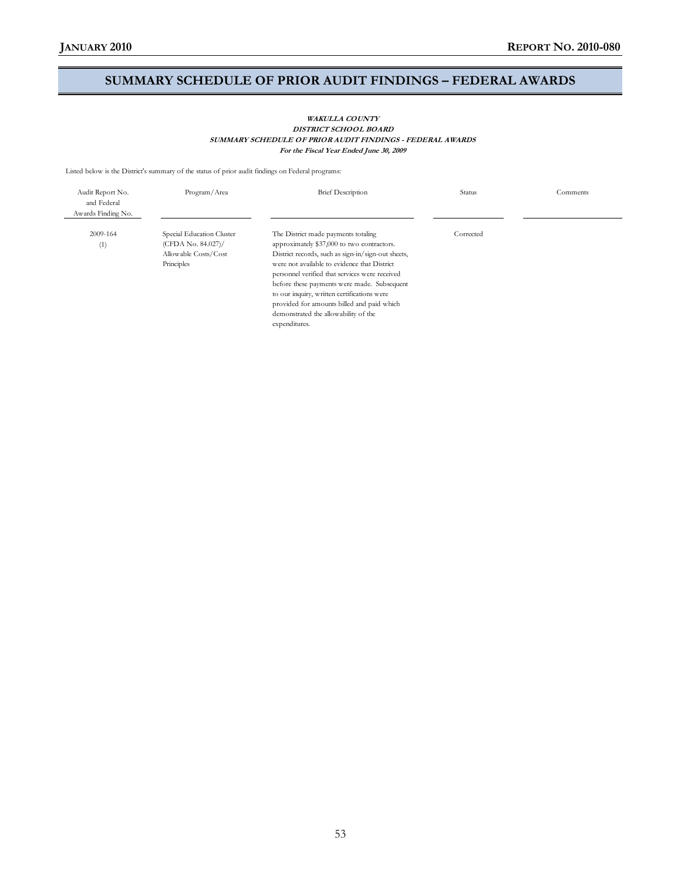# SUMMARY SCHEDULE OF PRIOR AUDIT FINDINGS – FEDERAL AWARDS

***WAKULLA COUNTY***
***DISTRICT SCHOOL BOARD***
***SUMMARY SCHEDULE OF PRIOR AUDIT FINDINGS - FEDERAL AWARDS***
***For the Fiscal Year Ended June 30, 2009***

Listed below is the District's summary of the status of prior audit findings on Federal programs:

| Audit Report No. and Federal Awards Finding No. | Program/Area | Brief Description | Status | Comments |
|---|---|---|---|---|
| 2009-164 (1) | Special Education Cluster (CFDA No. 84.027)/ Allowable Costs/Cost Principles | The District made payments totaling approximately $37,000 to two contractors. District records, such as sign-in/sign-out sheets, were not available to evidence that District personnel verified that services were received before these payments were made. Subsequent to our inquiry, written certifications were provided for amounts billed and paid which demonstrated the allowability of the expenditures. | Corrected | |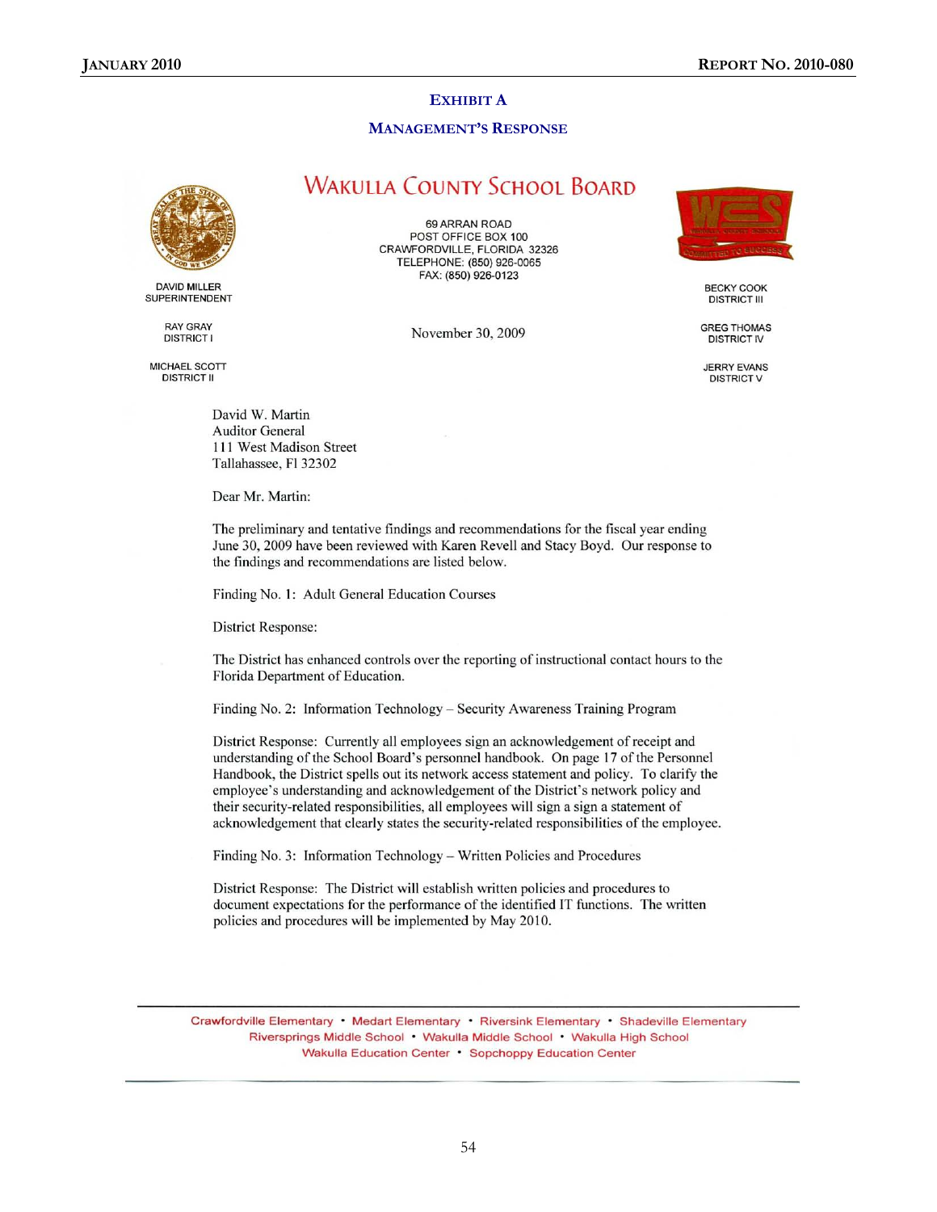## EXHIBIT A

### MANAGEMENT'S RESPONSE

# WAKULLA COUNTY SCHOOL BOARD

69 ARRAN ROAD
POST OFFICE BOX 100
CRAWFORDVILLE, FLORIDA 32326
TELEPHONE: (850) 926-0065
FAX: (850) 926-0123

DAVID MILLER
SUPERINTENDENT

RAY GRAY
DISTRICT I

MICHAEL SCOTT
DISTRICT II

BECKY COOK
DISTRICT III

GREG THOMAS
DISTRICT IV

JERRY EVANS
DISTRICT V

November 30, 2009

David W. Martin
Auditor General
111 West Madison Street
Tallahassee, Fl 32302

Dear Mr. Martin:

The preliminary and tentative findings and recommendations for the fiscal year ending June 30, 2009 have been reviewed with Karen Revell and Stacy Boyd. Our response to the findings and recommendations are listed below.

Finding No. 1: Adult General Education Courses

District Response:

The District has enhanced controls over the reporting of instructional contact hours to the Florida Department of Education.

Finding No. 2: Information Technology – Security Awareness Training Program

District Response: Currently all employees sign an acknowledgement of receipt and understanding of the School Board's personnel handbook. On page 17 of the Personnel Handbook, the District spells out its network access statement and policy. To clarify the employee's understanding and acknowledgement of the District's network policy and their security-related responsibilities, all employees will sign a sign a statement of acknowledgement that clearly states the security-related responsibilities of the employee.

Finding No. 3: Information Technology – Written Policies and Procedures

District Response: The District will establish written policies and procedures to document expectations for the performance of the identified IT functions. The written policies and procedures will be implemented by May 2010.

Crawfordville Elementary • Medart Elementary • Riversink Elementary • Shadeville Elementary
Riversprings Middle School • Wakulla Middle School • Wakulla High School
Wakulla Education Center • Sopchoppy Education Center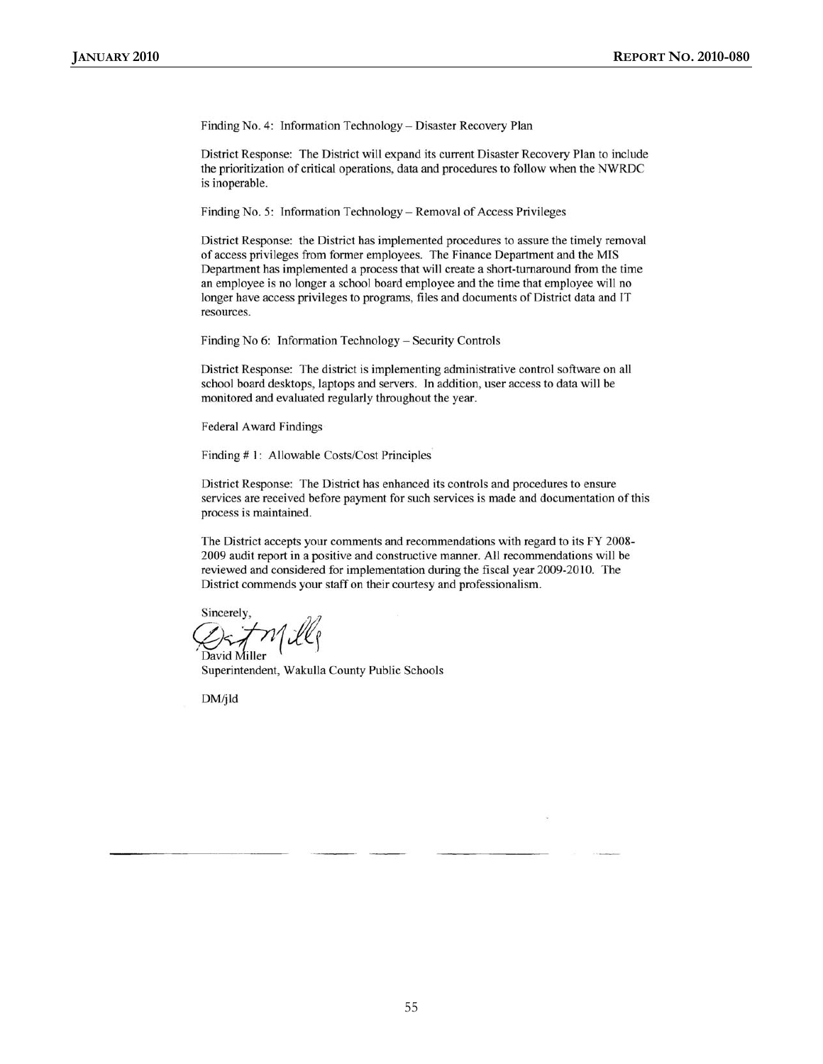Finding No. 4: Information Technology – Disaster Recovery Plan

District Response: The District will expand its current Disaster Recovery Plan to include the prioritization of critical operations, data and procedures to follow when the NWRDC is inoperable.

Finding No. 5: Information Technology – Removal of Access Privileges

District Response: the District has implemented procedures to assure the timely removal of access privileges from former employees. The Finance Department and the MIS Department has implemented a process that will create a short-turnaround from the time an employee is no longer a school board employee and the time that employee will no longer have access privileges to programs, files and documents of District data and IT resources.

Finding No 6: Information Technology – Security Controls

District Response: The district is implementing administrative control software on all school board desktops, laptops and servers. In addition, user access to data will be monitored and evaluated regularly throughout the year.

Federal Award Findings

Finding # 1: Allowable Costs/Cost Principles

District Response: The District has enhanced its controls and procedures to ensure services are received before payment for such services is made and documentation of this process is maintained.

The District accepts your comments and recommendations with regard to its FY 2008-2009 audit report in a positive and constructive manner. All recommendations will be reviewed and considered for implementation during the fiscal year 2009-2010. The District commends your staff on their courtesy and professionalism.

Sincerely,

David Miller
Superintendent, Wakulla County Public Schools

DM/jld